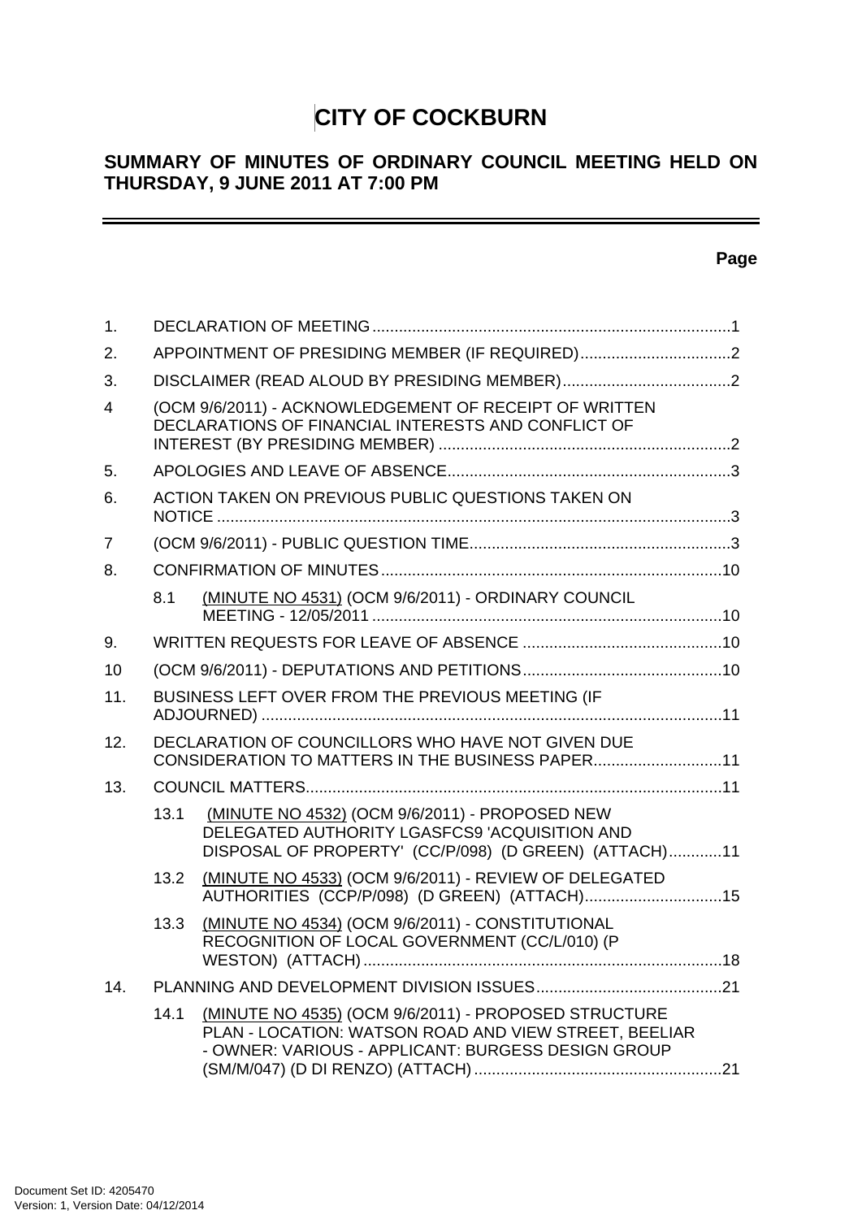# CITY OF COCKBURN

## SUMMARY OF MINUTES OF ORDINARY COUNCIL MEETING HELD ON THURSDAY, 9 JUNE 2011 AT 7:00 PM

**Page**

| | | Page |
|---|---|---|
| 1. | DECLARATION OF MEETING | 1 |
| 2. | APPOINTMENT OF PRESIDING MEMBER (IF REQUIRED) | 2 |
| 3. | DISCLAIMER (READ ALOUD BY PRESIDING MEMBER) | 2 |
| 4 | (OCM 9/6/2011) - ACKNOWLEDGEMENT OF RECEIPT OF WRITTEN DECLARATIONS OF FINANCIAL INTERESTS AND CONFLICT OF INTEREST (BY PRESIDING MEMBER) | 2 |
| 5. | APOLOGIES AND LEAVE OF ABSENCE | 3 |
| 6. | ACTION TAKEN ON PREVIOUS PUBLIC QUESTIONS TAKEN ON NOTICE | 3 |
| 7 | (OCM 9/6/2011) - PUBLIC QUESTION TIME | 3 |
| 8. | CONFIRMATION OF MINUTES | 10 |
| 8.1 | (MINUTE NO 4531) (OCM 9/6/2011) - ORDINARY COUNCIL MEETING - 12/05/2011 | 10 |
| 9. | WRITTEN REQUESTS FOR LEAVE OF ABSENCE | 10 |
| 10 | (OCM 9/6/2011) - DEPUTATIONS AND PETITIONS | 10 |
| 11. | BUSINESS LEFT OVER FROM THE PREVIOUS MEETING (IF ADJOURNED) | 11 |
| 12. | DECLARATION OF COUNCILLORS WHO HAVE NOT GIVEN DUE CONSIDERATION TO MATTERS IN THE BUSINESS PAPER | 11 |
| 13. | COUNCIL MATTERS | 11 |
| 13.1 | (MINUTE NO 4532) (OCM 9/6/2011) - PROPOSED NEW DELEGATED AUTHORITY LGASFCS9 'ACQUISITION AND DISPOSAL OF PROPERTY' (CC/P/098) (D GREEN) (ATTACH) | 11 |
| 13.2 | (MINUTE NO 4533) (OCM 9/6/2011) - REVIEW OF DELEGATED AUTHORITIES (CCP/P/098) (D GREEN) (ATTACH) | 15 |
| 13.3 | (MINUTE NO 4534) (OCM 9/6/2011) - CONSTITUTIONAL RECOGNITION OF LOCAL GOVERNMENT (CC/L/010) (P WESTON) (ATTACH) | 18 |
| 14. | PLANNING AND DEVELOPMENT DIVISION ISSUES | 21 |
| 14.1 | (MINUTE NO 4535) (OCM 9/6/2011) - PROPOSED STRUCTURE PLAN - LOCATION: WATSON ROAD AND VIEW STREET, BEELIAR - OWNER: VARIOUS - APPLICANT: BURGESS DESIGN GROUP (SM/M/047) (D DI RENZO) (ATTACH) | 21 |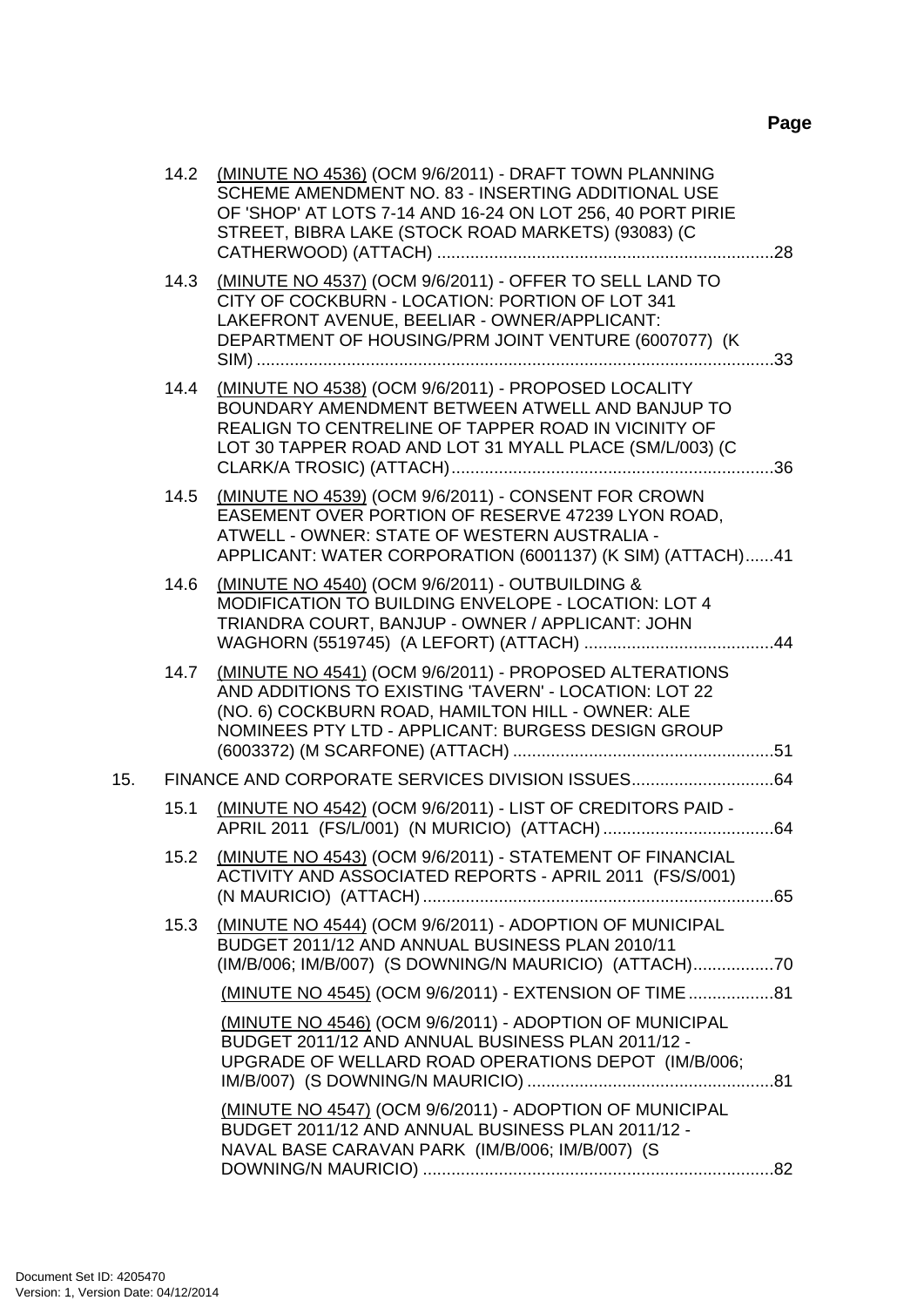**Page**

14.2 (MINUTE NO 4536) (OCM 9/6/2011) - DRAFT TOWN PLANNING SCHEME AMENDMENT NO. 83 - INSERTING ADDITIONAL USE OF 'SHOP' AT LOTS 7-14 AND 16-24 ON LOT 256, 40 PORT PIRIE STREET, BIBRA LAKE (STOCK ROAD MARKETS) (93083) (C CATHERWOOD) (ATTACH) ....................................................................28

14.3 (MINUTE NO 4537) (OCM 9/6/2011) - OFFER TO SELL LAND TO CITY OF COCKBURN - LOCATION: PORTION OF LOT 341 LAKEFRONT AVENUE, BEELIAR - OWNER/APPLICANT: DEPARTMENT OF HOUSING/PRM JOINT VENTURE (6007077) (K SIM) ....................................................................33

14.4 (MINUTE NO 4538) (OCM 9/6/2011) - PROPOSED LOCALITY BOUNDARY AMENDMENT BETWEEN ATWELL AND BANJUP TO REALIGN TO CENTRELINE OF TAPPER ROAD IN VICINITY OF LOT 30 TAPPER ROAD AND LOT 31 MYALL PLACE (SM/L/003) (C CLARK/A TROSIC) (ATTACH)....................................................................36

14.5 (MINUTE NO 4539) (OCM 9/6/2011) - CONSENT FOR CROWN EASEMENT OVER PORTION OF RESERVE 47239 LYON ROAD, ATWELL - OWNER: STATE OF WESTERN AUSTRALIA - APPLICANT: WATER CORPORATION (6001137) (K SIM) (ATTACH)......41

14.6 (MINUTE NO 4540) (OCM 9/6/2011) - OUTBUILDING & MODIFICATION TO BUILDING ENVELOPE - LOCATION: LOT 4 TRIANDRA COURT, BANJUP - OWNER / APPLICANT: JOHN WAGHORN (5519745) (A LEFORT) (ATTACH) ........................................44

14.7 (MINUTE NO 4541) (OCM 9/6/2011) - PROPOSED ALTERATIONS AND ADDITIONS TO EXISTING 'TAVERN' - LOCATION: LOT 22 (NO. 6) COCKBURN ROAD, HAMILTON HILL - OWNER: ALE NOMINEES PTY LTD - APPLICANT: BURGESS DESIGN GROUP (6003372) (M SCARFONE) (ATTACH) .......................................................51

15. FINANCE AND CORPORATE SERVICES DIVISION ISSUES..............................64

15.1 (MINUTE NO 4542) (OCM 9/6/2011) - LIST OF CREDITORS PAID - APRIL 2011 (FS/L/001) (N MURICIO) (ATTACH) ....................................64

15.2 (MINUTE NO 4543) (OCM 9/6/2011) - STATEMENT OF FINANCIAL ACTIVITY AND ASSOCIATED REPORTS - APRIL 2011 (FS/S/001) (N MAURICIO) (ATTACH) ..........................................................................65

15.3 (MINUTE NO 4544) (OCM 9/6/2011) - ADOPTION OF MUNICIPAL BUDGET 2011/12 AND ANNUAL BUSINESS PLAN 2010/11 (IM/B/006; IM/B/007) (S DOWNING/N MAURICIO) (ATTACH).................70

(MINUTE NO 4545) (OCM 9/6/2011) - EXTENSION OF TIME..................81

(MINUTE NO 4546) (OCM 9/6/2011) - ADOPTION OF MUNICIPAL BUDGET 2011/12 AND ANNUAL BUSINESS PLAN 2011/12 - UPGRADE OF WELLARD ROAD OPERATIONS DEPOT (IM/B/006; IM/B/007) (S DOWNING/N MAURICIO) ....................................................81

(MINUTE NO 4547) (OCM 9/6/2011) - ADOPTION OF MUNICIPAL BUDGET 2011/12 AND ANNUAL BUSINESS PLAN 2011/12 - NAVAL BASE CARAVAN PARK (IM/B/006; IM/B/007) (S DOWNING/N MAURICIO) ..........................................................................82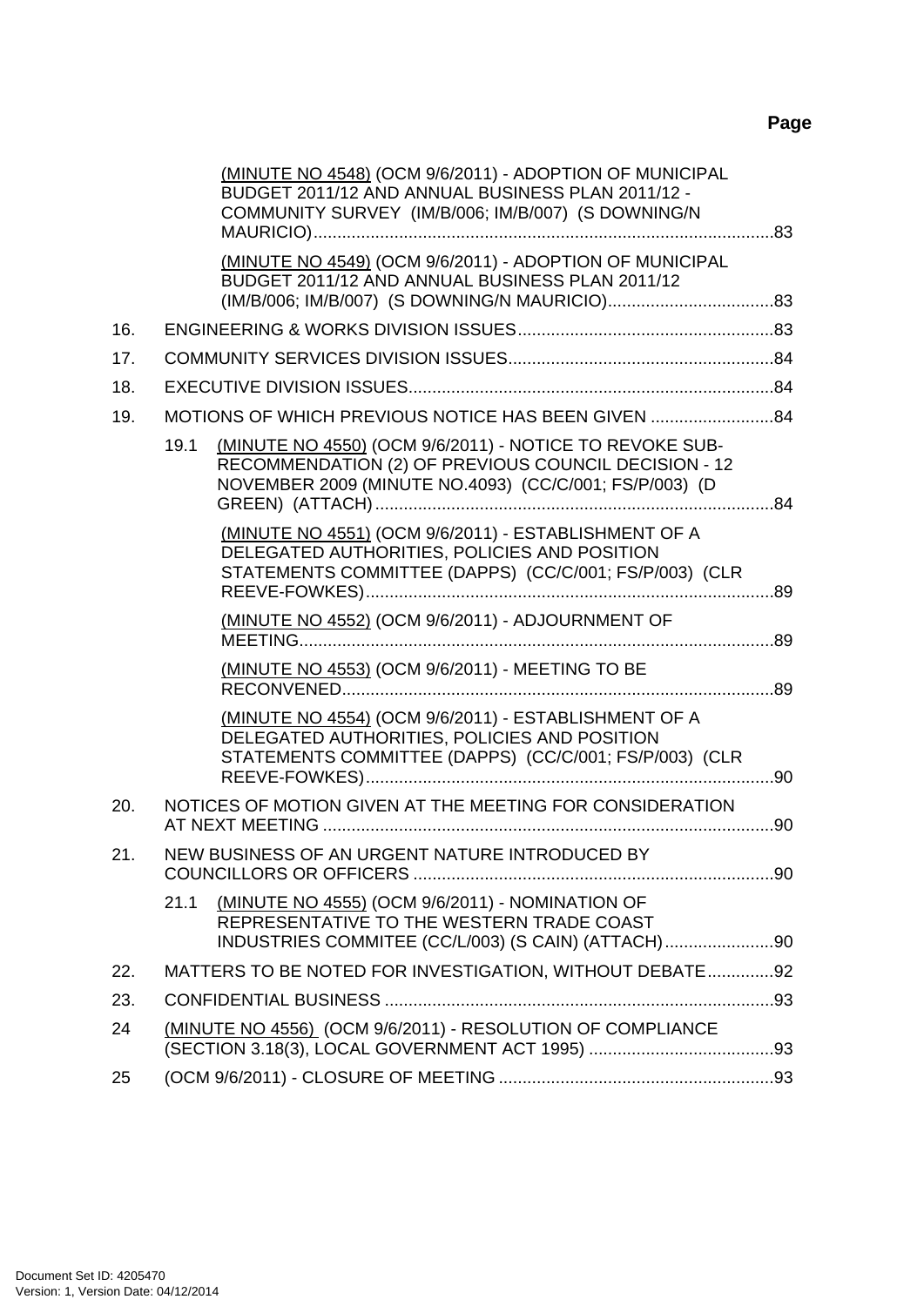**Page**

(MINUTE NO 4548) (OCM 9/6/2011) - ADOPTION OF MUNICIPAL BUDGET 2011/12 AND ANNUAL BUSINESS PLAN 2011/12 - COMMUNITY SURVEY (IM/B/006; IM/B/007) (S DOWNING/N MAURICIO).......................................................................................83

(MINUTE NO 4549) (OCM 9/6/2011) - ADOPTION OF MUNICIPAL BUDGET 2011/12 AND ANNUAL BUSINESS PLAN 2011/12 (IM/B/006; IM/B/007) (S DOWNING/N MAURICIO)...................................83

16. ENGINEERING & WORKS DIVISION ISSUES......................................................83

17. COMMUNITY SERVICES DIVISION ISSUES........................................................84

18. EXECUTIVE DIVISION ISSUES............................................................................84

19. MOTIONS OF WHICH PREVIOUS NOTICE HAS BEEN GIVEN ..........................84

19.1 (MINUTE NO 4550) (OCM 9/6/2011) - NOTICE TO REVOKE SUB-RECOMMENDATION (2) OF PREVIOUS COUNCIL DECISION - 12 NOVEMBER 2009 (MINUTE NO.4093) (CC/C/001; FS/P/003) (D GREEN) (ATTACH)....................................................................................84

(MINUTE NO 4551) (OCM 9/6/2011) - ESTABLISHMENT OF A DELEGATED AUTHORITIES, POLICIES AND POSITION STATEMENTS COMMITTEE (DAPPS) (CC/C/001; FS/P/003) (CLR REEVE-FOWKES)......................................................................................89

(MINUTE NO 4552) (OCM 9/6/2011) - ADJOURNMENT OF MEETING....................................................................................................89

(MINUTE NO 4553) (OCM 9/6/2011) - MEETING TO BE RECONVENED...........................................................................................89

(MINUTE NO 4554) (OCM 9/6/2011) - ESTABLISHMENT OF A DELEGATED AUTHORITIES, POLICIES AND POSITION STATEMENTS COMMITTEE (DAPPS) (CC/C/001; FS/P/003) (CLR REEVE-FOWKES)......................................................................................90

20. NOTICES OF MOTION GIVEN AT THE MEETING FOR CONSIDERATION AT NEXT MEETING ...............................................................................................90

21. NEW BUSINESS OF AN URGENT NATURE INTRODUCED BY COUNCILLORS OR OFFICERS ............................................................................90

21.1 (MINUTE NO 4555) (OCM 9/6/2011) - NOMINATION OF REPRESENTATIVE TO THE WESTERN TRADE COAST INDUSTRIES COMMITEE (CC/L/003) (S CAIN) (ATTACH).......................90

22. MATTERS TO BE NOTED FOR INVESTIGATION, WITHOUT DEBATE..............92

23. CONFIDENTIAL BUSINESS ..................................................................................93

24 (MINUTE NO 4556) (OCM 9/6/2011) - RESOLUTION OF COMPLIANCE (SECTION 3.18(3), LOCAL GOVERNMENT ACT 1995) .......................................93

25 (OCM 9/6/2011) - CLOSURE OF MEETING ..........................................................93

Document Set ID: 4205470
Version: 1, Version Date: 04/12/2014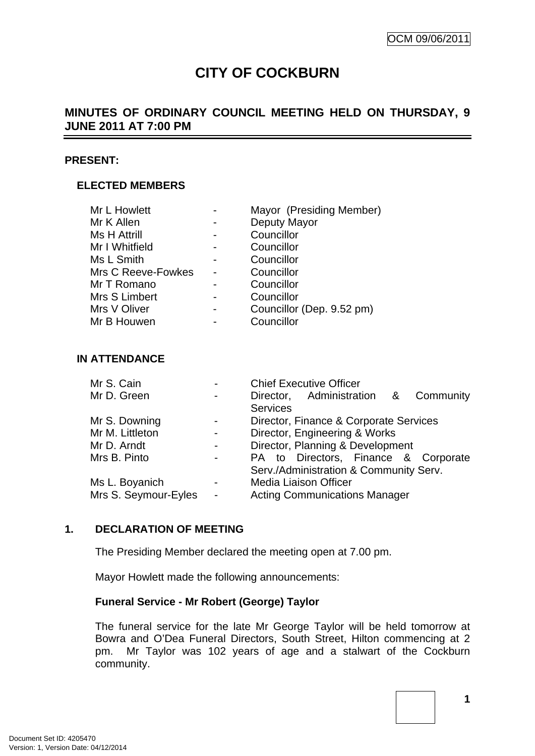OCM 09/06/2011

# CITY OF COCKBURN

## MINUTES OF ORDINARY COUNCIL MEETING HELD ON THURSDAY, 9 JUNE 2011 AT 7:00 PM

**PRESENT:**

### ELECTED MEMBERS

| | | |
|---|---|---|
| Mr L Howlett | - | Mayor (Presiding Member) |
| Mr K Allen | - | Deputy Mayor |
| Ms H Attrill | - | Councillor |
| Mr I Whitfield | - | Councillor |
| Ms L Smith | - | Councillor |
| Mrs C Reeve-Fowkes | - | Councillor |
| Mr T Romano | - | Councillor |
| Mrs S Limbert | - | Councillor |
| Mrs V Oliver | - | Councillor (Dep. 9.52 pm) |
| Mr B Houwen | - | Councillor |

### IN ATTENDANCE

| | | |
|---|---|---|
| Mr S. Cain | - | Chief Executive Officer |
| Mr D. Green | - | Director, Administration & Community Services |
| Mr S. Downing | - | Director, Finance & Corporate Services |
| Mr M. Littleton | - | Director, Engineering & Works |
| Mr D. Arndt | - | Director, Planning & Development |
| Mrs B. Pinto | - | PA to Directors, Finance & Corporate Serv./Administration & Community Serv. |
| Ms L. Boyanich | - | Media Liaison Officer |
| Mrs S. Seymour-Eyles | - | Acting Communications Manager |

## 1. DECLARATION OF MEETING

The Presiding Member declared the meeting open at 7.00 pm.

Mayor Howlett made the following announcements:

**Funeral Service - Mr Robert (George) Taylor**

The funeral service for the late Mr George Taylor will be held tomorrow at Bowra and O'Dea Funeral Directors, South Street, Hilton commencing at 2 pm. Mr Taylor was 102 years of age and a stalwart of the Cockburn community.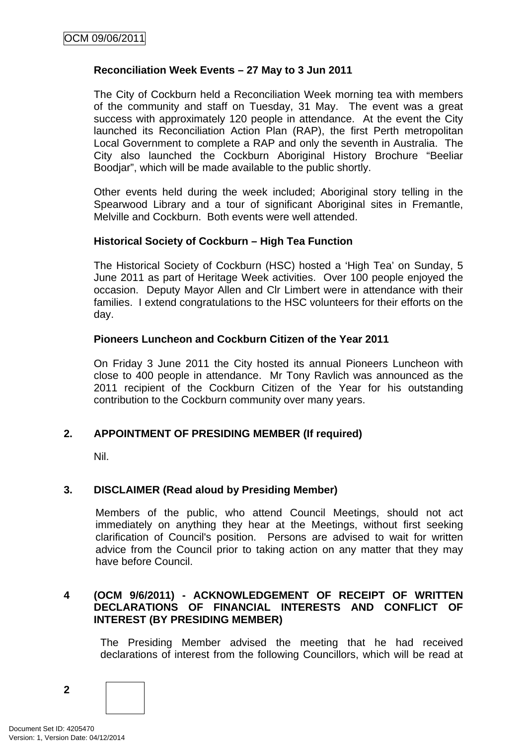**Reconciliation Week Events – 27 May to 3 Jun 2011**

The City of Cockburn held a Reconciliation Week morning tea with members of the community and staff on Tuesday, 31 May. The event was a great success with approximately 120 people in attendance. At the event the City launched its Reconciliation Action Plan (RAP), the first Perth metropolitan Local Government to complete a RAP and only the seventh in Australia. The City also launched the Cockburn Aboriginal History Brochure "Beeliar Boodjar", which will be made available to the public shortly.

Other events held during the week included; Aboriginal story telling in the Spearwood Library and a tour of significant Aboriginal sites in Fremantle, Melville and Cockburn. Both events were well attended.

**Historical Society of Cockburn – High Tea Function**

The Historical Society of Cockburn (HSC) hosted a 'High Tea' on Sunday, 5 June 2011 as part of Heritage Week activities. Over 100 people enjoyed the occasion. Deputy Mayor Allen and Clr Limbert were in attendance with their families. I extend congratulations to the HSC volunteers for their efforts on the day.

**Pioneers Luncheon and Cockburn Citizen of the Year 2011**

On Friday 3 June 2011 the City hosted its annual Pioneers Luncheon with close to 400 people in attendance. Mr Tony Ravlich was announced as the 2011 recipient of the Cockburn Citizen of the Year for his outstanding contribution to the Cockburn community over many years.

## 2. APPOINTMENT OF PRESIDING MEMBER (If required)

Nil.

## 3. DISCLAIMER (Read aloud by Presiding Member)

Members of the public, who attend Council Meetings, should not act immediately on anything they hear at the Meetings, without first seeking clarification of Council's position. Persons are advised to wait for written advice from the Council prior to taking action on any matter that they may have before Council.

## 4 (OCM 9/6/2011) - ACKNOWLEDGEMENT OF RECEIPT OF WRITTEN DECLARATIONS OF FINANCIAL INTERESTS AND CONFLICT OF INTEREST (BY PRESIDING MEMBER)

The Presiding Member advised the meeting that he had received declarations of interest from the following Councillors, which will be read at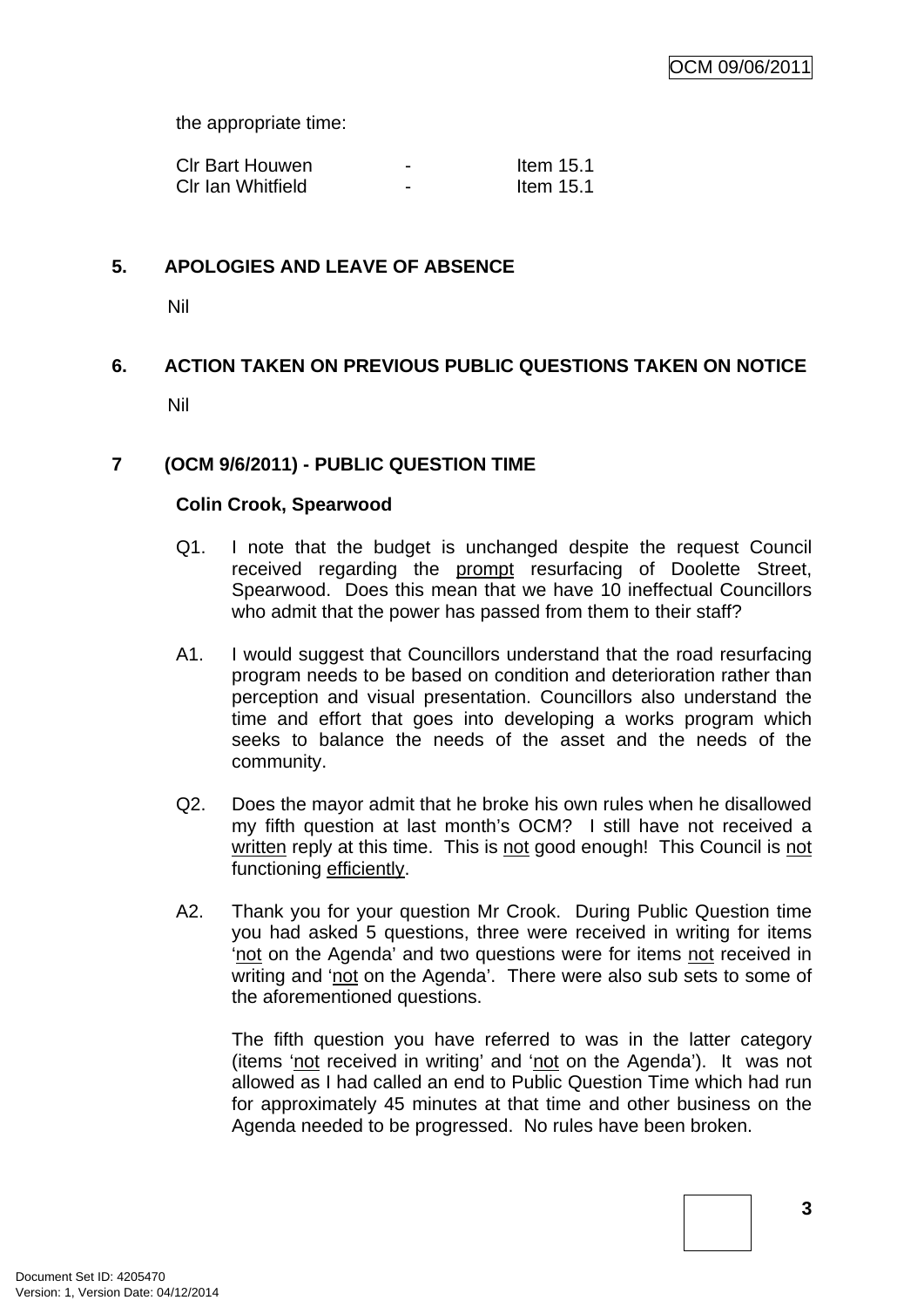the appropriate time:

| | | |
|---|---|---|
| Clr Bart Houwen | - | Item 15.1 |
| Clr Ian Whitfield | - | Item 15.1 |

## 5. APOLOGIES AND LEAVE OF ABSENCE

Nil

## 6. ACTION TAKEN ON PREVIOUS PUBLIC QUESTIONS TAKEN ON NOTICE

Nil

## 7 (OCM 9/6/2011) - PUBLIC QUESTION TIME

**Colin Crook, Spearwood**

Q1. I note that the budget is unchanged despite the request Council received regarding the prompt resurfacing of Doolette Street, Spearwood. Does this mean that we have 10 ineffectual Councillors who admit that the power has passed from them to their staff?

A1. I would suggest that Councillors understand that the road resurfacing program needs to be based on condition and deterioration rather than perception and visual presentation. Councillors also understand the time and effort that goes into developing a works program which seeks to balance the needs of the asset and the needs of the community.

Q2. Does the mayor admit that he broke his own rules when he disallowed my fifth question at last month's OCM? I still have not received a written reply at this time. This is not good enough! This Council is not functioning efficiently.

A2. Thank you for your question Mr Crook. During Public Question time you had asked 5 questions, three were received in writing for items 'not on the Agenda' and two questions were for items not received in writing and 'not on the Agenda'. There were also sub sets to some of the aforementioned questions.

The fifth question you have referred to was in the latter category (items 'not received in writing' and 'not on the Agenda'). It was not allowed as I had called an end to Public Question Time which had run for approximately 45 minutes at that time and other business on the Agenda needed to be progressed. No rules have been broken.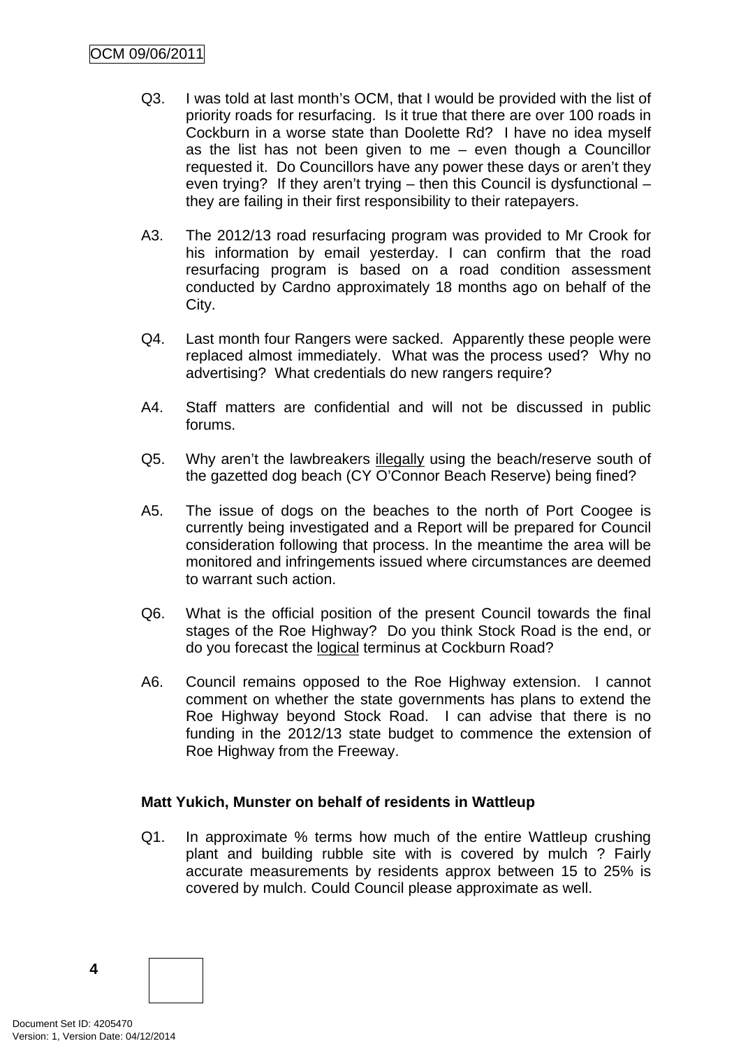Q3. I was told at last month's OCM, that I would be provided with the list of priority roads for resurfacing. Is it true that there are over 100 roads in Cockburn in a worse state than Doolette Rd? I have no idea myself as the list has not been given to me – even though a Councillor requested it. Do Councillors have any power these days or aren't they even trying? If they aren't trying – then this Council is dysfunctional – they are failing in their first responsibility to their ratepayers.

A3. The 2012/13 road resurfacing program was provided to Mr Crook for his information by email yesterday. I can confirm that the road resurfacing program is based on a road condition assessment conducted by Cardno approximately 18 months ago on behalf of the City.

Q4. Last month four Rangers were sacked. Apparently these people were replaced almost immediately. What was the process used? Why no advertising? What credentials do new rangers require?

A4. Staff matters are confidential and will not be discussed in public forums.

Q5. Why aren't the lawbreakers <u>illegally</u> using the beach/reserve south of the gazetted dog beach (CY O'Connor Beach Reserve) being fined?

A5. The issue of dogs on the beaches to the north of Port Coogee is currently being investigated and a Report will be prepared for Council consideration following that process. In the meantime the area will be monitored and infringements issued where circumstances are deemed to warrant such action.

Q6. What is the official position of the present Council towards the final stages of the Roe Highway? Do you think Stock Road is the end, or do you forecast the <u>logical</u> terminus at Cockburn Road?

A6. Council remains opposed to the Roe Highway extension. I cannot comment on whether the state governments has plans to extend the Roe Highway beyond Stock Road. I can advise that there is no funding in the 2012/13 state budget to commence the extension of Roe Highway from the Freeway.

**Matt Yukich, Munster on behalf of residents in Wattleup**

Q1. In approximate % terms how much of the entire Wattleup crushing plant and building rubble site with is covered by mulch ? Fairly accurate measurements by residents approx between 15 to 25% is covered by mulch. Could Council please approximate as well.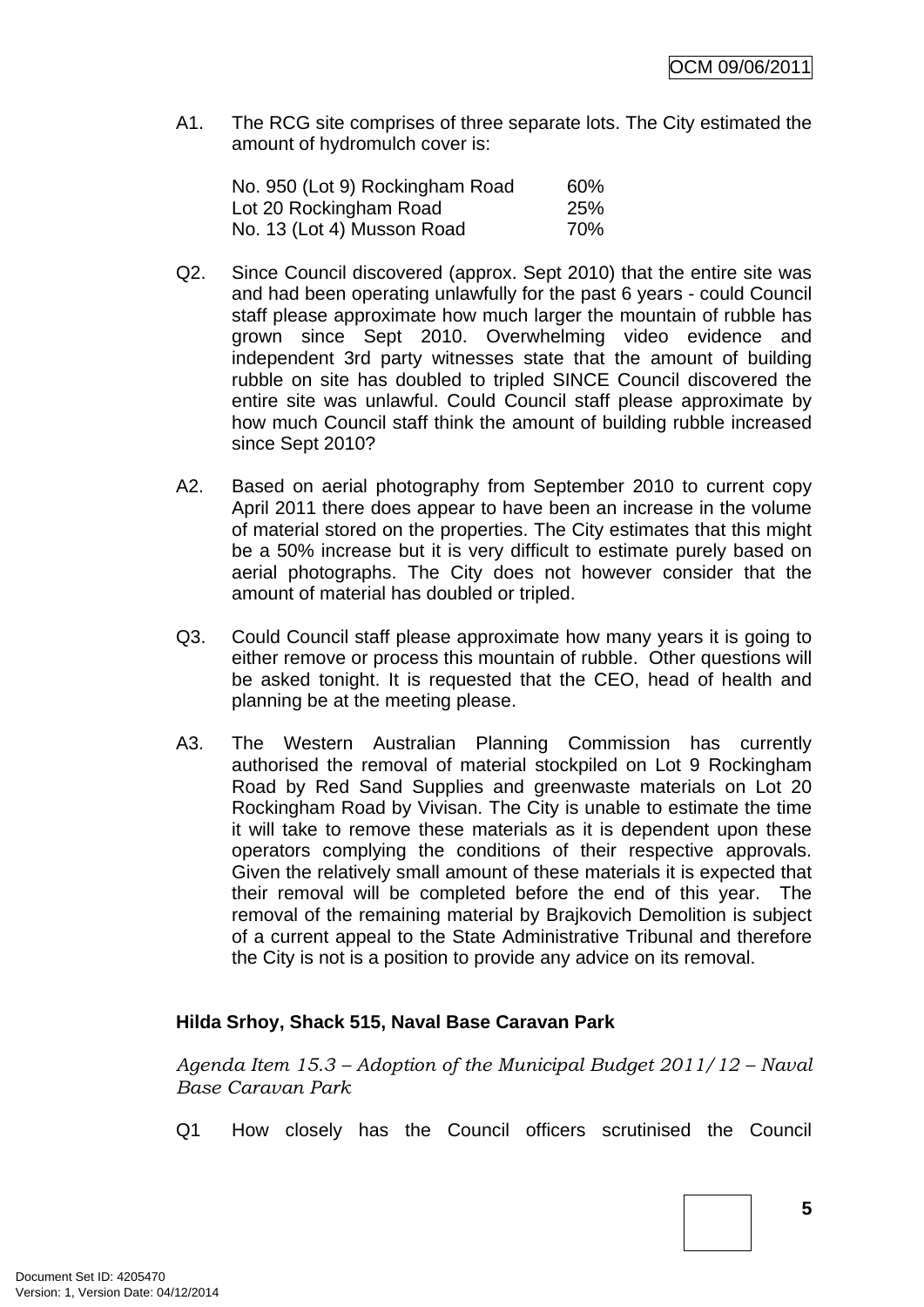A1. The RCG site comprises of three separate lots. The City estimated the amount of hydromulch cover is:

| | |
|---|---|
| No. 950 (Lot 9) Rockingham Road | 60% |
| Lot 20 Rockingham Road | 25% |
| No. 13 (Lot 4) Musson Road | 70% |

Q2. Since Council discovered (approx. Sept 2010) that the entire site was and had been operating unlawfully for the past 6 years - could Council staff please approximate how much larger the mountain of rubble has grown since Sept 2010. Overwhelming video evidence and independent 3rd party witnesses state that the amount of building rubble on site has doubled to tripled SINCE Council discovered the entire site was unlawful. Could Council staff please approximate by how much Council staff think the amount of building rubble increased since Sept 2010?

A2. Based on aerial photography from September 2010 to current copy April 2011 there does appear to have been an increase in the volume of material stored on the properties. The City estimates that this might be a 50% increase but it is very difficult to estimate purely based on aerial photographs. The City does not however consider that the amount of material has doubled or tripled.

Q3. Could Council staff please approximate how many years it is going to either remove or process this mountain of rubble. Other questions will be asked tonight. It is requested that the CEO, head of health and planning be at the meeting please.

A3. The Western Australian Planning Commission has currently authorised the removal of material stockpiled on Lot 9 Rockingham Road by Red Sand Supplies and greenwaste materials on Lot 20 Rockingham Road by Vivisan. The City is unable to estimate the time it will take to remove these materials as it is dependent upon these operators complying the conditions of their respective approvals. Given the relatively small amount of these materials it is expected that their removal will be completed before the end of this year. The removal of the remaining material by Brajkovich Demolition is subject of a current appeal to the State Administrative Tribunal and therefore the City is not is a position to provide any advice on its removal.

**Hilda Srhoy, Shack 515, Naval Base Caravan Park**

*Agenda Item 15.3 – Adoption of the Municipal Budget 2011/12 – Naval Base Caravan Park*

Q1 How closely has the Council officers scrutinised the Council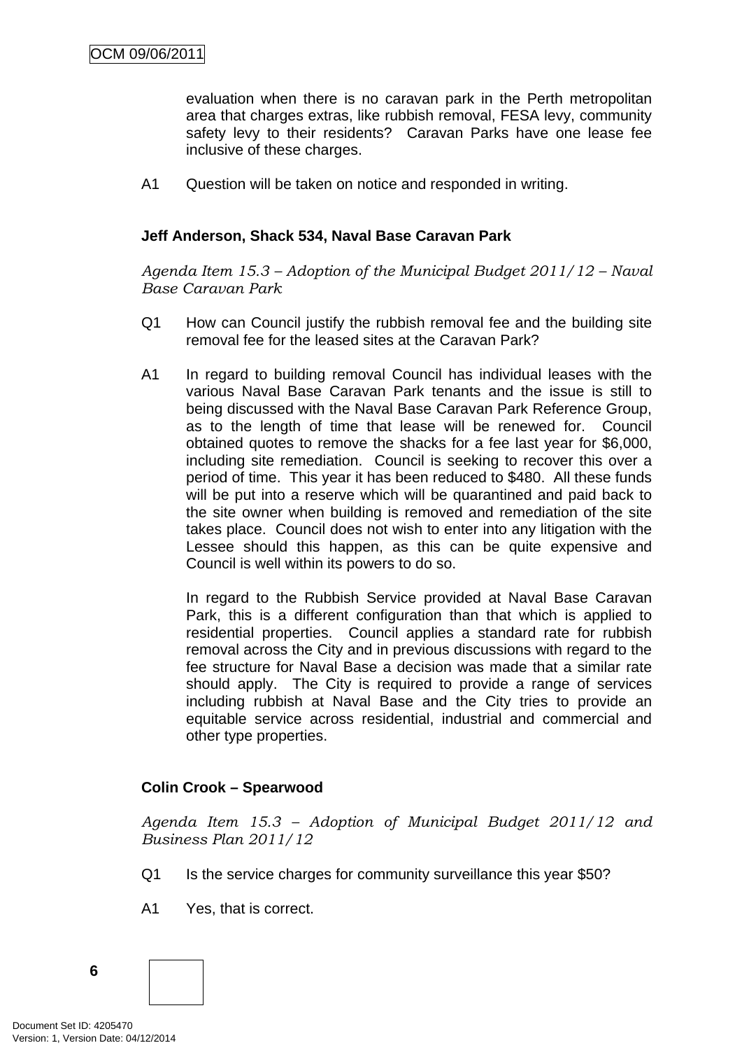evaluation when there is no caravan park in the Perth metropolitan area that charges extras, like rubbish removal, FESA levy, community safety levy to their residents? Caravan Parks have one lease fee inclusive of these charges.

A1 Question will be taken on notice and responded in writing.

**Jeff Anderson, Shack 534, Naval Base Caravan Park**

*Agenda Item 15.3 – Adoption of the Municipal Budget 2011/12 – Naval Base Caravan Park*

Q1 How can Council justify the rubbish removal fee and the building site removal fee for the leased sites at the Caravan Park?

A1 In regard to building removal Council has individual leases with the various Naval Base Caravan Park tenants and the issue is still to being discussed with the Naval Base Caravan Park Reference Group, as to the length of time that lease will be renewed for. Council obtained quotes to remove the shacks for a fee last year for $6,000, including site remediation. Council is seeking to recover this over a period of time. This year it has been reduced to $480. All these funds will be put into a reserve which will be quarantined and paid back to the site owner when building is removed and remediation of the site takes place. Council does not wish to enter into any litigation with the Lessee should this happen, as this can be quite expensive and Council is well within its powers to do so.

In regard to the Rubbish Service provided at Naval Base Caravan Park, this is a different configuration than that which is applied to residential properties. Council applies a standard rate for rubbish removal across the City and in previous discussions with regard to the fee structure for Naval Base a decision was made that a similar rate should apply. The City is required to provide a range of services including rubbish at Naval Base and the City tries to provide an equitable service across residential, industrial and commercial and other type properties.

**Colin Crook – Spearwood**

*Agenda Item 15.3 – Adoption of Municipal Budget 2011/12 and Business Plan 2011/12*

Q1 Is the service charges for community surveillance this year $50?

A1 Yes, that is correct.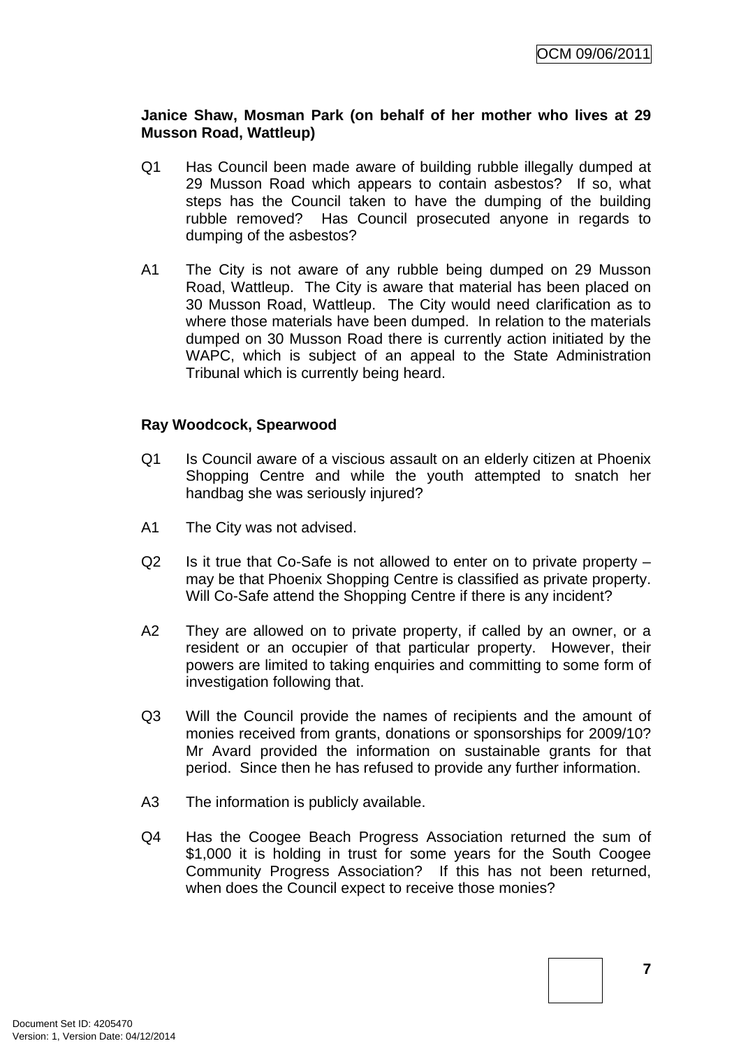**Janice Shaw, Mosman Park (on behalf of her mother who lives at 29 Musson Road, Wattleup)**

Q1 Has Council been made aware of building rubble illegally dumped at 29 Musson Road which appears to contain asbestos? If so, what steps has the Council taken to have the dumping of the building rubble removed? Has Council prosecuted anyone in regards to dumping of the asbestos?

A1 The City is not aware of any rubble being dumped on 29 Musson Road, Wattleup. The City is aware that material has been placed on 30 Musson Road, Wattleup. The City would need clarification as to where those materials have been dumped. In relation to the materials dumped on 30 Musson Road there is currently action initiated by the WAPC, which is subject of an appeal to the State Administration Tribunal which is currently being heard.

**Ray Woodcock, Spearwood**

Q1 Is Council aware of a viscious assault on an elderly citizen at Phoenix Shopping Centre and while the youth attempted to snatch her handbag she was seriously injured?

A1 The City was not advised.

Q2 Is it true that Co-Safe is not allowed to enter on to private property – may be that Phoenix Shopping Centre is classified as private property. Will Co-Safe attend the Shopping Centre if there is any incident?

A2 They are allowed on to private property, if called by an owner, or a resident or an occupier of that particular property. However, their powers are limited to taking enquiries and committing to some form of investigation following that.

Q3 Will the Council provide the names of recipients and the amount of monies received from grants, donations or sponsorships for 2009/10? Mr Avard provided the information on sustainable grants for that period. Since then he has refused to provide any further information.

A3 The information is publicly available.

Q4 Has the Coogee Beach Progress Association returned the sum of $1,000 it is holding in trust for some years for the South Coogee Community Progress Association? If this has not been returned, when does the Council expect to receive those monies?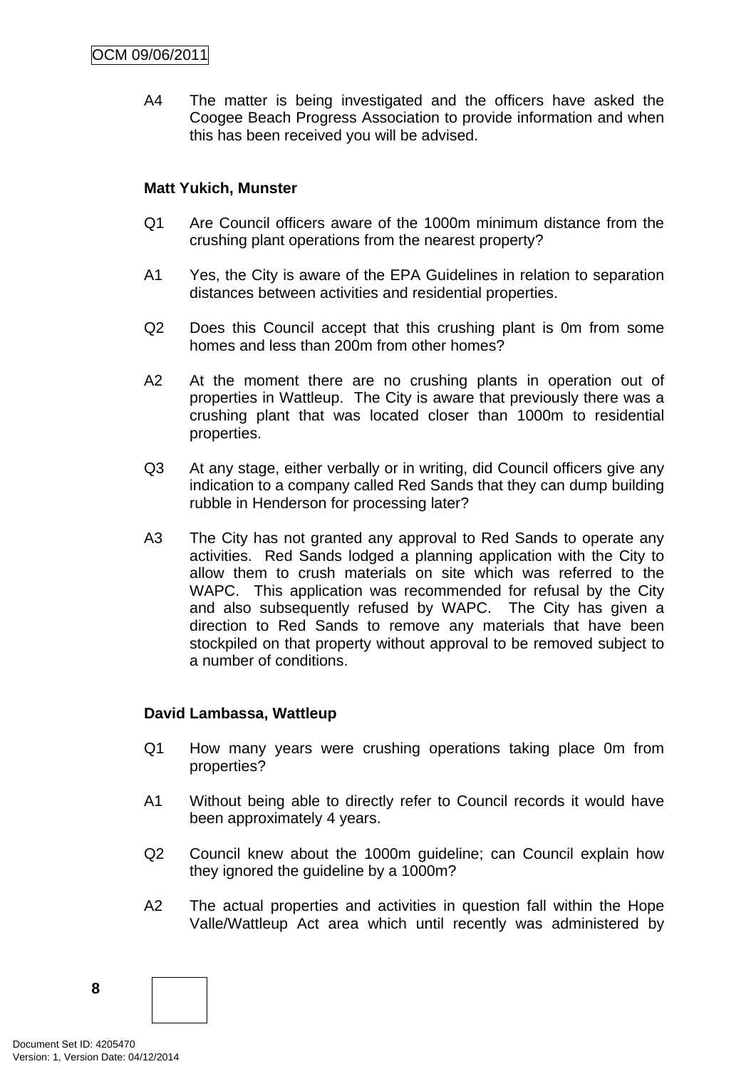A4 The matter is being investigated and the officers have asked the Coogee Beach Progress Association to provide information and when this has been received you will be advised.

**Matt Yukich, Munster**

Q1 Are Council officers aware of the 1000m minimum distance from the crushing plant operations from the nearest property?

A1 Yes, the City is aware of the EPA Guidelines in relation to separation distances between activities and residential properties.

Q2 Does this Council accept that this crushing plant is 0m from some homes and less than 200m from other homes?

A2 At the moment there are no crushing plants in operation out of properties in Wattleup. The City is aware that previously there was a crushing plant that was located closer than 1000m to residential properties.

Q3 At any stage, either verbally or in writing, did Council officers give any indication to a company called Red Sands that they can dump building rubble in Henderson for processing later?

A3 The City has not granted any approval to Red Sands to operate any activities. Red Sands lodged a planning application with the City to allow them to crush materials on site which was referred to the WAPC. This application was recommended for refusal by the City and also subsequently refused by WAPC. The City has given a direction to Red Sands to remove any materials that have been stockpiled on that property without approval to be removed subject to a number of conditions.

**David Lambassa, Wattleup**

Q1 How many years were crushing operations taking place 0m from properties?

A1 Without being able to directly refer to Council records it would have been approximately 4 years.

Q2 Council knew about the 1000m guideline; can Council explain how they ignored the guideline by a 1000m?

A2 The actual properties and activities in question fall within the Hope Valle/Wattleup Act area which until recently was administered by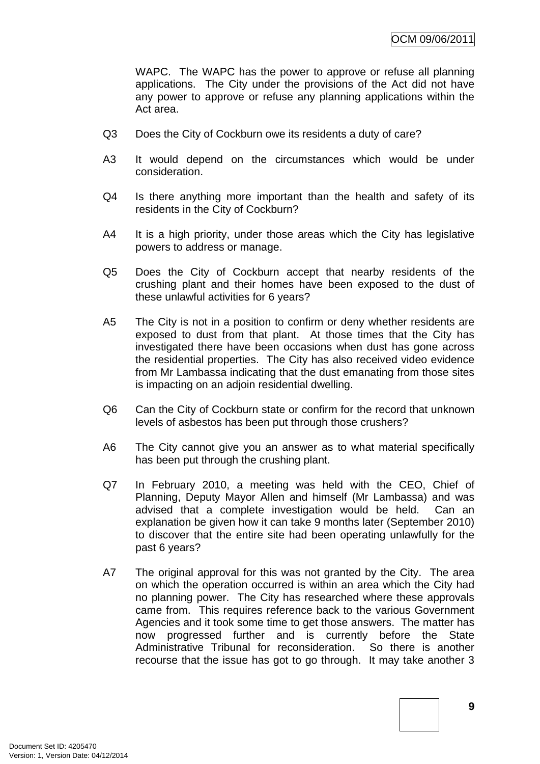WAPC. The WAPC has the power to approve or refuse all planning applications. The City under the provisions of the Act did not have any power to approve or refuse any planning applications within the Act area.

Q3 Does the City of Cockburn owe its residents a duty of care?

A3 It would depend on the circumstances which would be under consideration.

Q4 Is there anything more important than the health and safety of its residents in the City of Cockburn?

A4 It is a high priority, under those areas which the City has legislative powers to address or manage.

Q5 Does the City of Cockburn accept that nearby residents of the crushing plant and their homes have been exposed to the dust of these unlawful activities for 6 years?

A5 The City is not in a position to confirm or deny whether residents are exposed to dust from that plant. At those times that the City has investigated there have been occasions when dust has gone across the residential properties. The City has also received video evidence from Mr Lambassa indicating that the dust emanating from those sites is impacting on an adjoin residential dwelling.

Q6 Can the City of Cockburn state or confirm for the record that unknown levels of asbestos has been put through those crushers?

A6 The City cannot give you an answer as to what material specifically has been put through the crushing plant.

Q7 In February 2010, a meeting was held with the CEO, Chief of Planning, Deputy Mayor Allen and himself (Mr Lambassa) and was advised that a complete investigation would be held. Can an explanation be given how it can take 9 months later (September 2010) to discover that the entire site had been operating unlawfully for the past 6 years?

A7 The original approval for this was not granted by the City. The area on which the operation occurred is within an area which the City had no planning power. The City has researched where these approvals came from. This requires reference back to the various Government Agencies and it took some time to get those answers. The matter has now progressed further and is currently before the State Administrative Tribunal for reconsideration. So there is another recourse that the issue has got to go through. It may take another 3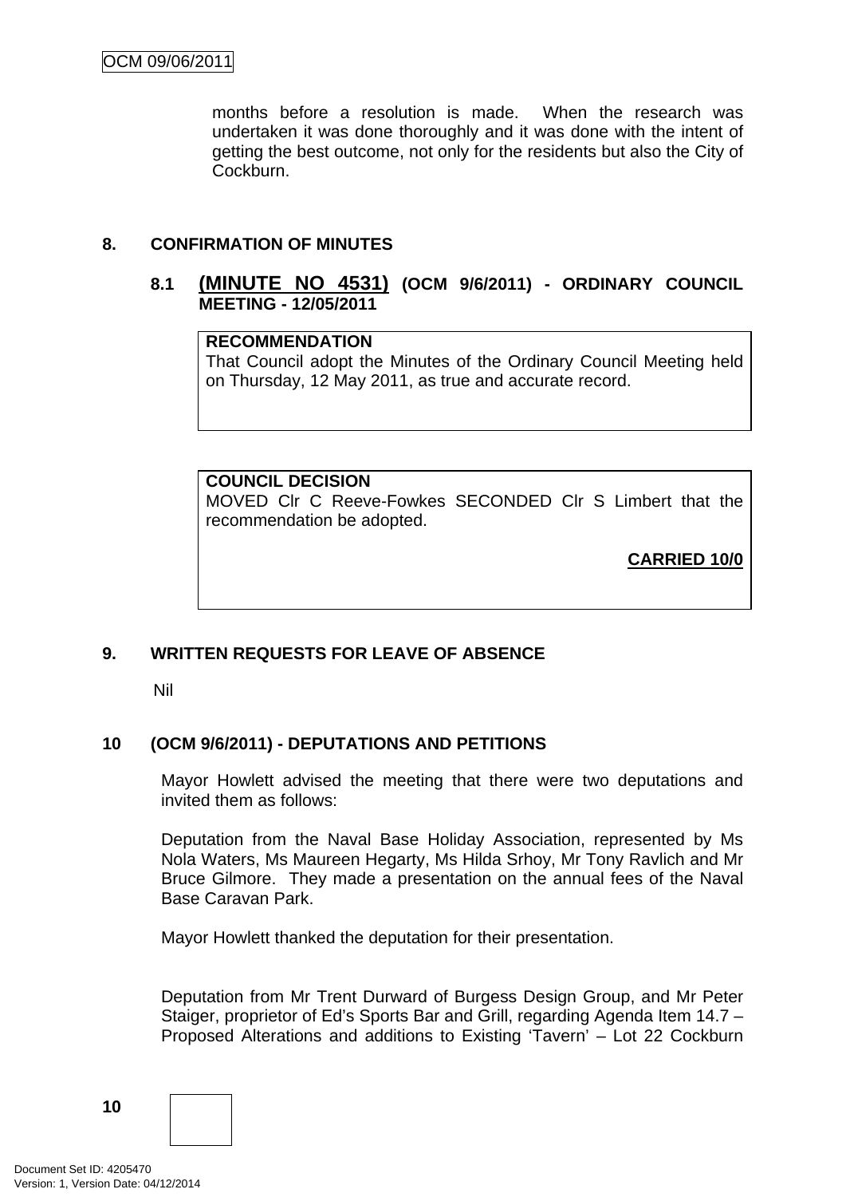months before a resolution is made. When the research was undertaken it was done thoroughly and it was done with the intent of getting the best outcome, not only for the residents but also the City of Cockburn.

## 8. CONFIRMATION OF MINUTES

### 8.1 (MINUTE NO 4531) (OCM 9/6/2011) - ORDINARY COUNCIL MEETING - 12/05/2011

**RECOMMENDATION**
That Council adopt the Minutes of the Ordinary Council Meeting held on Thursday, 12 May 2011, as true and accurate record.

**COUNCIL DECISION**
MOVED Clr C Reeve-Fowkes SECONDED Clr S Limbert that the recommendation be adopted.

**CARRIED 10/0**

## 9. WRITTEN REQUESTS FOR LEAVE OF ABSENCE

Nil

## 10 (OCM 9/6/2011) - DEPUTATIONS AND PETITIONS

Mayor Howlett advised the meeting that there were two deputations and invited them as follows:

Deputation from the Naval Base Holiday Association, represented by Ms Nola Waters, Ms Maureen Hegarty, Ms Hilda Srhoy, Mr Tony Ravlich and Mr Bruce Gilmore. They made a presentation on the annual fees of the Naval Base Caravan Park.

Mayor Howlett thanked the deputation for their presentation.

Deputation from Mr Trent Durward of Burgess Design Group, and Mr Peter Staiger, proprietor of Ed's Sports Bar and Grill, regarding Agenda Item 14.7 – Proposed Alterations and additions to Existing 'Tavern' – Lot 22 Cockburn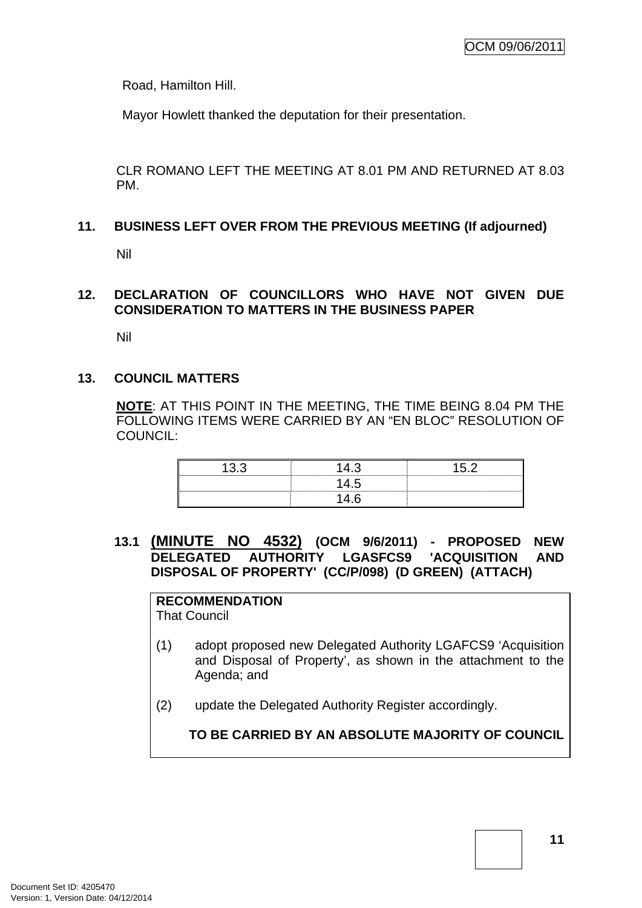Road, Hamilton Hill.

Mayor Howlett thanked the deputation for their presentation.

CLR ROMANO LEFT THE MEETING AT 8.01 PM AND RETURNED AT 8.03 PM.

## 11. BUSINESS LEFT OVER FROM THE PREVIOUS MEETING (If adjourned)

Nil

## 12. DECLARATION OF COUNCILLORS WHO HAVE NOT GIVEN DUE CONSIDERATION TO MATTERS IN THE BUSINESS PAPER

Nil

## 13. COUNCIL MATTERS

**NOTE**: AT THIS POINT IN THE MEETING, THE TIME BEING 8.04 PM THE FOLLOWING ITEMS WERE CARRIED BY AN "EN BLOC" RESOLUTION OF COUNCIL:

| 13.3 | 14.3 | 15.2 |
|---|---|---|
| | 14.5 | |
| | 14.6 | |

### 13.1 (MINUTE NO 4532) (OCM 9/6/2011) - PROPOSED NEW DELEGATED AUTHORITY LGASFCS9 'ACQUISITION AND DISPOSAL OF PROPERTY' (CC/P/098) (D GREEN) (ATTACH)

**RECOMMENDATION**
That Council

(1) adopt proposed new Delegated Authority LGAFCS9 'Acquisition and Disposal of Property', as shown in the attachment to the Agenda; and

(2) update the Delegated Authority Register accordingly.

**TO BE CARRIED BY AN ABSOLUTE MAJORITY OF COUNCIL**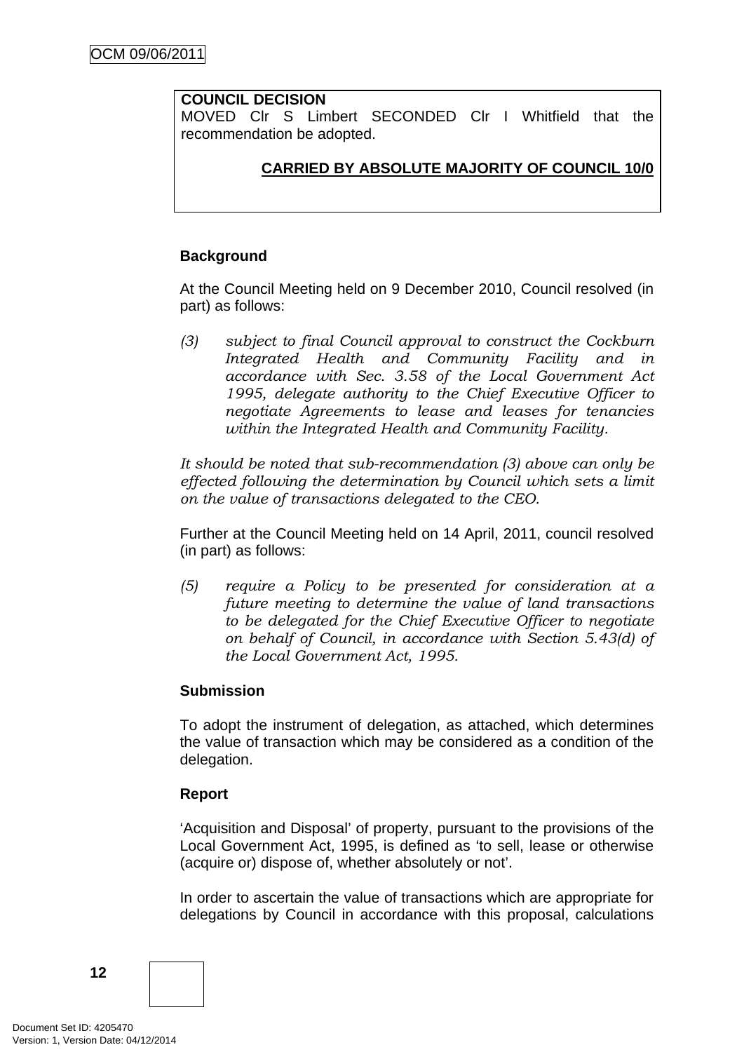**COUNCIL DECISION**
MOVED Clr S Limbert SECONDED Clr I Whitfield that the recommendation be adopted.

**CARRIED BY ABSOLUTE MAJORITY OF COUNCIL 10/0**

**Background**

At the Council Meeting held on 9 December 2010, Council resolved (in part) as follows:

*(3) subject to final Council approval to construct the Cockburn Integrated Health and Community Facility and in accordance with Sec. 3.58 of the Local Government Act 1995, delegate authority to the Chief Executive Officer to negotiate Agreements to lease and leases for tenancies within the Integrated Health and Community Facility.*

*It should be noted that sub-recommendation (3) above can only be effected following the determination by Council which sets a limit on the value of transactions delegated to the CEO.*

Further at the Council Meeting held on 14 April, 2011, council resolved (in part) as follows:

*(5) require a Policy to be presented for consideration at a future meeting to determine the value of land transactions to be delegated for the Chief Executive Officer to negotiate on behalf of Council, in accordance with Section 5.43(d) of the Local Government Act, 1995.*

**Submission**

To adopt the instrument of delegation, as attached, which determines the value of transaction which may be considered as a condition of the delegation.

**Report**

'Acquisition and Disposal' of property, pursuant to the provisions of the Local Government Act, 1995, is defined as 'to sell, lease or otherwise (acquire or) dispose of, whether absolutely or not'.

In order to ascertain the value of transactions which are appropriate for delegations by Council in accordance with this proposal, calculations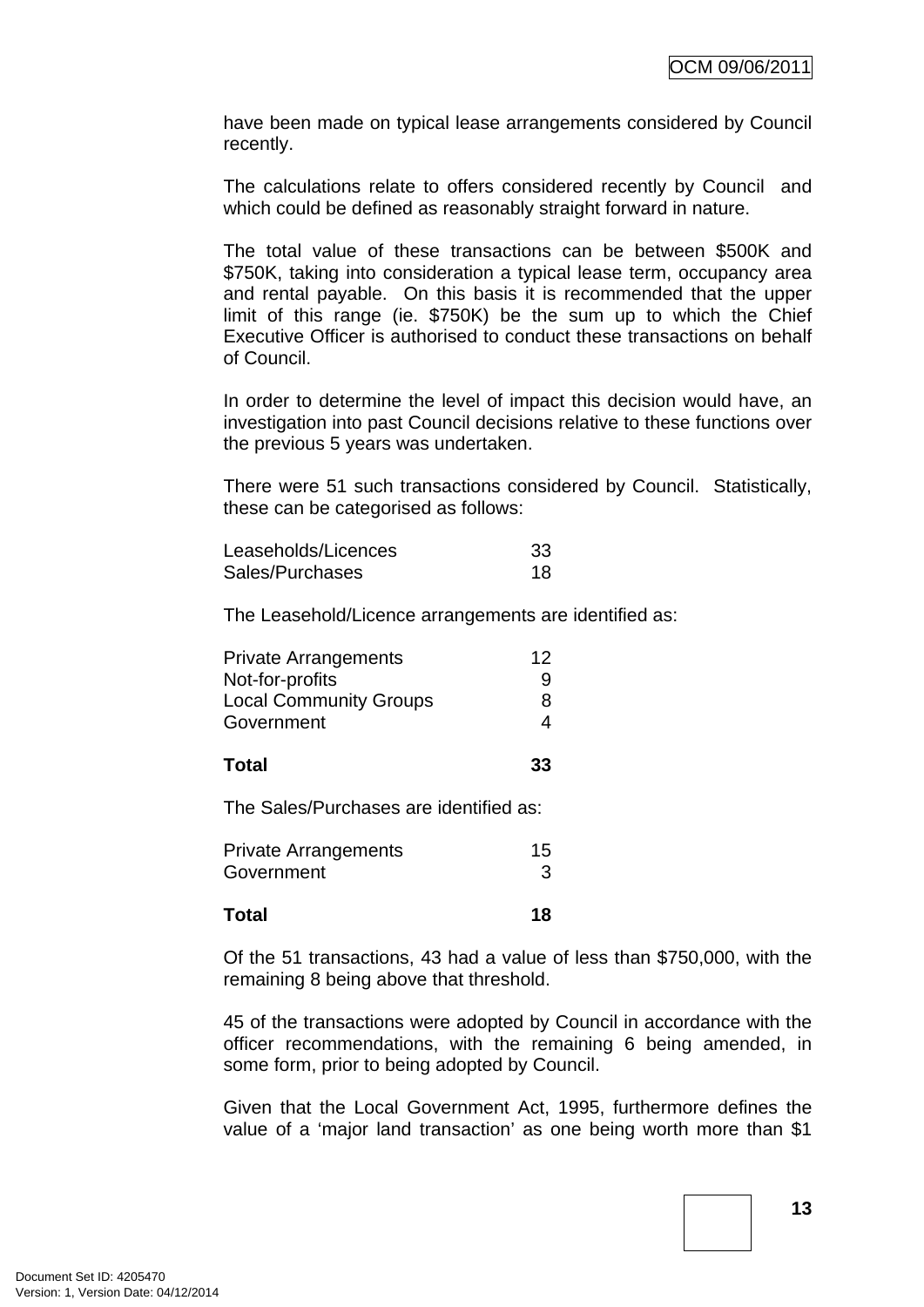have been made on typical lease arrangements considered by Council recently.

The calculations relate to offers considered recently by Council and which could be defined as reasonably straight forward in nature.

The total value of these transactions can be between $500K and $750K, taking into consideration a typical lease term, occupancy area and rental payable. On this basis it is recommended that the upper limit of this range (ie. $750K) be the sum up to which the Chief Executive Officer is authorised to conduct these transactions on behalf of Council.

In order to determine the level of impact this decision would have, an investigation into past Council decisions relative to these functions over the previous 5 years was undertaken.

There were 51 such transactions considered by Council. Statistically, these can be categorised as follows:

| | |
|---|---|
| Leaseholds/Licences | 33 |
| Sales/Purchases | 18 |

The Leasehold/Licence arrangements are identified as:

| | |
|---|---|
| Private Arrangements | 12 |
| Not-for-profits | 9 |
| Local Community Groups | 8 |
| Government | 4 |
| **Total** | **33** |

The Sales/Purchases are identified as:

| | |
|---|---|
| Private Arrangements | 15 |
| Government | 3 |
| **Total** | **18** |

Of the 51 transactions, 43 had a value of less than $750,000, with the remaining 8 being above that threshold.

45 of the transactions were adopted by Council in accordance with the officer recommendations, with the remaining 6 being amended, in some form, prior to being adopted by Council.

Given that the Local Government Act, 1995, furthermore defines the value of a 'major land transaction' as one being worth more than $1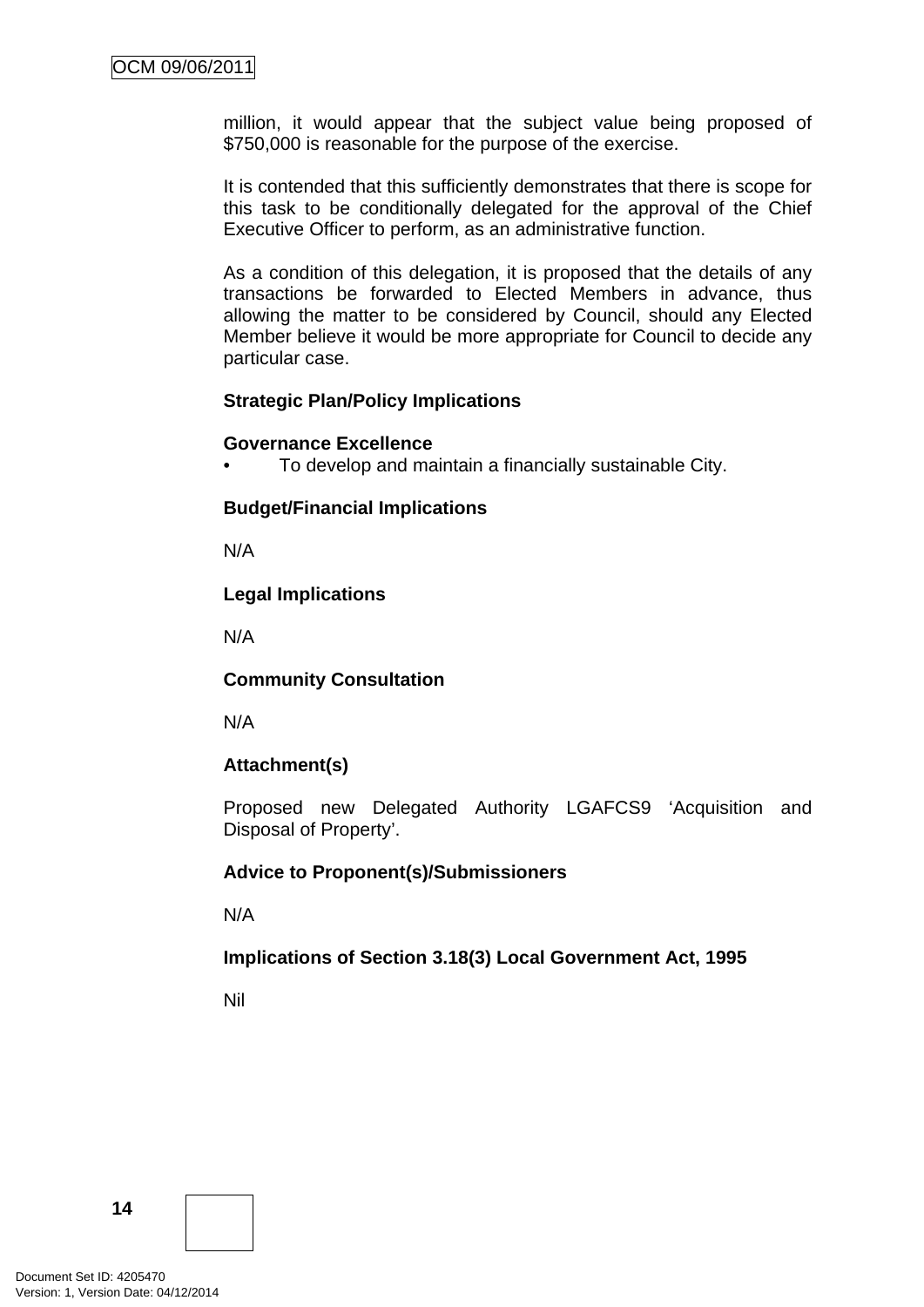million, it would appear that the subject value being proposed of $750,000 is reasonable for the purpose of the exercise.

It is contended that this sufficiently demonstrates that there is scope for this task to be conditionally delegated for the approval of the Chief Executive Officer to perform, as an administrative function.

As a condition of this delegation, it is proposed that the details of any transactions be forwarded to Elected Members in advance, thus allowing the matter to be considered by Council, should any Elected Member believe it would be more appropriate for Council to decide any particular case.

**Strategic Plan/Policy Implications**

**Governance Excellence**

- To develop and maintain a financially sustainable City.

**Budget/Financial Implications**

N/A

**Legal Implications**

N/A

**Community Consultation**

N/A

**Attachment(s)**

Proposed new Delegated Authority LGAFCS9 'Acquisition and Disposal of Property'.

**Advice to Proponent(s)/Submissioners**

N/A

**Implications of Section 3.18(3) Local Government Act, 1995**

Nil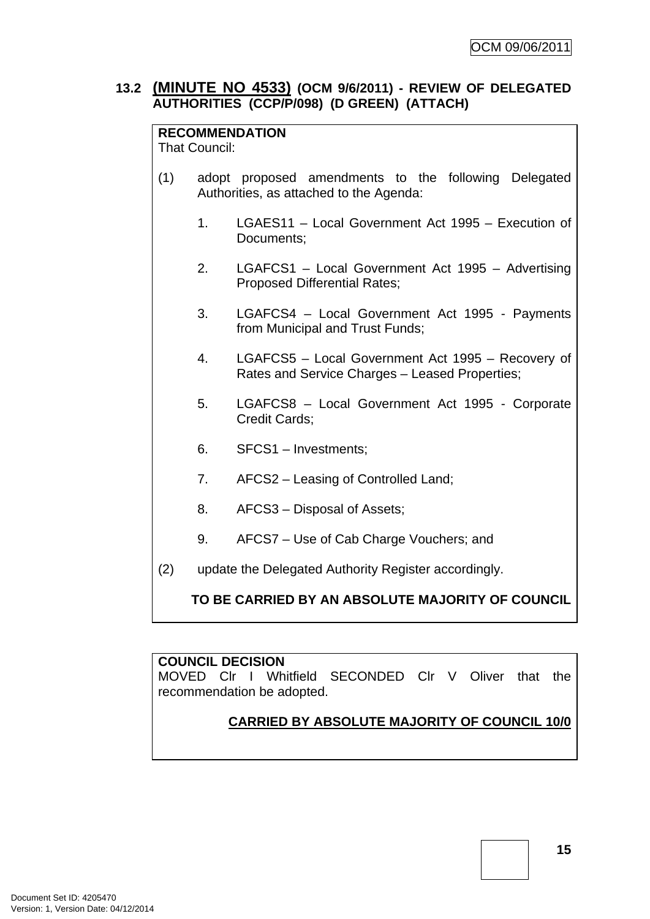## 13.2 (MINUTE NO 4533) (OCM 9/6/2011) - REVIEW OF DELEGATED AUTHORITIES (CCP/P/098) (D GREEN) (ATTACH)

**RECOMMENDATION**

That Council:

(1) adopt proposed amendments to the following Delegated Authorities, as attached to the Agenda:

1. LGAES11 – Local Government Act 1995 – Execution of Documents;
2. LGAFCS1 – Local Government Act 1995 – Advertising Proposed Differential Rates;
3. LGAFCS4 – Local Government Act 1995 - Payments from Municipal and Trust Funds;
4. LGAFCS5 – Local Government Act 1995 – Recovery of Rates and Service Charges – Leased Properties;
5. LGAFCS8 – Local Government Act 1995 - Corporate Credit Cards;
6. SFCS1 – Investments;
7. AFCS2 – Leasing of Controlled Land;
8. AFCS3 – Disposal of Assets;
9. AFCS7 – Use of Cab Charge Vouchers; and

(2) update the Delegated Authority Register accordingly.

**TO BE CARRIED BY AN ABSOLUTE MAJORITY OF COUNCIL**

**COUNCIL DECISION**

MOVED Clr I Whitfield SECONDED Clr V Oliver that the recommendation be adopted.

**CARRIED BY ABSOLUTE MAJORITY OF COUNCIL 10/0**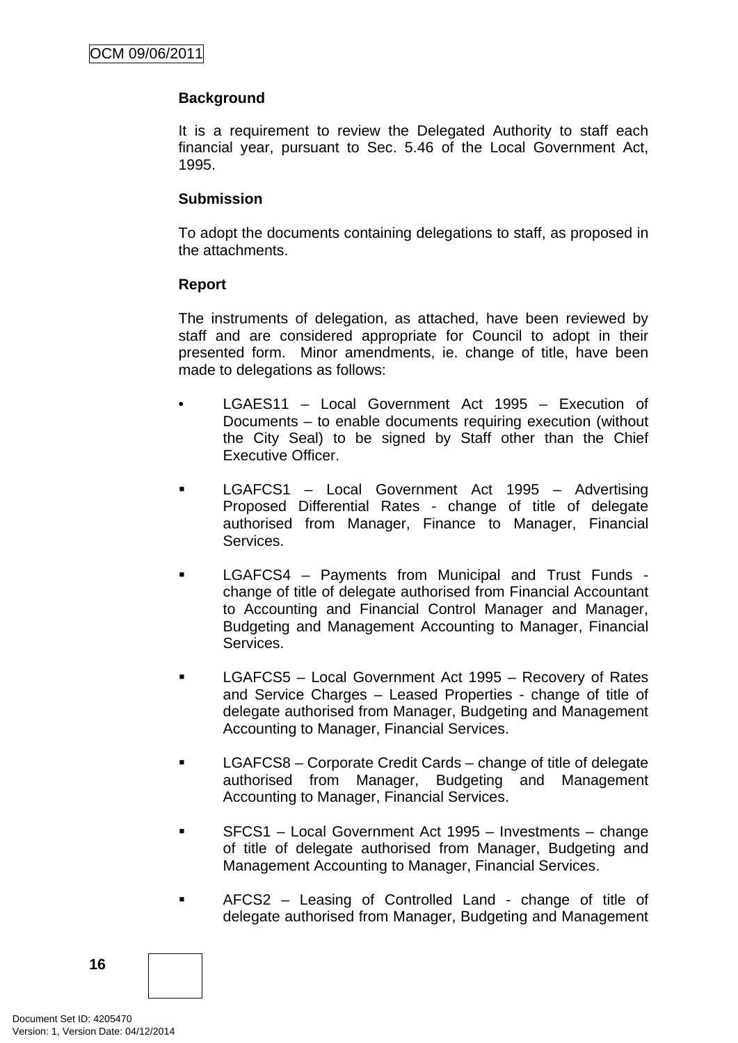**Background**

It is a requirement to review the Delegated Authority to staff each financial year, pursuant to Sec. 5.46 of the Local Government Act, 1995.

**Submission**

To adopt the documents containing delegations to staff, as proposed in the attachments.

**Report**

The instruments of delegation, as attached, have been reviewed by staff and are considered appropriate for Council to adopt in their presented form. Minor amendments, ie. change of title, have been made to delegations as follows:

- LGAES11 – Local Government Act 1995 – Execution of Documents – to enable documents requiring execution (without the City Seal) to be signed by Staff other than the Chief Executive Officer.
- LGAFCS1 – Local Government Act 1995 – Advertising Proposed Differential Rates - change of title of delegate authorised from Manager, Finance to Manager, Financial Services.
- LGAFCS4 – Payments from Municipal and Trust Funds - change of title of delegate authorised from Financial Accountant to Accounting and Financial Control Manager and Manager, Budgeting and Management Accounting to Manager, Financial Services.
- LGAFCS5 – Local Government Act 1995 – Recovery of Rates and Service Charges – Leased Properties - change of title of delegate authorised from Manager, Budgeting and Management Accounting to Manager, Financial Services.
- LGAFCS8 – Corporate Credit Cards – change of title of delegate authorised from Manager, Budgeting and Management Accounting to Manager, Financial Services.
- SFCS1 – Local Government Act 1995 – Investments – change of title of delegate authorised from Manager, Budgeting and Management Accounting to Manager, Financial Services.
- AFCS2 – Leasing of Controlled Land - change of title of delegate authorised from Manager, Budgeting and Management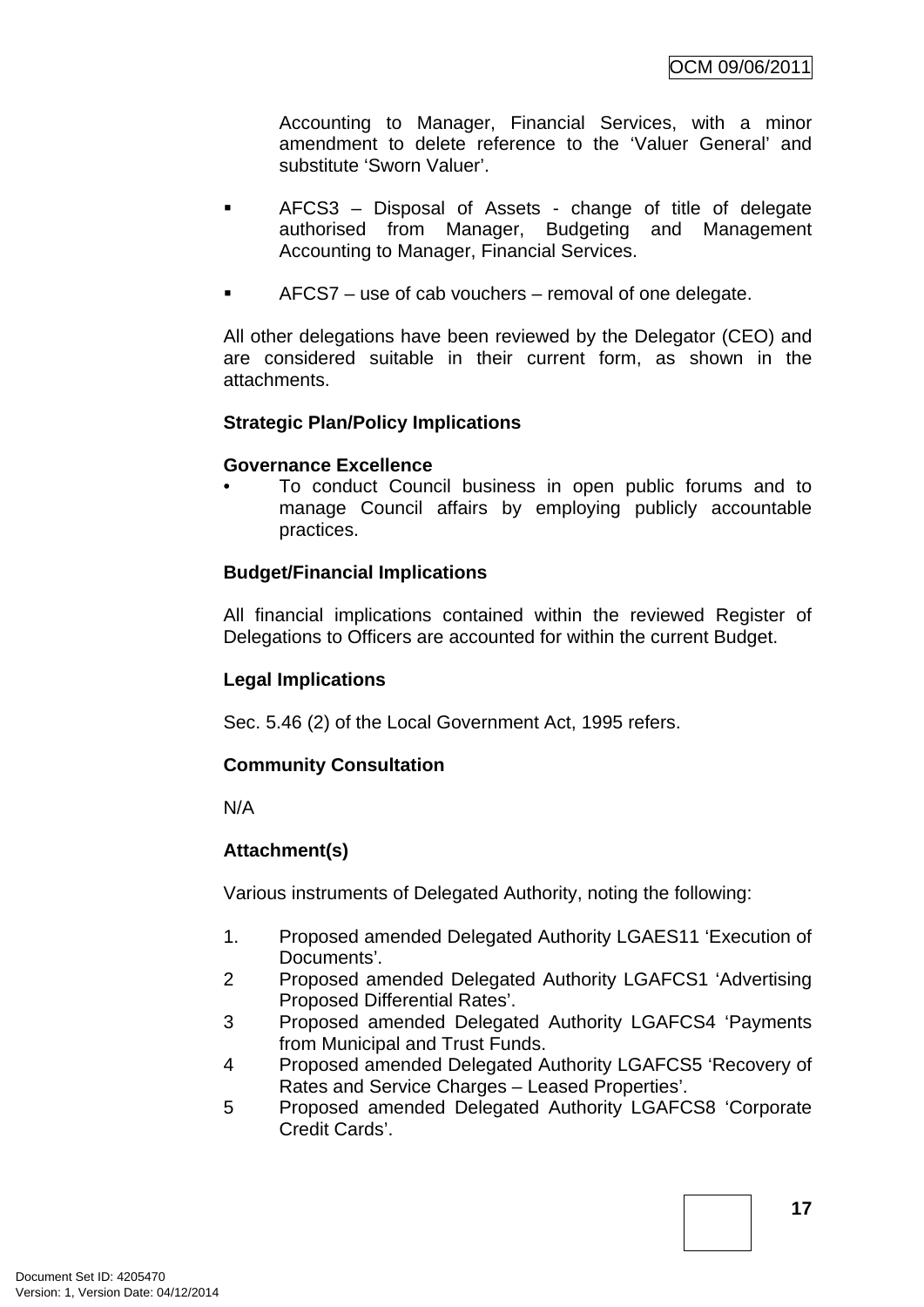Accounting to Manager, Financial Services, with a minor amendment to delete reference to the 'Valuer General' and substitute 'Sworn Valuer'.

- AFCS3 – Disposal of Assets - change of title of delegate authorised from Manager, Budgeting and Management Accounting to Manager, Financial Services.

- AFCS7 – use of cab vouchers – removal of one delegate.

All other delegations have been reviewed by the Delegator (CEO) and are considered suitable in their current form, as shown in the attachments.

**Strategic Plan/Policy Implications**

**Governance Excellence**

- To conduct Council business in open public forums and to manage Council affairs by employing publicly accountable practices.

**Budget/Financial Implications**

All financial implications contained within the reviewed Register of Delegations to Officers are accounted for within the current Budget.

**Legal Implications**

Sec. 5.46 (2) of the Local Government Act, 1995 refers.

**Community Consultation**

N/A

**Attachment(s)**

Various instruments of Delegated Authority, noting the following:

1. Proposed amended Delegated Authority LGAES11 'Execution of Documents'.
2. Proposed amended Delegated Authority LGAFCS1 'Advertising Proposed Differential Rates'.
3. Proposed amended Delegated Authority LGAFCS4 'Payments from Municipal and Trust Funds.
4. Proposed amended Delegated Authority LGAFCS5 'Recovery of Rates and Service Charges – Leased Properties'.
5. Proposed amended Delegated Authority LGAFCS8 'Corporate Credit Cards'.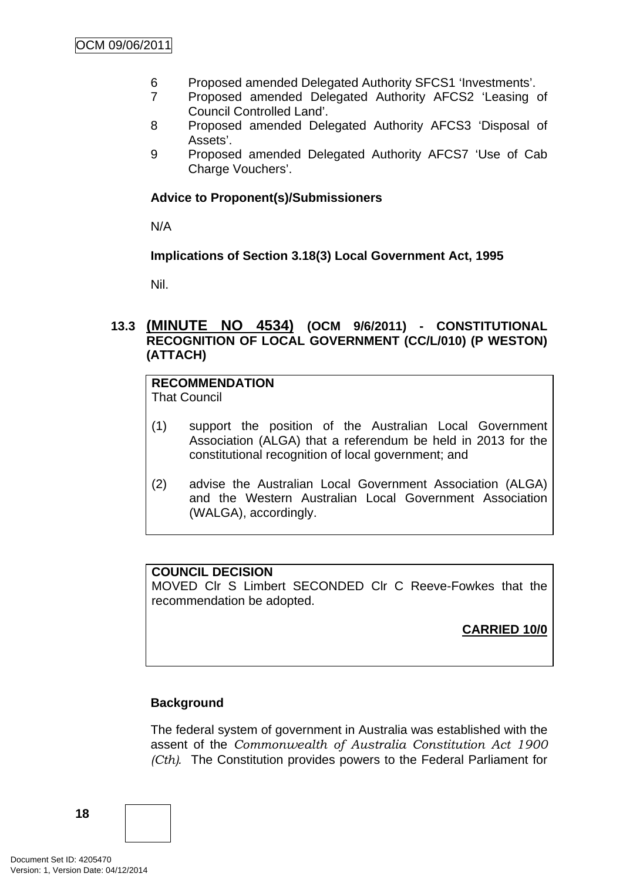6 Proposed amended Delegated Authority SFCS1 'Investments'.
7 Proposed amended Delegated Authority AFCS2 'Leasing of Council Controlled Land'.
8 Proposed amended Delegated Authority AFCS3 'Disposal of Assets'.
9 Proposed amended Delegated Authority AFCS7 'Use of Cab Charge Vouchers'.

**Advice to Proponent(s)/Submissioners**

N/A

**Implications of Section 3.18(3) Local Government Act, 1995**

Nil.

## 13.3 (MINUTE NO 4534) (OCM 9/6/2011) - CONSTITUTIONAL RECOGNITION OF LOCAL GOVERNMENT (CC/L/010) (P WESTON) (ATTACH)

**RECOMMENDATION**
That Council

(1) support the position of the Australian Local Government Association (ALGA) that a referendum be held in 2013 for the constitutional recognition of local government; and

(2) advise the Australian Local Government Association (ALGA) and the Western Australian Local Government Association (WALGA), accordingly.

**COUNCIL DECISION**
MOVED Clr S Limbert SECONDED Clr C Reeve-Fowkes that the recommendation be adopted.

**CARRIED 10/0**

**Background**

The federal system of government in Australia was established with the assent of the *Commonwealth of Australia Constitution Act 1900 (Cth)*. The Constitution provides powers to the Federal Parliament for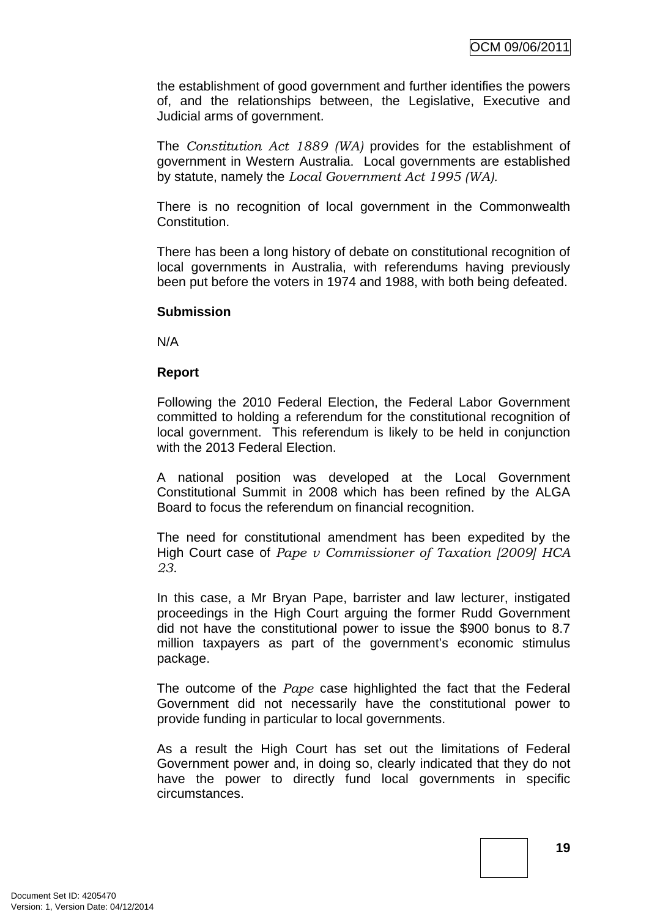the establishment of good government and further identifies the powers of, and the relationships between, the Legislative, Executive and Judicial arms of government.

The *Constitution Act 1889 (WA)* provides for the establishment of government in Western Australia. Local governments are established by statute, namely the *Local Government Act 1995 (WA).*

There is no recognition of local government in the Commonwealth Constitution.

There has been a long history of debate on constitutional recognition of local governments in Australia, with referendums having previously been put before the voters in 1974 and 1988, with both being defeated.

**Submission**

N/A

**Report**

Following the 2010 Federal Election, the Federal Labor Government committed to holding a referendum for the constitutional recognition of local government. This referendum is likely to be held in conjunction with the 2013 Federal Election.

A national position was developed at the Local Government Constitutional Summit in 2008 which has been refined by the ALGA Board to focus the referendum on financial recognition.

The need for constitutional amendment has been expedited by the High Court case of *Pape v Commissioner of Taxation [2009] HCA 23*.

In this case, a Mr Bryan Pape, barrister and law lecturer, instigated proceedings in the High Court arguing the former Rudd Government did not have the constitutional power to issue the $900 bonus to 8.7 million taxpayers as part of the government's economic stimulus package.

The outcome of the *Pape* case highlighted the fact that the Federal Government did not necessarily have the constitutional power to provide funding in particular to local governments.

As a result the High Court has set out the limitations of Federal Government power and, in doing so, clearly indicated that they do not have the power to directly fund local governments in specific circumstances.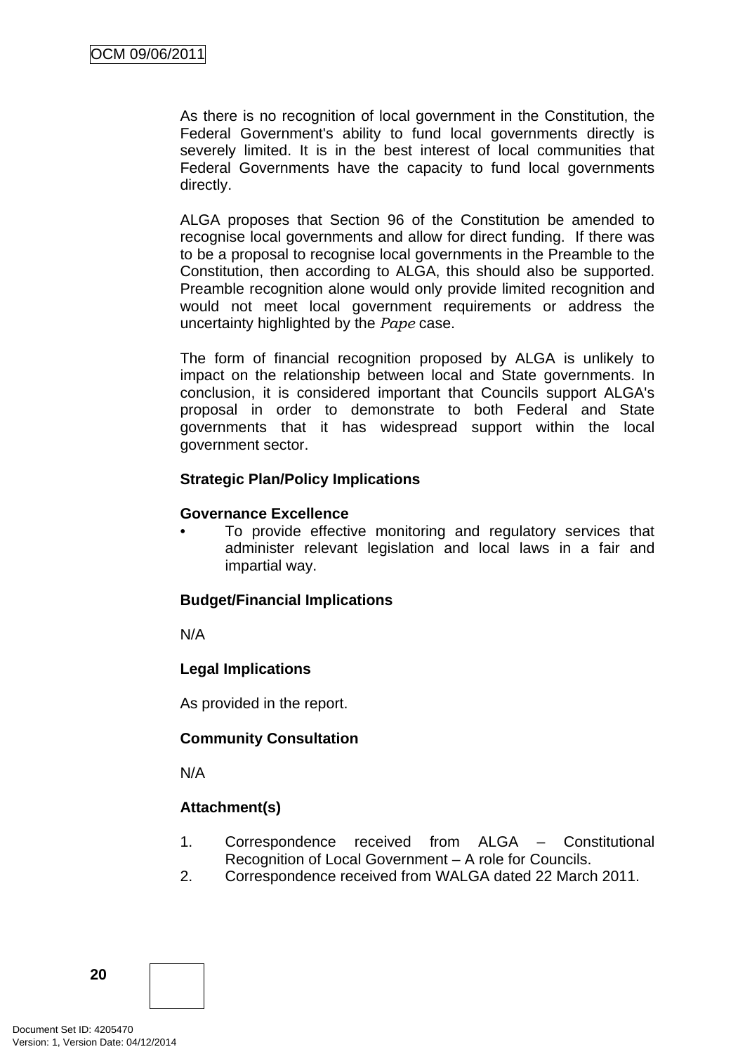As there is no recognition of local government in the Constitution, the Federal Government's ability to fund local governments directly is severely limited. It is in the best interest of local communities that Federal Governments have the capacity to fund local governments directly.

ALGA proposes that Section 96 of the Constitution be amended to recognise local governments and allow for direct funding. If there was to be a proposal to recognise local governments in the Preamble to the Constitution, then according to ALGA, this should also be supported. Preamble recognition alone would only provide limited recognition and would not meet local government requirements or address the uncertainty highlighted by the *Pape* case.

The form of financial recognition proposed by ALGA is unlikely to impact on the relationship between local and State governments. In conclusion, it is considered important that Councils support ALGA's proposal in order to demonstrate to both Federal and State governments that it has widespread support within the local government sector.

**Strategic Plan/Policy Implications**

**Governance Excellence**

- To provide effective monitoring and regulatory services that administer relevant legislation and local laws in a fair and impartial way.

**Budget/Financial Implications**

N/A

**Legal Implications**

As provided in the report.

**Community Consultation**

N/A

**Attachment(s)**

1. Correspondence received from ALGA – Constitutional Recognition of Local Government – A role for Councils.
2. Correspondence received from WALGA dated 22 March 2011.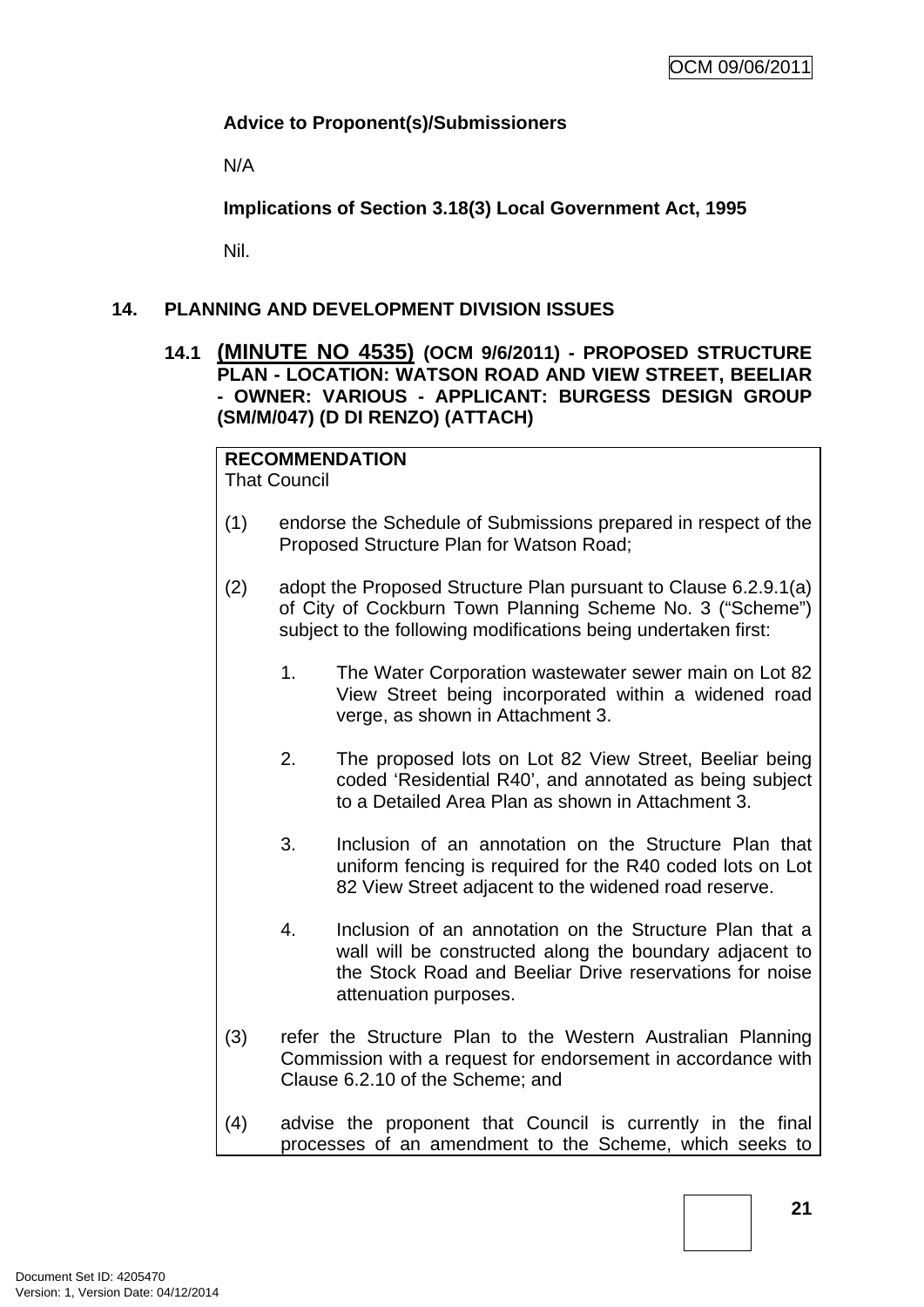**Advice to Proponent(s)/Submissioners**

N/A

**Implications of Section 3.18(3) Local Government Act, 1995**

Nil.

## 14. PLANNING AND DEVELOPMENT DIVISION ISSUES

### 14.1 (MINUTE NO 4535) (OCM 9/6/2011) - PROPOSED STRUCTURE PLAN - LOCATION: WATSON ROAD AND VIEW STREET, BEELIAR - OWNER: VARIOUS - APPLICANT: BURGESS DESIGN GROUP (SM/M/047) (D DI RENZO) (ATTACH)

**RECOMMENDATION**
That Council

(1) endorse the Schedule of Submissions prepared in respect of the Proposed Structure Plan for Watson Road;

(2) adopt the Proposed Structure Plan pursuant to Clause 6.2.9.1(a) of City of Cockburn Town Planning Scheme No. 3 ("Scheme") subject to the following modifications being undertaken first:

1. The Water Corporation wastewater sewer main on Lot 82 View Street being incorporated within a widened road verge, as shown in Attachment 3.

2. The proposed lots on Lot 82 View Street, Beeliar being coded 'Residential R40', and annotated as being subject to a Detailed Area Plan as shown in Attachment 3.

3. Inclusion of an annotation on the Structure Plan that uniform fencing is required for the R40 coded lots on Lot 82 View Street adjacent to the widened road reserve.

4. Inclusion of an annotation on the Structure Plan that a wall will be constructed along the boundary adjacent to the Stock Road and Beeliar Drive reservations for noise attenuation purposes.

(3) refer the Structure Plan to the Western Australian Planning Commission with a request for endorsement in accordance with Clause 6.2.10 of the Scheme; and

(4) advise the proponent that Council is currently in the final processes of an amendment to the Scheme, which seeks to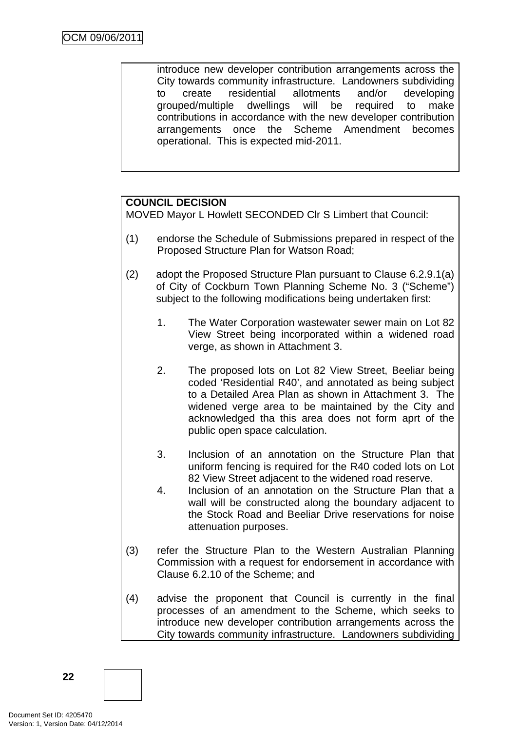introduce new developer contribution arrangements across the City towards community infrastructure. Landowners subdividing to create residential allotments and/or developing grouped/multiple dwellings will be required to make contributions in accordance with the new developer contribution arrangements once the Scheme Amendment becomes operational. This is expected mid-2011.

**COUNCIL DECISION**
MOVED Mayor L Howlett SECONDED Clr S Limbert that Council:

(1) endorse the Schedule of Submissions prepared in respect of the Proposed Structure Plan for Watson Road;

(2) adopt the Proposed Structure Plan pursuant to Clause 6.2.9.1(a) of City of Cockburn Town Planning Scheme No. 3 ("Scheme") subject to the following modifications being undertaken first:

1. The Water Corporation wastewater sewer main on Lot 82 View Street being incorporated within a widened road verge, as shown in Attachment 3.

2. The proposed lots on Lot 82 View Street, Beeliar being coded 'Residential R40', and annotated as being subject to a Detailed Area Plan as shown in Attachment 3. The widened verge area to be maintained by the City and acknowledged tha this area does not form aprt of the public open space calculation.

3. Inclusion of an annotation on the Structure Plan that uniform fencing is required for the R40 coded lots on Lot 82 View Street adjacent to the widened road reserve.

4. Inclusion of an annotation on the Structure Plan that a wall will be constructed along the boundary adjacent to the Stock Road and Beeliar Drive reservations for noise attenuation purposes.

(3) refer the Structure Plan to the Western Australian Planning Commission with a request for endorsement in accordance with Clause 6.2.10 of the Scheme; and

(4) advise the proponent that Council is currently in the final processes of an amendment to the Scheme, which seeks to introduce new developer contribution arrangements across the City towards community infrastructure. Landowners subdividing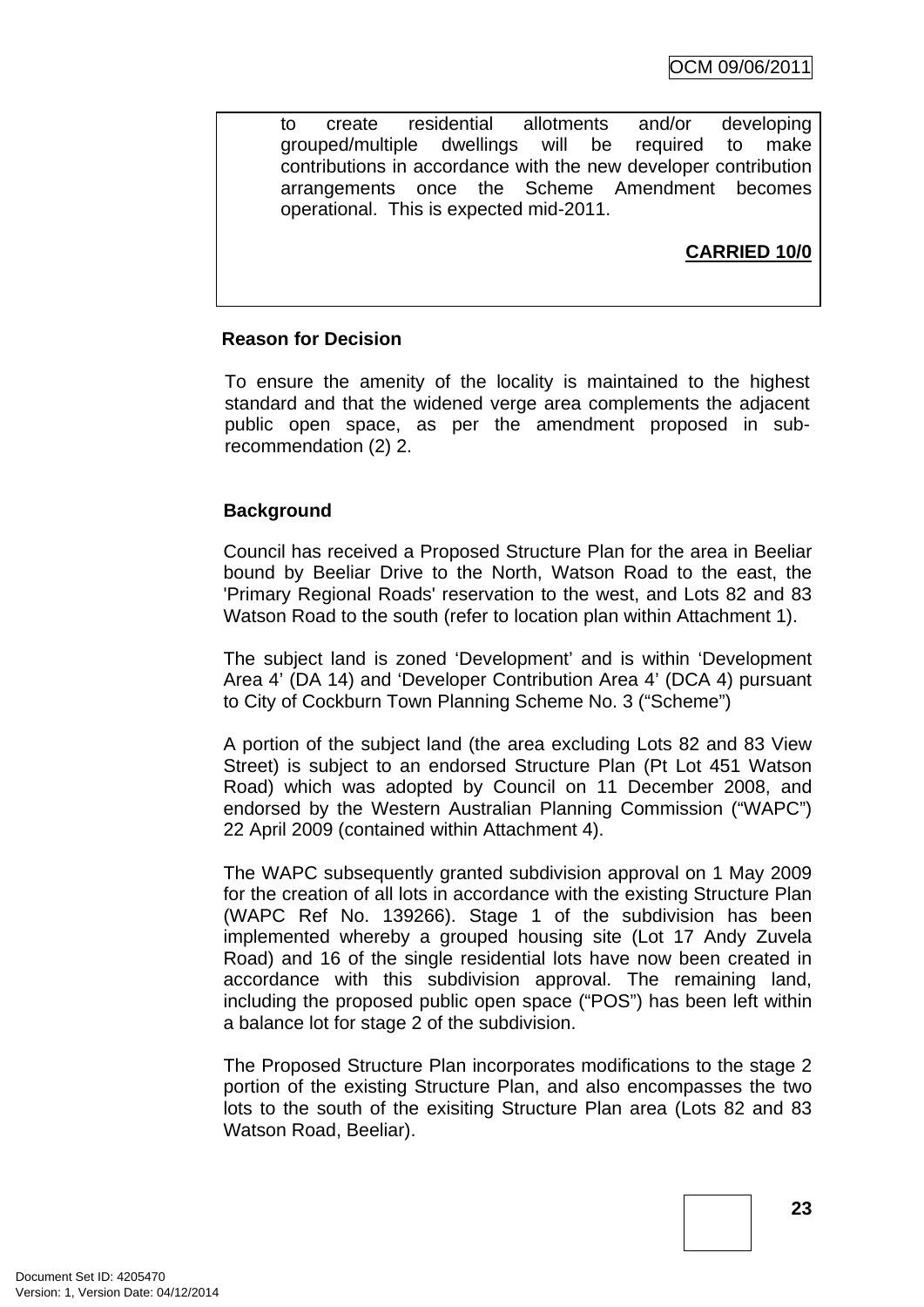to create residential allotments and/or developing grouped/multiple dwellings will be required to make contributions in accordance with the new developer contribution arrangements once the Scheme Amendment becomes operational. This is expected mid-2011.

**CARRIED 10/0**

**Reason for Decision**

To ensure the amenity of the locality is maintained to the highest standard and that the widened verge area complements the adjacent public open space, as per the amendment proposed in sub-recommendation (2) 2.

**Background**

Council has received a Proposed Structure Plan for the area in Beeliar bound by Beeliar Drive to the North, Watson Road to the east, the 'Primary Regional Roads' reservation to the west, and Lots 82 and 83 Watson Road to the south (refer to location plan within Attachment 1).

The subject land is zoned 'Development' and is within 'Development Area 4' (DA 14) and 'Developer Contribution Area 4' (DCA 4) pursuant to City of Cockburn Town Planning Scheme No. 3 ("Scheme")

A portion of the subject land (the area excluding Lots 82 and 83 View Street) is subject to an endorsed Structure Plan (Pt Lot 451 Watson Road) which was adopted by Council on 11 December 2008, and endorsed by the Western Australian Planning Commission ("WAPC") 22 April 2009 (contained within Attachment 4).

The WAPC subsequently granted subdivision approval on 1 May 2009 for the creation of all lots in accordance with the existing Structure Plan (WAPC Ref No. 139266). Stage 1 of the subdivision has been implemented whereby a grouped housing site (Lot 17 Andy Zuvela Road) and 16 of the single residential lots have now been created in accordance with this subdivision approval. The remaining land, including the proposed public open space ("POS") has been left within a balance lot for stage 2 of the subdivision.

The Proposed Structure Plan incorporates modifications to the stage 2 portion of the existing Structure Plan, and also encompasses the two lots to the south of the exisiting Structure Plan area (Lots 82 and 83 Watson Road, Beeliar).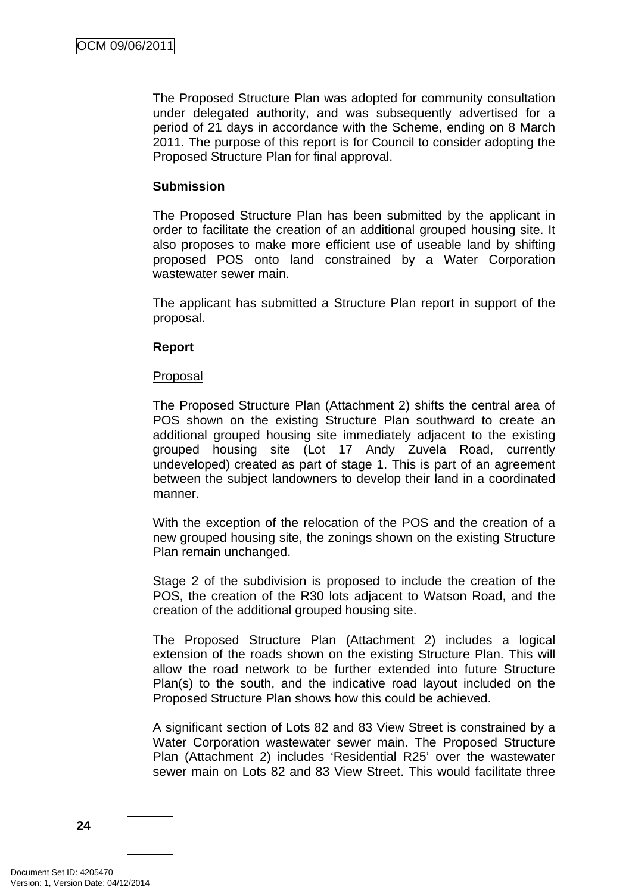The Proposed Structure Plan was adopted for community consultation under delegated authority, and was subsequently advertised for a period of 21 days in accordance with the Scheme, ending on 8 March 2011. The purpose of this report is for Council to consider adopting the Proposed Structure Plan for final approval.

**Submission**

The Proposed Structure Plan has been submitted by the applicant in order to facilitate the creation of an additional grouped housing site. It also proposes to make more efficient use of useable land by shifting proposed POS onto land constrained by a Water Corporation wastewater sewer main.

The applicant has submitted a Structure Plan report in support of the proposal.

**Report**

Proposal

The Proposed Structure Plan (Attachment 2) shifts the central area of POS shown on the existing Structure Plan southward to create an additional grouped housing site immediately adjacent to the existing grouped housing site (Lot 17 Andy Zuvela Road, currently undeveloped) created as part of stage 1. This is part of an agreement between the subject landowners to develop their land in a coordinated manner.

With the exception of the relocation of the POS and the creation of a new grouped housing site, the zonings shown on the existing Structure Plan remain unchanged.

Stage 2 of the subdivision is proposed to include the creation of the POS, the creation of the R30 lots adjacent to Watson Road, and the creation of the additional grouped housing site.

The Proposed Structure Plan (Attachment 2) includes a logical extension of the roads shown on the existing Structure Plan. This will allow the road network to be further extended into future Structure Plan(s) to the south, and the indicative road layout included on the Proposed Structure Plan shows how this could be achieved.

A significant section of Lots 82 and 83 View Street is constrained by a Water Corporation wastewater sewer main. The Proposed Structure Plan (Attachment 2) includes 'Residential R25' over the wastewater sewer main on Lots 82 and 83 View Street. This would facilitate three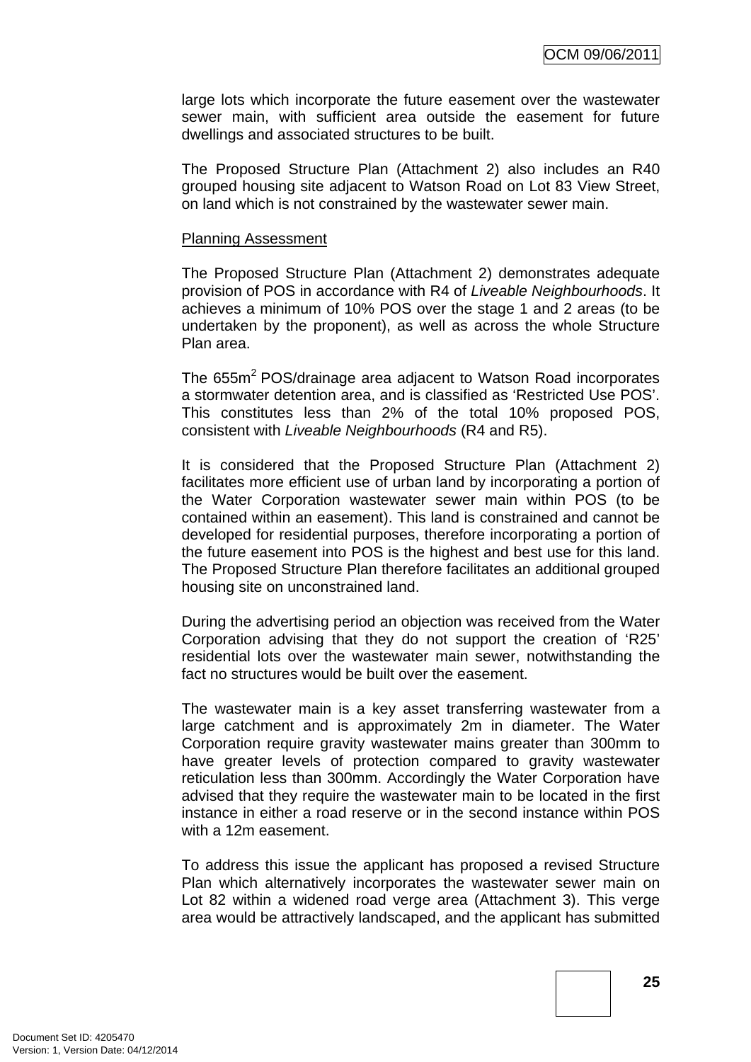large lots which incorporate the future easement over the wastewater sewer main, with sufficient area outside the easement for future dwellings and associated structures to be built.

The Proposed Structure Plan (Attachment 2) also includes an R40 grouped housing site adjacent to Watson Road on Lot 83 View Street, on land which is not constrained by the wastewater sewer main.

Planning Assessment

The Proposed Structure Plan (Attachment 2) demonstrates adequate provision of POS in accordance with R4 of *Liveable Neighbourhoods*. It achieves a minimum of 10% POS over the stage 1 and 2 areas (to be undertaken by the proponent), as well as across the whole Structure Plan area.

The 655m$^2$ POS/drainage area adjacent to Watson Road incorporates a stormwater detention area, and is classified as 'Restricted Use POS'. This constitutes less than 2% of the total 10% proposed POS, consistent with *Liveable Neighbourhoods* (R4 and R5).

It is considered that the Proposed Structure Plan (Attachment 2) facilitates more efficient use of urban land by incorporating a portion of the Water Corporation wastewater sewer main within POS (to be contained within an easement). This land is constrained and cannot be developed for residential purposes, therefore incorporating a portion of the future easement into POS is the highest and best use for this land. The Proposed Structure Plan therefore facilitates an additional grouped housing site on unconstrained land.

During the advertising period an objection was received from the Water Corporation advising that they do not support the creation of 'R25' residential lots over the wastewater main sewer, notwithstanding the fact no structures would be built over the easement.

The wastewater main is a key asset transferring wastewater from a large catchment and is approximately 2m in diameter. The Water Corporation require gravity wastewater mains greater than 300mm to have greater levels of protection compared to gravity wastewater reticulation less than 300mm. Accordingly the Water Corporation have advised that they require the wastewater main to be located in the first instance in either a road reserve or in the second instance within POS with a 12m easement.

To address this issue the applicant has proposed a revised Structure Plan which alternatively incorporates the wastewater sewer main on Lot 82 within a widened road verge area (Attachment 3). This verge area would be attractively landscaped, and the applicant has submitted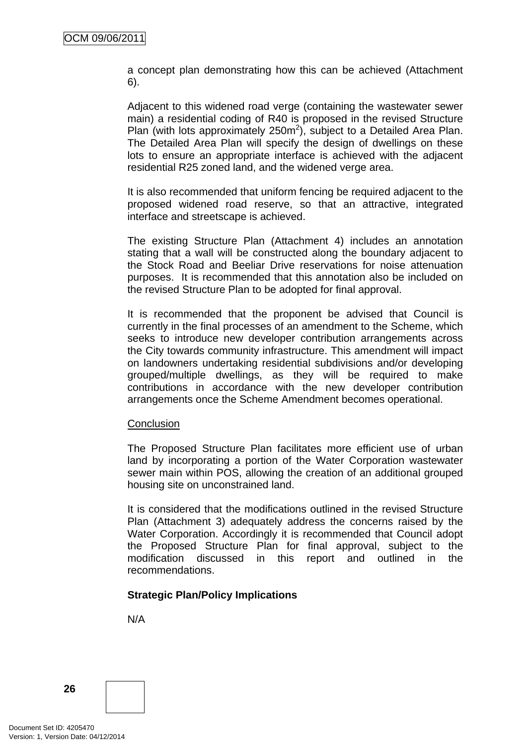a concept plan demonstrating how this can be achieved (Attachment 6).

Adjacent to this widened road verge (containing the wastewater sewer main) a residential coding of R40 is proposed in the revised Structure Plan (with lots approximately 250m$^2$), subject to a Detailed Area Plan. The Detailed Area Plan will specify the design of dwellings on these lots to ensure an appropriate interface is achieved with the adjacent residential R25 zoned land, and the widened verge area.

It is also recommended that uniform fencing be required adjacent to the proposed widened road reserve, so that an attractive, integrated interface and streetscape is achieved.

The existing Structure Plan (Attachment 4) includes an annotation stating that a wall will be constructed along the boundary adjacent to the Stock Road and Beeliar Drive reservations for noise attenuation purposes. It is recommended that this annotation also be included on the revised Structure Plan to be adopted for final approval.

It is recommended that the proponent be advised that Council is currently in the final processes of an amendment to the Scheme, which seeks to introduce new developer contribution arrangements across the City towards community infrastructure. This amendment will impact on landowners undertaking residential subdivisions and/or developing grouped/multiple dwellings, as they will be required to make contributions in accordance with the new developer contribution arrangements once the Scheme Amendment becomes operational.

Conclusion

The Proposed Structure Plan facilitates more efficient use of urban land by incorporating a portion of the Water Corporation wastewater sewer main within POS, allowing the creation of an additional grouped housing site on unconstrained land.

It is considered that the modifications outlined in the revised Structure Plan (Attachment 3) adequately address the concerns raised by the Water Corporation. Accordingly it is recommended that Council adopt the Proposed Structure Plan for final approval, subject to the modification discussed in this report and outlined in the recommendations.

**Strategic Plan/Policy Implications**

N/A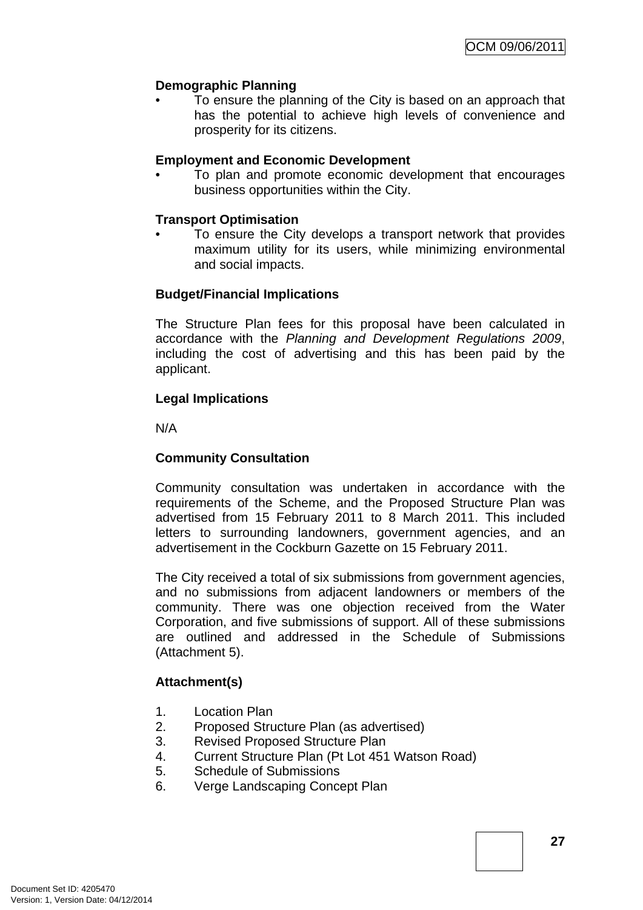**Demographic Planning**

- To ensure the planning of the City is based on an approach that has the potential to achieve high levels of convenience and prosperity for its citizens.

**Employment and Economic Development**

- To plan and promote economic development that encourages business opportunities within the City.

**Transport Optimisation**

- To ensure the City develops a transport network that provides maximum utility for its users, while minimizing environmental and social impacts.

**Budget/Financial Implications**

The Structure Plan fees for this proposal have been calculated in accordance with the *Planning and Development Regulations 2009*, including the cost of advertising and this has been paid by the applicant.

**Legal Implications**

N/A

**Community Consultation**

Community consultation was undertaken in accordance with the requirements of the Scheme, and the Proposed Structure Plan was advertised from 15 February 2011 to 8 March 2011. This included letters to surrounding landowners, government agencies, and an advertisement in the Cockburn Gazette on 15 February 2011.

The City received a total of six submissions from government agencies, and no submissions from adjacent landowners or members of the community. There was one objection received from the Water Corporation, and five submissions of support. All of these submissions are outlined and addressed in the Schedule of Submissions (Attachment 5).

**Attachment(s)**

1. Location Plan
2. Proposed Structure Plan (as advertised)
3. Revised Proposed Structure Plan
4. Current Structure Plan (Pt Lot 451 Watson Road)
5. Schedule of Submissions
6. Verge Landscaping Concept Plan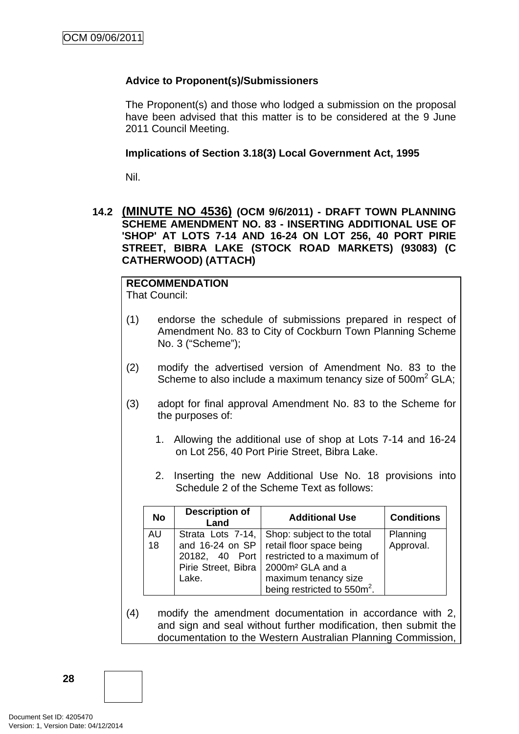**Advice to Proponent(s)/Submissioners**

The Proponent(s) and those who lodged a submission on the proposal have been advised that this matter is to be considered at the 9 June 2011 Council Meeting.

**Implications of Section 3.18(3) Local Government Act, 1995**

Nil.

## 14.2 (MINUTE NO 4536) (OCM 9/6/2011) - DRAFT TOWN PLANNING SCHEME AMENDMENT NO. 83 - INSERTING ADDITIONAL USE OF 'SHOP' AT LOTS 7-14 AND 16-24 ON LOT 256, 40 PORT PIRIE STREET, BIBRA LAKE (STOCK ROAD MARKETS) (93083) (C CATHERWOOD) (ATTACH)

**RECOMMENDATION**
That Council:

(1) endorse the schedule of submissions prepared in respect of Amendment No. 83 to City of Cockburn Town Planning Scheme No. 3 ("Scheme");

(2) modify the advertised version of Amendment No. 83 to the Scheme to also include a maximum tenancy size of 500m² GLA;

(3) adopt for final approval Amendment No. 83 to the Scheme for the purposes of:

1. Allowing the additional use of shop at Lots 7-14 and 16-24 on Lot 256, 40 Port Pirie Street, Bibra Lake.

2. Inserting the new Additional Use No. 18 provisions into Schedule 2 of the Scheme Text as follows:

| No | Description of Land | Additional Use | Conditions |
|---|---|---|---|
| AU 18 | Strata Lots 7-14, and 16-24 on SP 20182, 40 Port Pirie Street, Bibra Lake. | Shop: subject to the total retail floor space being restricted to a maximum of 2000m² GLA and a maximum tenancy size being restricted to 550m². | Planning Approval. |

(4) modify the amendment documentation in accordance with 2, and sign and seal without further modification, then submit the documentation to the Western Australian Planning Commission,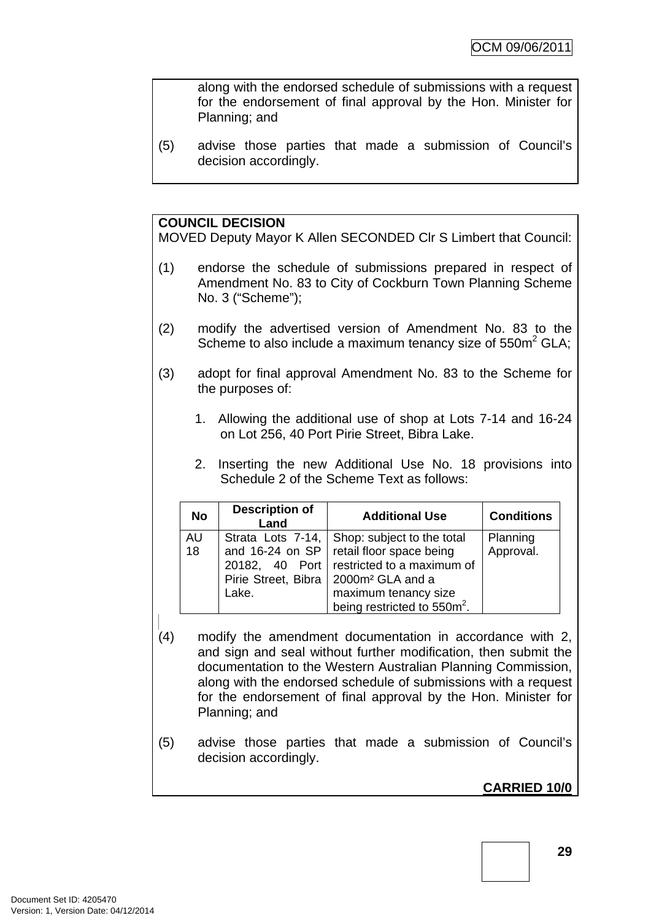along with the endorsed schedule of submissions with a request for the endorsement of final approval by the Hon. Minister for Planning; and

(5) advise those parties that made a submission of Council's decision accordingly.

**COUNCIL DECISION**
MOVED Deputy Mayor K Allen SECONDED Clr S Limbert that Council:

(1) endorse the schedule of submissions prepared in respect of Amendment No. 83 to City of Cockburn Town Planning Scheme No. 3 ("Scheme");

(2) modify the advertised version of Amendment No. 83 to the Scheme to also include a maximum tenancy size of 550m$^2$ GLA;

(3) adopt for final approval Amendment No. 83 to the Scheme for the purposes of:

1. Allowing the additional use of shop at Lots 7-14 and 16-24 on Lot 256, 40 Port Pirie Street, Bibra Lake.

2. Inserting the new Additional Use No. 18 provisions into Schedule 2 of the Scheme Text as follows:

| No | Description of Land | Additional Use | Conditions |
|---|---|---|---|
| AU 18 | Strata Lots 7-14, and 16-24 on SP 20182, 40 Port Pirie Street, Bibra Lake. | Shop: subject to the total retail floor space being restricted to a maximum of 2000m² GLA and a maximum tenancy size being restricted to 550m$^2$. | Planning Approval. |

(4) modify the amendment documentation in accordance with 2, and sign and seal without further modification, then submit the documentation to the Western Australian Planning Commission, along with the endorsed schedule of submissions with a request for the endorsement of final approval by the Hon. Minister for Planning; and

(5) advise those parties that made a submission of Council's decision accordingly.

**CARRIED 10/0**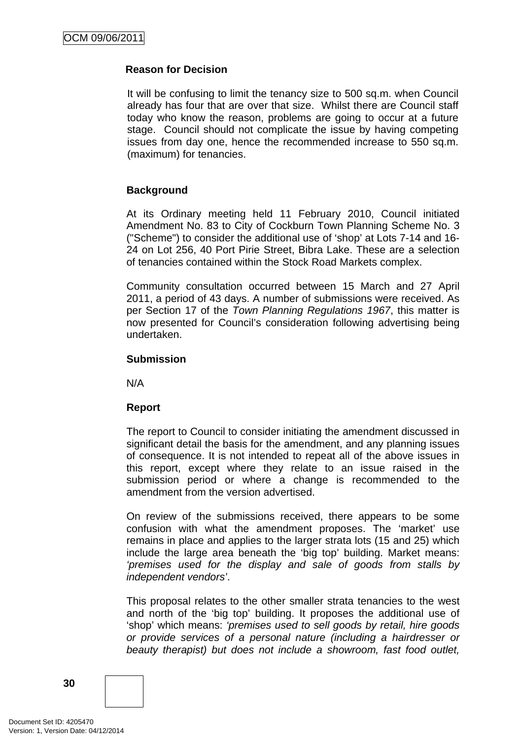**Reason for Decision**

It will be confusing to limit the tenancy size to 500 sq.m. when Council already has four that are over that size. Whilst there are Council staff today who know the reason, problems are going to occur at a future stage. Council should not complicate the issue by having competing issues from day one, hence the recommended increase to 550 sq.m. (maximum) for tenancies.

**Background**

At its Ordinary meeting held 11 February 2010, Council initiated Amendment No. 83 to City of Cockburn Town Planning Scheme No. 3 ("Scheme") to consider the additional use of 'shop' at Lots 7-14 and 16-24 on Lot 256, 40 Port Pirie Street, Bibra Lake. These are a selection of tenancies contained within the Stock Road Markets complex.

Community consultation occurred between 15 March and 27 April 2011, a period of 43 days. A number of submissions were received. As per Section 17 of the *Town Planning Regulations 1967*, this matter is now presented for Council's consideration following advertising being undertaken.

**Submission**

N/A

**Report**

The report to Council to consider initiating the amendment discussed in significant detail the basis for the amendment, and any planning issues of consequence. It is not intended to repeat all of the above issues in this report, except where they relate to an issue raised in the submission period or where a change is recommended to the amendment from the version advertised.

On review of the submissions received, there appears to be some confusion with what the amendment proposes. The 'market' use remains in place and applies to the larger strata lots (15 and 25) which include the large area beneath the 'big top' building. Market means: *'premises used for the display and sale of goods from stalls by independent vendors'*.

This proposal relates to the other smaller strata tenancies to the west and north of the 'big top' building. It proposes the additional use of 'shop' which means: *'premises used to sell goods by retail, hire goods or provide services of a personal nature (including a hairdresser or beauty therapist) but does not include a showroom, fast food outlet,*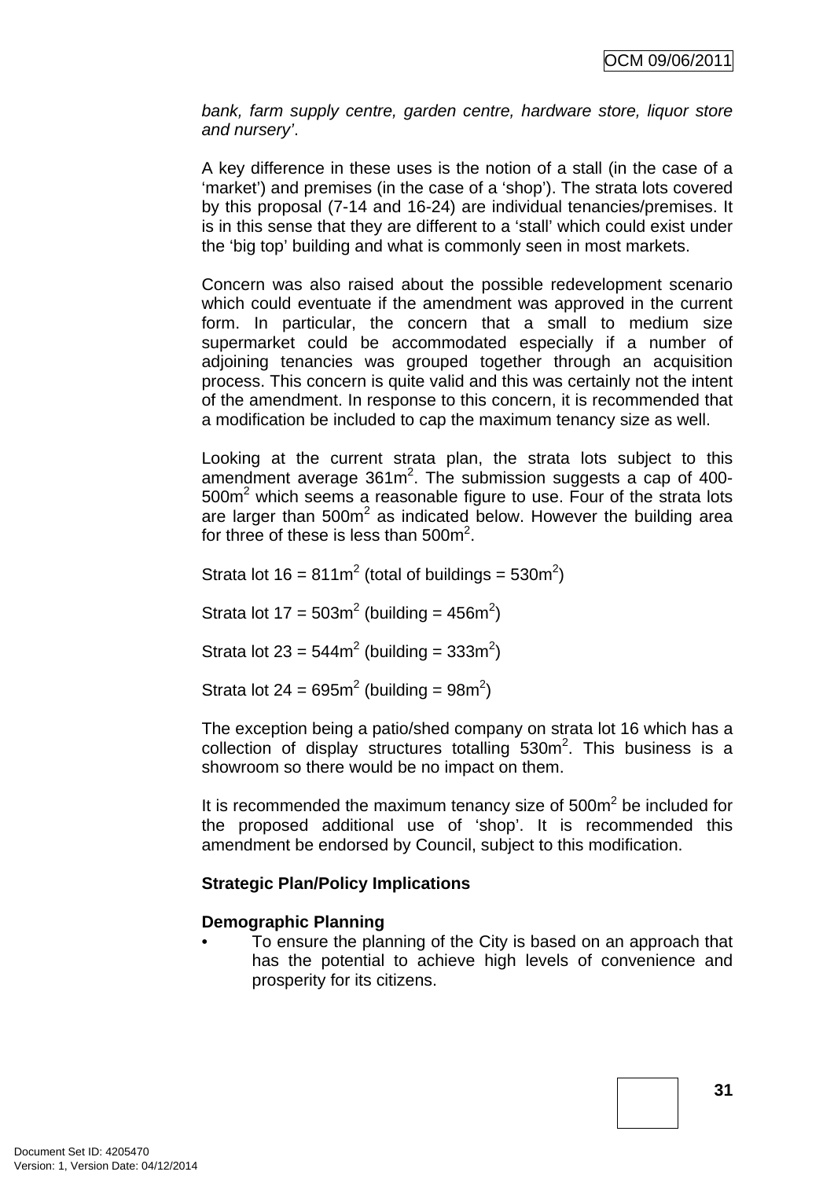*bank, farm supply centre, garden centre, hardware store, liquor store and nursery'*.

A key difference in these uses is the notion of a stall (in the case of a 'market') and premises (in the case of a 'shop'). The strata lots covered by this proposal (7-14 and 16-24) are individual tenancies/premises. It is in this sense that they are different to a 'stall' which could exist under the 'big top' building and what is commonly seen in most markets.

Concern was also raised about the possible redevelopment scenario which could eventuate if the amendment was approved in the current form. In particular, the concern that a small to medium size supermarket could be accommodated especially if a number of adjoining tenancies was grouped together through an acquisition process. This concern is quite valid and this was certainly not the intent of the amendment. In response to this concern, it is recommended that a modification be included to cap the maximum tenancy size as well.

Looking at the current strata plan, the strata lots subject to this amendment average 361m$^2$. The submission suggests a cap of 400-500m$^2$ which seems a reasonable figure to use. Four of the strata lots are larger than 500m$^2$ as indicated below. However the building area for three of these is less than 500m$^2$.

Strata lot 16 = 811m$^2$ (total of buildings = 530m$^2$)

Strata lot 17 = 503m$^2$ (building = 456m$^2$)

Strata lot 23 = 544m$^2$ (building = 333m$^2$)

Strata lot 24 = 695m$^2$ (building = 98m$^2$)

The exception being a patio/shed company on strata lot 16 which has a collection of display structures totalling 530m$^2$. This business is a showroom so there would be no impact on them.

It is recommended the maximum tenancy size of 500m$^2$ be included for the proposed additional use of 'shop'. It is recommended this amendment be endorsed by Council, subject to this modification.

**Strategic Plan/Policy Implications**

**Demographic Planning**

- To ensure the planning of the City is based on an approach that has the potential to achieve high levels of convenience and prosperity for its citizens.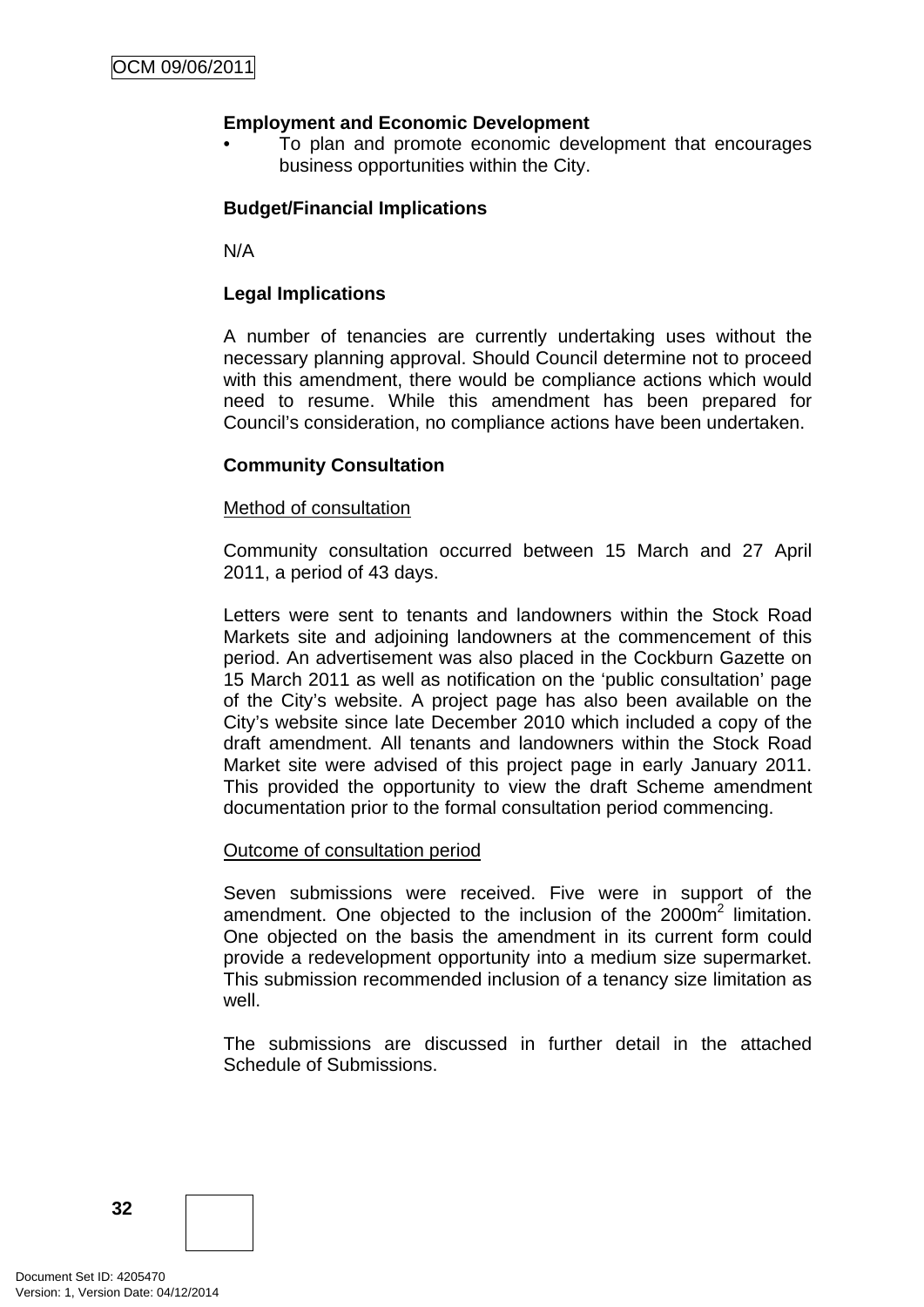**Employment and Economic Development**

- To plan and promote economic development that encourages business opportunities within the City.

**Budget/Financial Implications**

N/A

**Legal Implications**

A number of tenancies are currently undertaking uses without the necessary planning approval. Should Council determine not to proceed with this amendment, there would be compliance actions which would need to resume. While this amendment has been prepared for Council's consideration, no compliance actions have been undertaken.

**Community Consultation**

Method of consultation

Community consultation occurred between 15 March and 27 April 2011, a period of 43 days.

Letters were sent to tenants and landowners within the Stock Road Markets site and adjoining landowners at the commencement of this period. An advertisement was also placed in the Cockburn Gazette on 15 March 2011 as well as notification on the 'public consultation' page of the City's website. A project page has also been available on the City's website since late December 2010 which included a copy of the draft amendment. All tenants and landowners within the Stock Road Market site were advised of this project page in early January 2011. This provided the opportunity to view the draft Scheme amendment documentation prior to the formal consultation period commencing.

Outcome of consultation period

Seven submissions were received. Five were in support of the amendment. One objected to the inclusion of the 2000m$^2$ limitation. One objected on the basis the amendment in its current form could provide a redevelopment opportunity into a medium size supermarket. This submission recommended inclusion of a tenancy size limitation as well.

The submissions are discussed in further detail in the attached Schedule of Submissions.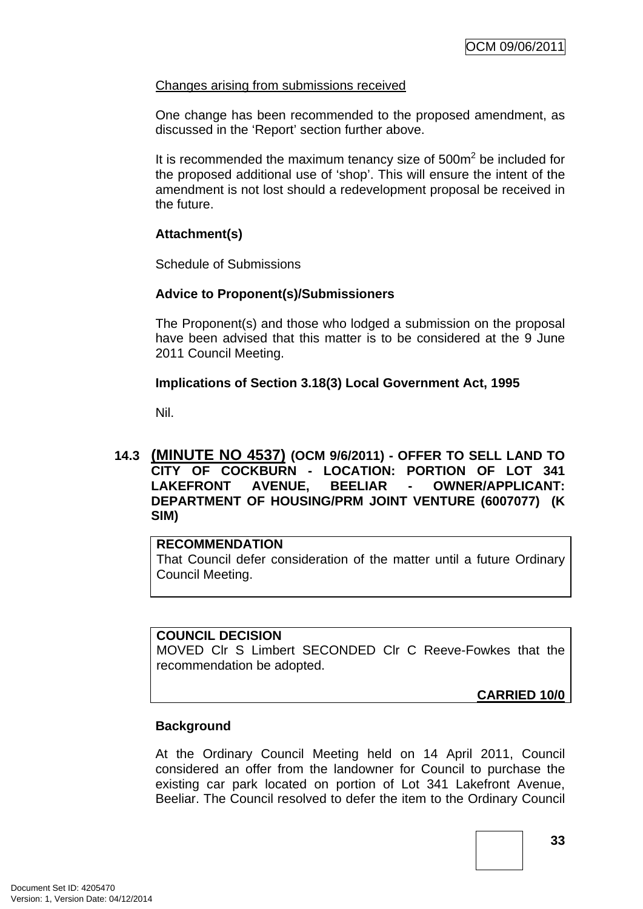Changes arising from submissions received

One change has been recommended to the proposed amendment, as discussed in the 'Report' section further above.

It is recommended the maximum tenancy size of 500m$^2$ be included for the proposed additional use of 'shop'. This will ensure the intent of the amendment is not lost should a redevelopment proposal be received in the future.

**Attachment(s)**

Schedule of Submissions

**Advice to Proponent(s)/Submissioners**

The Proponent(s) and those who lodged a submission on the proposal have been advised that this matter is to be considered at the 9 June 2011 Council Meeting.

**Implications of Section 3.18(3) Local Government Act, 1995**

Nil.

### 14.3 (MINUTE NO 4537) (OCM 9/6/2011) - OFFER TO SELL LAND TO CITY OF COCKBURN - LOCATION: PORTION OF LOT 341 LAKEFRONT AVENUE, BEELIAR - OWNER/APPLICANT: DEPARTMENT OF HOUSING/PRM JOINT VENTURE (6007077) (K SIM)

**RECOMMENDATION**
That Council defer consideration of the matter until a future Ordinary Council Meeting.

**COUNCIL DECISION**
MOVED Clr S Limbert SECONDED Clr C Reeve-Fowkes that the recommendation be adopted.

**CARRIED 10/0**

**Background**

At the Ordinary Council Meeting held on 14 April 2011, Council considered an offer from the landowner for Council to purchase the existing car park located on portion of Lot 341 Lakefront Avenue, Beeliar. The Council resolved to defer the item to the Ordinary Council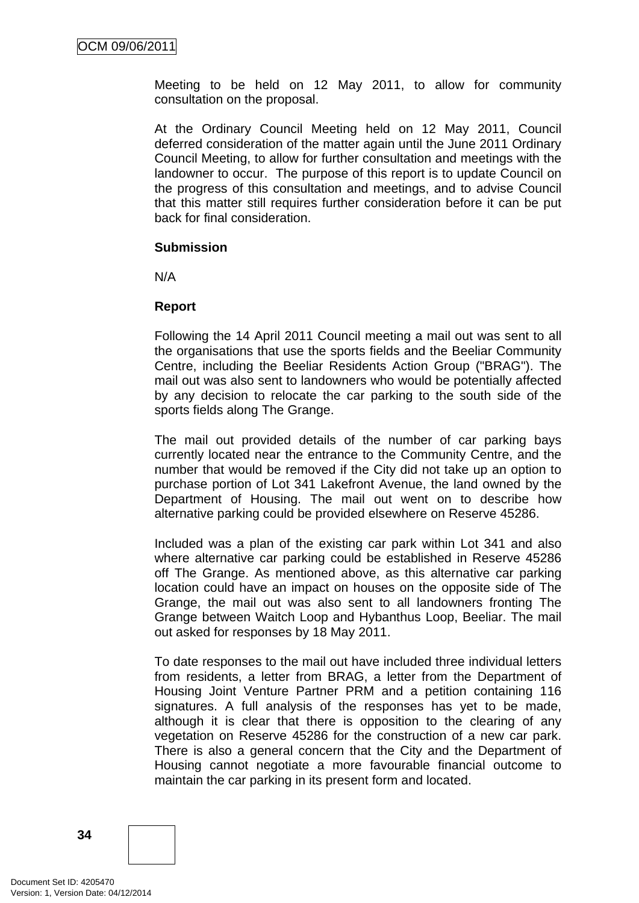Meeting to be held on 12 May 2011, to allow for community consultation on the proposal.

At the Ordinary Council Meeting held on 12 May 2011, Council deferred consideration of the matter again until the June 2011 Ordinary Council Meeting, to allow for further consultation and meetings with the landowner to occur. The purpose of this report is to update Council on the progress of this consultation and meetings, and to advise Council that this matter still requires further consideration before it can be put back for final consideration.

**Submission**

N/A

**Report**

Following the 14 April 2011 Council meeting a mail out was sent to all the organisations that use the sports fields and the Beeliar Community Centre, including the Beeliar Residents Action Group ("BRAG"). The mail out was also sent to landowners who would be potentially affected by any decision to relocate the car parking to the south side of the sports fields along The Grange.

The mail out provided details of the number of car parking bays currently located near the entrance to the Community Centre, and the number that would be removed if the City did not take up an option to purchase portion of Lot 341 Lakefront Avenue, the land owned by the Department of Housing. The mail out went on to describe how alternative parking could be provided elsewhere on Reserve 45286.

Included was a plan of the existing car park within Lot 341 and also where alternative car parking could be established in Reserve 45286 off The Grange. As mentioned above, as this alternative car parking location could have an impact on houses on the opposite side of The Grange, the mail out was also sent to all landowners fronting The Grange between Waitch Loop and Hybanthus Loop, Beeliar. The mail out asked for responses by 18 May 2011.

To date responses to the mail out have included three individual letters from residents, a letter from BRAG, a letter from the Department of Housing Joint Venture Partner PRM and a petition containing 116 signatures. A full analysis of the responses has yet to be made, although it is clear that there is opposition to the clearing of any vegetation on Reserve 45286 for the construction of a new car park. There is also a general concern that the City and the Department of Housing cannot negotiate a more favourable financial outcome to maintain the car parking in its present form and located.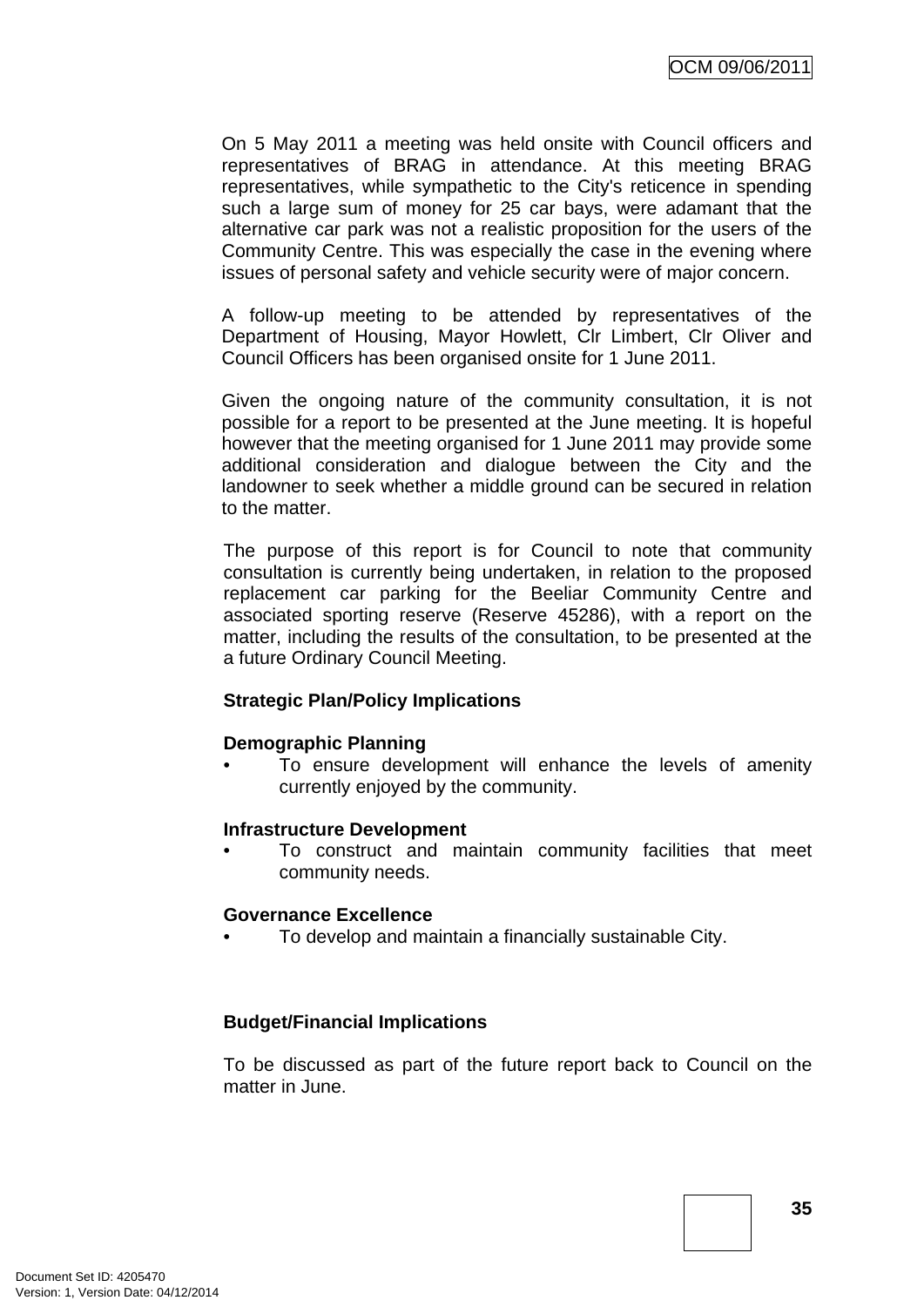On 5 May 2011 a meeting was held onsite with Council officers and representatives of BRAG in attendance. At this meeting BRAG representatives, while sympathetic to the City's reticence in spending such a large sum of money for 25 car bays, were adamant that the alternative car park was not a realistic proposition for the users of the Community Centre. This was especially the case in the evening where issues of personal safety and vehicle security were of major concern.

A follow-up meeting to be attended by representatives of the Department of Housing, Mayor Howlett, Clr Limbert, Clr Oliver and Council Officers has been organised onsite for 1 June 2011.

Given the ongoing nature of the community consultation, it is not possible for a report to be presented at the June meeting. It is hopeful however that the meeting organised for 1 June 2011 may provide some additional consideration and dialogue between the City and the landowner to seek whether a middle ground can be secured in relation to the matter.

The purpose of this report is for Council to note that community consultation is currently being undertaken, in relation to the proposed replacement car parking for the Beeliar Community Centre and associated sporting reserve (Reserve 45286), with a report on the matter, including the results of the consultation, to be presented at the a future Ordinary Council Meeting.

**Strategic Plan/Policy Implications**

**Demographic Planning**

- To ensure development will enhance the levels of amenity currently enjoyed by the community.

**Infrastructure Development**

- To construct and maintain community facilities that meet community needs.

**Governance Excellence**

- To develop and maintain a financially sustainable City.

**Budget/Financial Implications**

To be discussed as part of the future report back to Council on the matter in June.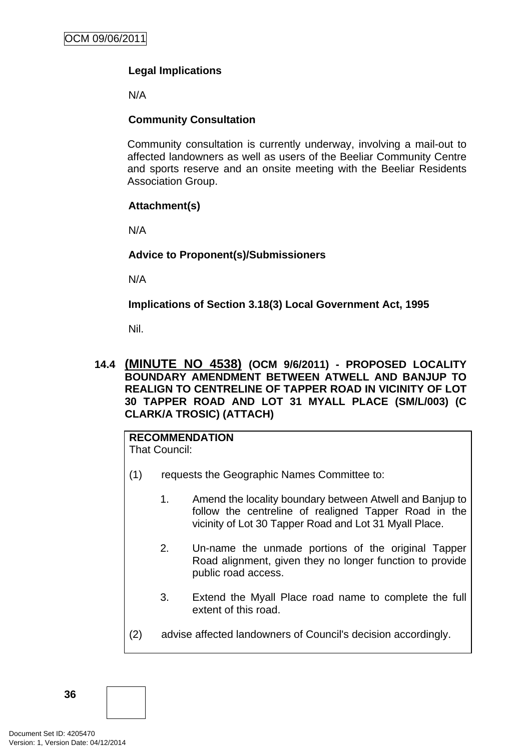**Legal Implications**

N/A

**Community Consultation**

Community consultation is currently underway, involving a mail-out to affected landowners as well as users of the Beeliar Community Centre and sports reserve and an onsite meeting with the Beeliar Residents Association Group.

**Attachment(s)**

N/A

**Advice to Proponent(s)/Submissioners**

N/A

**Implications of Section 3.18(3) Local Government Act, 1995**

Nil.

## 14.4 (MINUTE NO 4538) (OCM 9/6/2011) - PROPOSED LOCALITY BOUNDARY AMENDMENT BETWEEN ATWELL AND BANJUP TO REALIGN TO CENTRELINE OF TAPPER ROAD IN VICINITY OF LOT 30 TAPPER ROAD AND LOT 31 MYALL PLACE (SM/L/003) (C CLARK/A TROSIC) (ATTACH)

**RECOMMENDATION**
That Council:

(1) requests the Geographic Names Committee to:

1. Amend the locality boundary between Atwell and Banjup to follow the centreline of realigned Tapper Road in the vicinity of Lot 30 Tapper Road and Lot 31 Myall Place.

2. Un-name the unmade portions of the original Tapper Road alignment, given they no longer function to provide public road access.

3. Extend the Myall Place road name to complete the full extent of this road.

(2) advise affected landowners of Council's decision accordingly.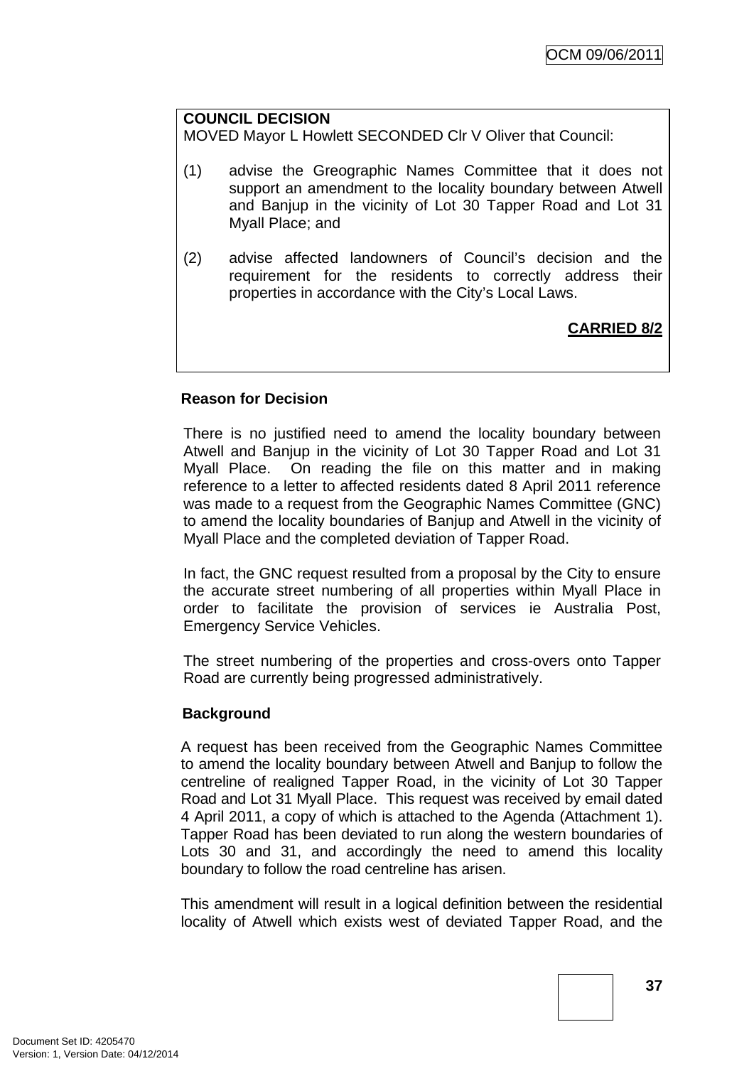**COUNCIL DECISION**
MOVED Mayor L Howlett SECONDED Clr V Oliver that Council:

(1) advise the Greographic Names Committee that it does not support an amendment to the locality boundary between Atwell and Banjup in the vicinity of Lot 30 Tapper Road and Lot 31 Myall Place; and

(2) advise affected landowners of Council's decision and the requirement for the residents to correctly address their properties in accordance with the City's Local Laws.

**CARRIED 8/2**

**Reason for Decision**

There is no justified need to amend the locality boundary between Atwell and Banjup in the vicinity of Lot 30 Tapper Road and Lot 31 Myall Place. On reading the file on this matter and in making reference to a letter to affected residents dated 8 April 2011 reference was made to a request from the Geographic Names Committee (GNC) to amend the locality boundaries of Banjup and Atwell in the vicinity of Myall Place and the completed deviation of Tapper Road.

In fact, the GNC request resulted from a proposal by the City to ensure the accurate street numbering of all properties within Myall Place in order to facilitate the provision of services ie Australia Post, Emergency Service Vehicles.

The street numbering of the properties and cross-overs onto Tapper Road are currently being progressed administratively.

**Background**

A request has been received from the Geographic Names Committee to amend the locality boundary between Atwell and Banjup to follow the centreline of realigned Tapper Road, in the vicinity of Lot 30 Tapper Road and Lot 31 Myall Place. This request was received by email dated 4 April 2011, a copy of which is attached to the Agenda (Attachment 1). Tapper Road has been deviated to run along the western boundaries of Lots 30 and 31, and accordingly the need to amend this locality boundary to follow the road centreline has arisen.

This amendment will result in a logical definition between the residential locality of Atwell which exists west of deviated Tapper Road, and the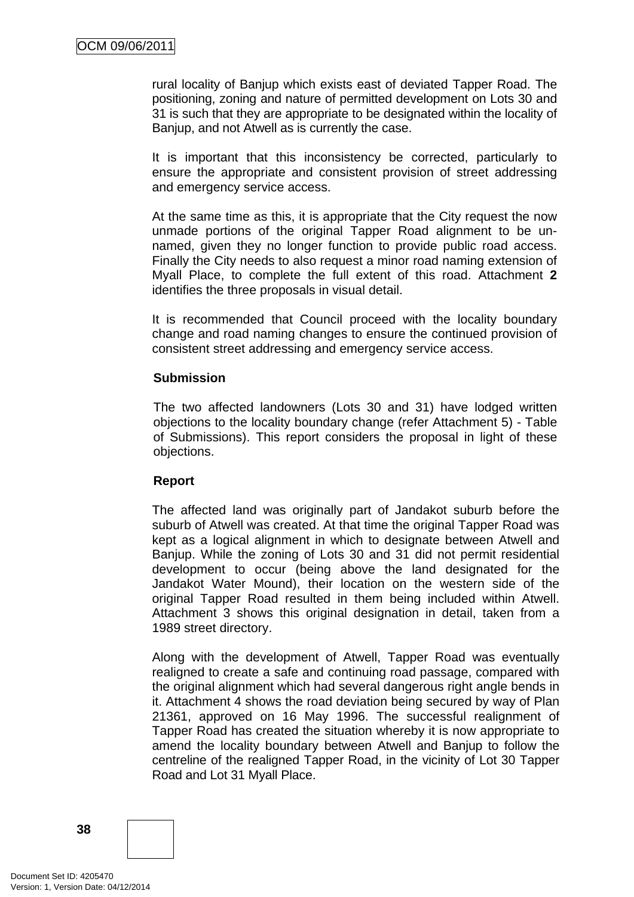rural locality of Banjup which exists east of deviated Tapper Road. The positioning, zoning and nature of permitted development on Lots 30 and 31 is such that they are appropriate to be designated within the locality of Banjup, and not Atwell as is currently the case.

It is important that this inconsistency be corrected, particularly to ensure the appropriate and consistent provision of street addressing and emergency service access.

At the same time as this, it is appropriate that the City request the now unmade portions of the original Tapper Road alignment to be un-named, given they no longer function to provide public road access. Finally the City needs to also request a minor road naming extension of Myall Place, to complete the full extent of this road. Attachment **2** identifies the three proposals in visual detail.

It is recommended that Council proceed with the locality boundary change and road naming changes to ensure the continued provision of consistent street addressing and emergency service access.

**Submission**

The two affected landowners (Lots 30 and 31) have lodged written objections to the locality boundary change (refer Attachment 5) - Table of Submissions). This report considers the proposal in light of these objections.

**Report**

The affected land was originally part of Jandakot suburb before the suburb of Atwell was created. At that time the original Tapper Road was kept as a logical alignment in which to designate between Atwell and Banjup. While the zoning of Lots 30 and 31 did not permit residential development to occur (being above the land designated for the Jandakot Water Mound), their location on the western side of the original Tapper Road resulted in them being included within Atwell. Attachment 3 shows this original designation in detail, taken from a 1989 street directory.

Along with the development of Atwell, Tapper Road was eventually realigned to create a safe and continuing road passage, compared with the original alignment which had several dangerous right angle bends in it. Attachment 4 shows the road deviation being secured by way of Plan 21361, approved on 16 May 1996. The successful realignment of Tapper Road has created the situation whereby it is now appropriate to amend the locality boundary between Atwell and Banjup to follow the centreline of the realigned Tapper Road, in the vicinity of Lot 30 Tapper Road and Lot 31 Myall Place.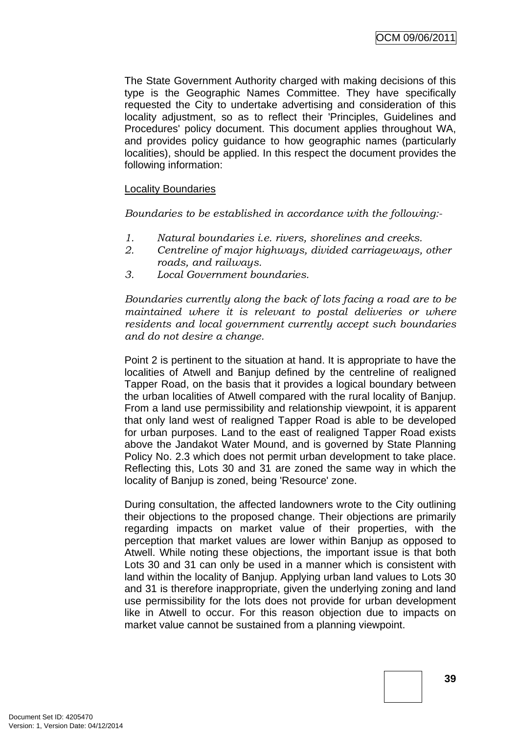The State Government Authority charged with making decisions of this type is the Geographic Names Committee. They have specifically requested the City to undertake advertising and consideration of this locality adjustment, so as to reflect their 'Principles, Guidelines and Procedures' policy document. This document applies throughout WA, and provides policy guidance to how geographic names (particularly localities), should be applied. In this respect the document provides the following information:

Locality Boundaries

*Boundaries to be established in accordance with the following:-*

1. *Natural boundaries i.e. rivers, shorelines and creeks.*
2. *Centreline of major highways, divided carriageways, other roads, and railways.*
3. *Local Government boundaries.*

*Boundaries currently along the back of lots facing a road are to be maintained where it is relevant to postal deliveries or where residents and local government currently accept such boundaries and do not desire a change.*

Point 2 is pertinent to the situation at hand. It is appropriate to have the localities of Atwell and Banjup defined by the centreline of realigned Tapper Road, on the basis that it provides a logical boundary between the urban localities of Atwell compared with the rural locality of Banjup. From a land use permissibility and relationship viewpoint, it is apparent that only land west of realigned Tapper Road is able to be developed for urban purposes. Land to the east of realigned Tapper Road exists above the Jandakot Water Mound, and is governed by State Planning Policy No. 2.3 which does not permit urban development to take place. Reflecting this, Lots 30 and 31 are zoned the same way in which the locality of Banjup is zoned, being 'Resource' zone.

During consultation, the affected landowners wrote to the City outlining their objections to the proposed change. Their objections are primarily regarding impacts on market value of their properties, with the perception that market values are lower within Banjup as opposed to Atwell. While noting these objections, the important issue is that both Lots 30 and 31 can only be used in a manner which is consistent with land within the locality of Banjup. Applying urban land values to Lots 30 and 31 is therefore inappropriate, given the underlying zoning and land use permissibility for the lots does not provide for urban development like in Atwell to occur. For this reason objection due to impacts on market value cannot be sustained from a planning viewpoint.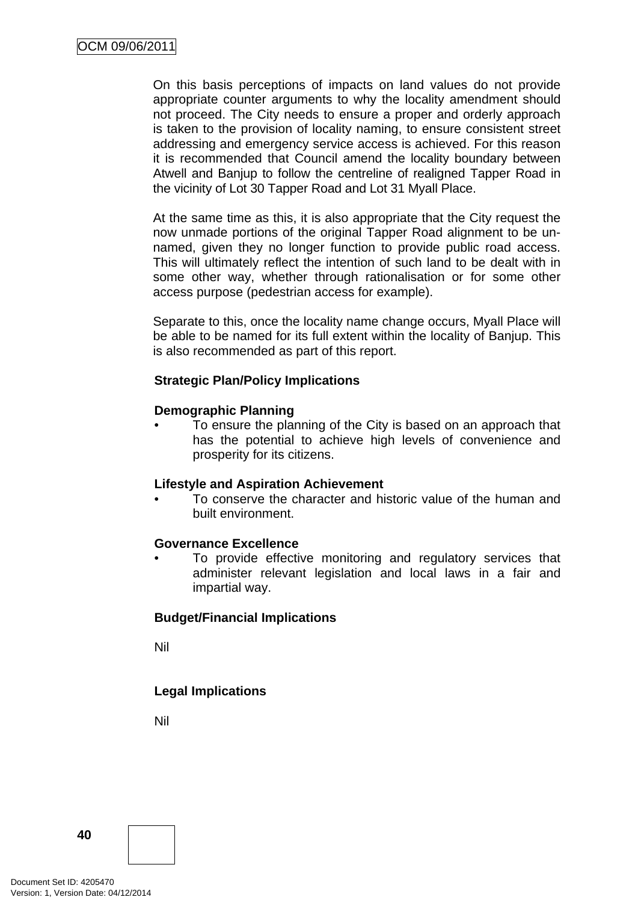On this basis perceptions of impacts on land values do not provide appropriate counter arguments to why the locality amendment should not proceed. The City needs to ensure a proper and orderly approach is taken to the provision of locality naming, to ensure consistent street addressing and emergency service access is achieved. For this reason it is recommended that Council amend the locality boundary between Atwell and Banjup to follow the centreline of realigned Tapper Road in the vicinity of Lot 30 Tapper Road and Lot 31 Myall Place.

At the same time as this, it is also appropriate that the City request the now unmade portions of the original Tapper Road alignment to be un-named, given they no longer function to provide public road access. This will ultimately reflect the intention of such land to be dealt with in some other way, whether through rationalisation or for some other access purpose (pedestrian access for example).

Separate to this, once the locality name change occurs, Myall Place will be able to be named for its full extent within the locality of Banjup. This is also recommended as part of this report.

**Strategic Plan/Policy Implications**

**Demographic Planning**

- To ensure the planning of the City is based on an approach that has the potential to achieve high levels of convenience and prosperity for its citizens.

**Lifestyle and Aspiration Achievement**

- To conserve the character and historic value of the human and built environment.

**Governance Excellence**

- To provide effective monitoring and regulatory services that administer relevant legislation and local laws in a fair and impartial way.

**Budget/Financial Implications**

Nil

**Legal Implications**

Nil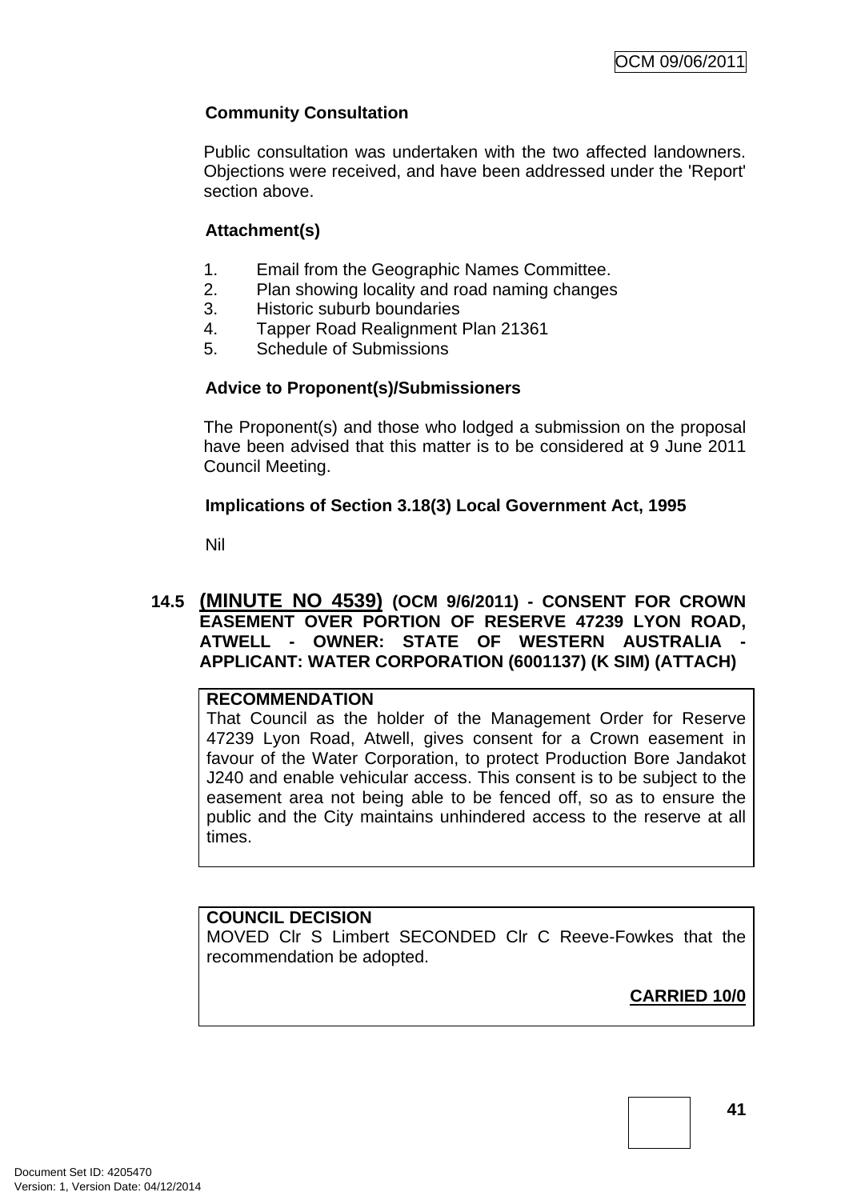**Community Consultation**

Public consultation was undertaken with the two affected landowners. Objections were received, and have been addressed under the 'Report' section above.

**Attachment(s)**

1. Email from the Geographic Names Committee.
2. Plan showing locality and road naming changes
3. Historic suburb boundaries
4. Tapper Road Realignment Plan 21361
5. Schedule of Submissions

**Advice to Proponent(s)/Submissioners**

The Proponent(s) and those who lodged a submission on the proposal have been advised that this matter is to be considered at 9 June 2011 Council Meeting.

**Implications of Section 3.18(3) Local Government Act, 1995**

Nil

## 14.5 (MINUTE NO 4539) (OCM 9/6/2011) - CONSENT FOR CROWN EASEMENT OVER PORTION OF RESERVE 47239 LYON ROAD, ATWELL - OWNER: STATE OF WESTERN AUSTRALIA - APPLICANT: WATER CORPORATION (6001137) (K SIM) (ATTACH)

**RECOMMENDATION**
That Council as the holder of the Management Order for Reserve 47239 Lyon Road, Atwell, gives consent for a Crown easement in favour of the Water Corporation, to protect Production Bore Jandakot J240 and enable vehicular access. This consent is to be subject to the easement area not being able to be fenced off, so as to ensure the public and the City maintains unhindered access to the reserve at all times.

**COUNCIL DECISION**
MOVED Clr S Limbert SECONDED Clr C Reeve-Fowkes that the recommendation be adopted.

**CARRIED 10/0**

Document Set ID: 4205470
Version: 1, Version Date: 04/12/2014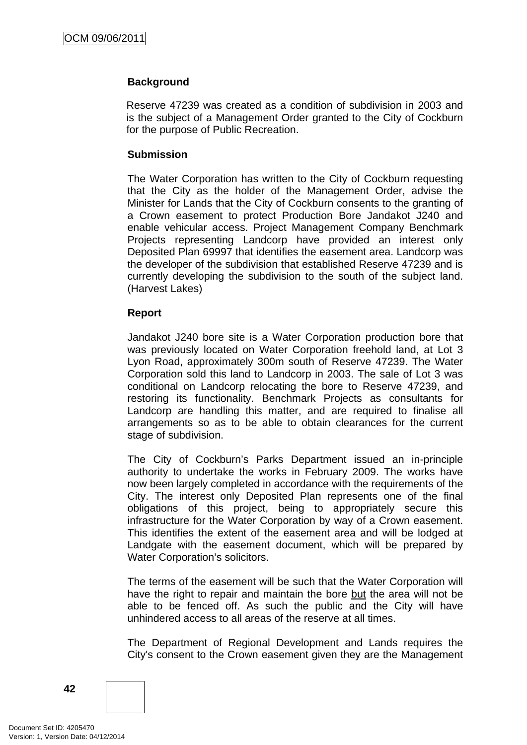**Background**

Reserve 47239 was created as a condition of subdivision in 2003 and is the subject of a Management Order granted to the City of Cockburn for the purpose of Public Recreation.

**Submission**

The Water Corporation has written to the City of Cockburn requesting that the City as the holder of the Management Order, advise the Minister for Lands that the City of Cockburn consents to the granting of a Crown easement to protect Production Bore Jandakot J240 and enable vehicular access. Project Management Company Benchmark Projects representing Landcorp have provided an interest only Deposited Plan 69997 that identifies the easement area. Landcorp was the developer of the subdivision that established Reserve 47239 and is currently developing the subdivision to the south of the subject land. (Harvest Lakes)

**Report**

Jandakot J240 bore site is a Water Corporation production bore that was previously located on Water Corporation freehold land, at Lot 3 Lyon Road, approximately 300m south of Reserve 47239. The Water Corporation sold this land to Landcorp in 2003. The sale of Lot 3 was conditional on Landcorp relocating the bore to Reserve 47239, and restoring its functionality. Benchmark Projects as consultants for Landcorp are handling this matter, and are required to finalise all arrangements so as to be able to obtain clearances for the current stage of subdivision.

The City of Cockburn's Parks Department issued an in-principle authority to undertake the works in February 2009. The works have now been largely completed in accordance with the requirements of the City. The interest only Deposited Plan represents one of the final obligations of this project, being to appropriately secure this infrastructure for the Water Corporation by way of a Crown easement. This identifies the extent of the easement area and will be lodged at Landgate with the easement document, which will be prepared by Water Corporation's solicitors.

The terms of the easement will be such that the Water Corporation will have the right to repair and maintain the bore <u>but</u> the area will not be able to be fenced off. As such the public and the City will have unhindered access to all areas of the reserve at all times.

The Department of Regional Development and Lands requires the City's consent to the Crown easement given they are the Management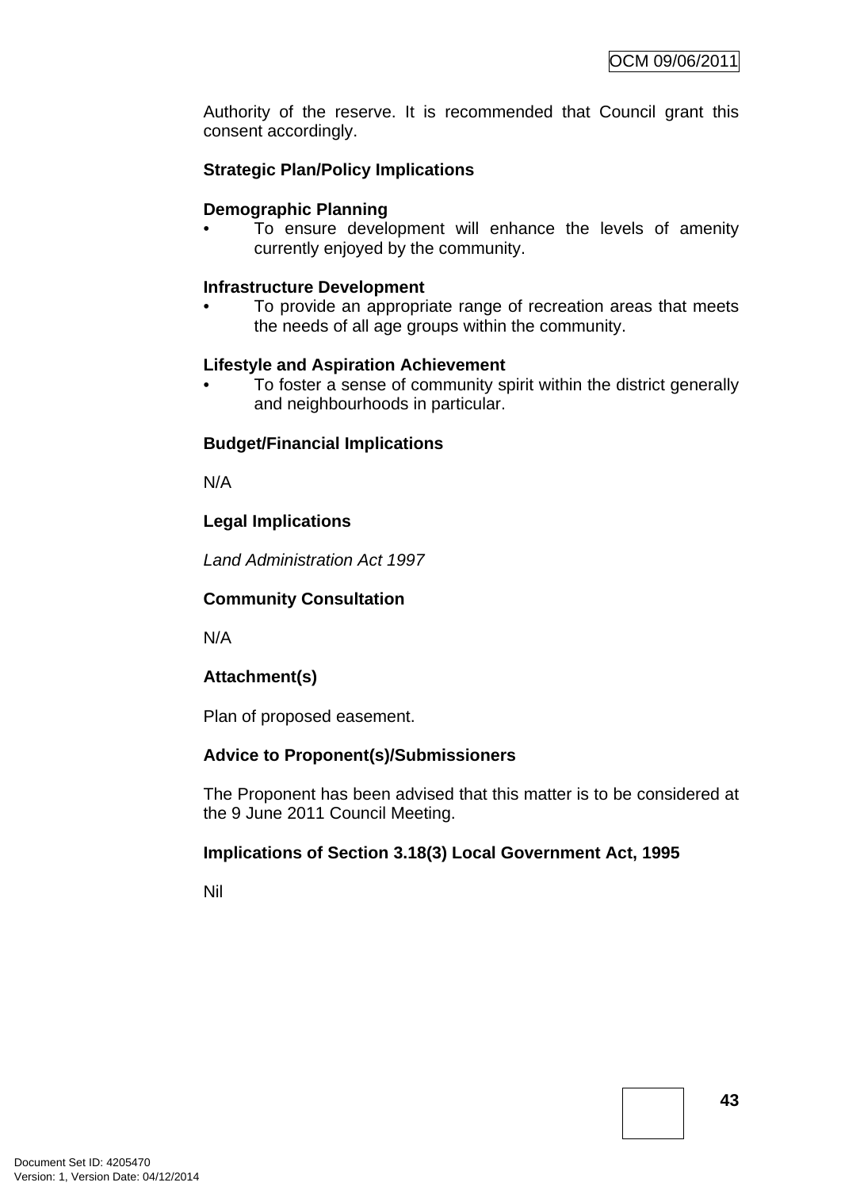Authority of the reserve. It is recommended that Council grant this consent accordingly.

**Strategic Plan/Policy Implications**

**Demographic Planning**

- To ensure development will enhance the levels of amenity currently enjoyed by the community.

**Infrastructure Development**

- To provide an appropriate range of recreation areas that meets the needs of all age groups within the community.

**Lifestyle and Aspiration Achievement**

- To foster a sense of community spirit within the district generally and neighbourhoods in particular.

**Budget/Financial Implications**

N/A

**Legal Implications**

*Land Administration Act 1997*

**Community Consultation**

N/A

**Attachment(s)**

Plan of proposed easement.

**Advice to Proponent(s)/Submissioners**

The Proponent has been advised that this matter is to be considered at the 9 June 2011 Council Meeting.

**Implications of Section 3.18(3) Local Government Act, 1995**

Nil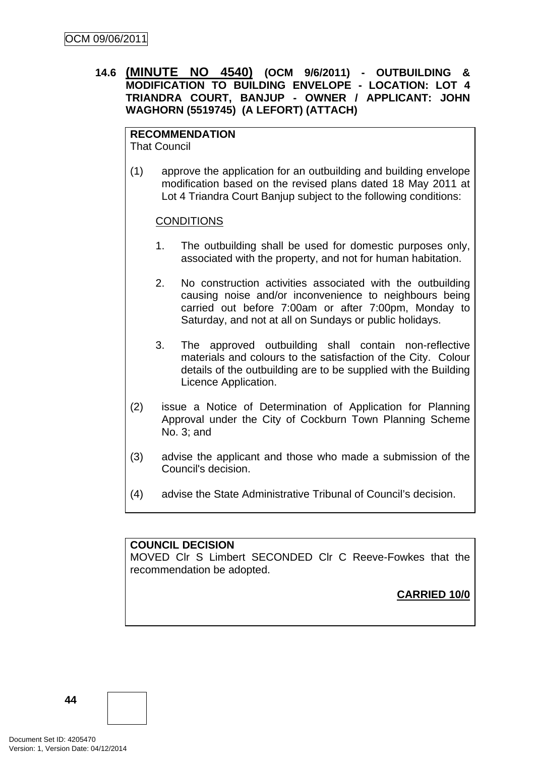### 14.6 (MINUTE NO 4540) (OCM 9/6/2011) - OUTBUILDING & MODIFICATION TO BUILDING ENVELOPE - LOCATION: LOT 4 TRIANDRA COURT, BANJUP - OWNER / APPLICANT: JOHN WAGHORN (5519745) (A LEFORT) (ATTACH)

**RECOMMENDATION**
That Council

(1) approve the application for an outbuilding and building envelope modification based on the revised plans dated 18 May 2011 at Lot 4 Triandra Court Banjup subject to the following conditions:

<u>CONDITIONS</u>

1. The outbuilding shall be used for domestic purposes only, associated with the property, and not for human habitation.

2. No construction activities associated with the outbuilding causing noise and/or inconvenience to neighbours being carried out before 7:00am or after 7:00pm, Monday to Saturday, and not at all on Sundays or public holidays.

3. The approved outbuilding shall contain non-reflective materials and colours to the satisfaction of the City. Colour details of the outbuilding are to be supplied with the Building Licence Application.

(2) issue a Notice of Determination of Application for Planning Approval under the City of Cockburn Town Planning Scheme No. 3; and

(3) advise the applicant and those who made a submission of the Council's decision.

(4) advise the State Administrative Tribunal of Council's decision.

**COUNCIL DECISION**
MOVED Clr S Limbert SECONDED Clr C Reeve-Fowkes that the recommendation be adopted.

**CARRIED 10/0**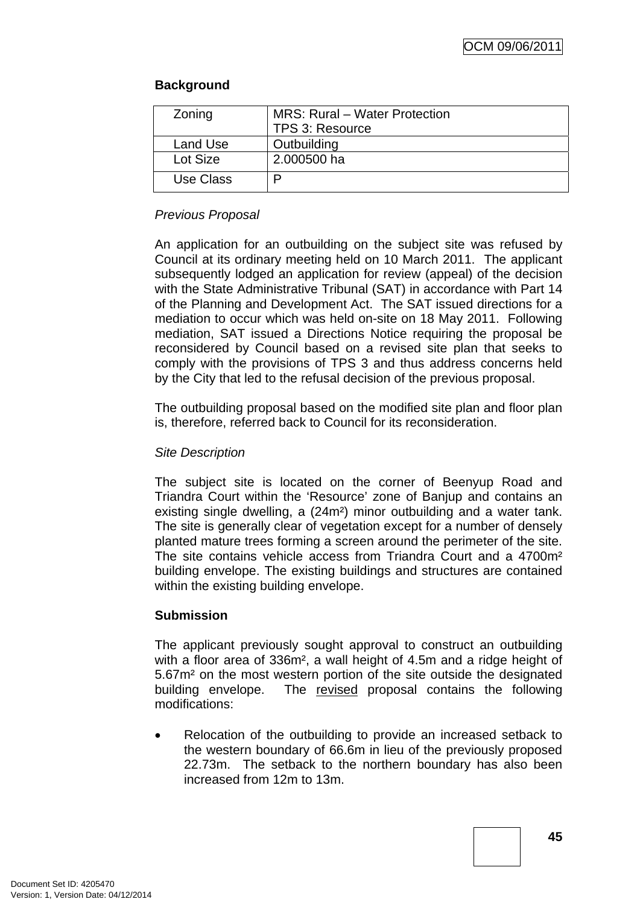**Background**

| Zoning | MRS: Rural – Water Protection<br>TPS 3: Resource |
|---|---|
| Land Use | Outbuilding |
| Lot Size | 2.000500 ha |
| Use Class | P |

*Previous Proposal*

An application for an outbuilding on the subject site was refused by Council at its ordinary meeting held on 10 March 2011. The applicant subsequently lodged an application for review (appeal) of the decision with the State Administrative Tribunal (SAT) in accordance with Part 14 of the Planning and Development Act. The SAT issued directions for a mediation to occur which was held on-site on 18 May 2011. Following mediation, SAT issued a Directions Notice requiring the proposal be reconsidered by Council based on a revised site plan that seeks to comply with the provisions of TPS 3 and thus address concerns held by the City that led to the refusal decision of the previous proposal.

The outbuilding proposal based on the modified site plan and floor plan is, therefore, referred back to Council for its reconsideration.

*Site Description*

The subject site is located on the corner of Beenyup Road and Triandra Court within the 'Resource' zone of Banjup and contains an existing single dwelling, a (24m²) minor outbuilding and a water tank. The site is generally clear of vegetation except for a number of densely planted mature trees forming a screen around the perimeter of the site. The site contains vehicle access from Triandra Court and a 4700m² building envelope. The existing buildings and structures are contained within the existing building envelope.

**Submission**

The applicant previously sought approval to construct an outbuilding with a floor area of 336m², a wall height of 4.5m and a ridge height of 5.67m² on the most western portion of the site outside the designated building envelope. The <u>revised</u> proposal contains the following modifications:

- Relocation of the outbuilding to provide an increased setback to the western boundary of 66.6m in lieu of the previously proposed 22.73m. The setback to the northern boundary has also been increased from 12m to 13m.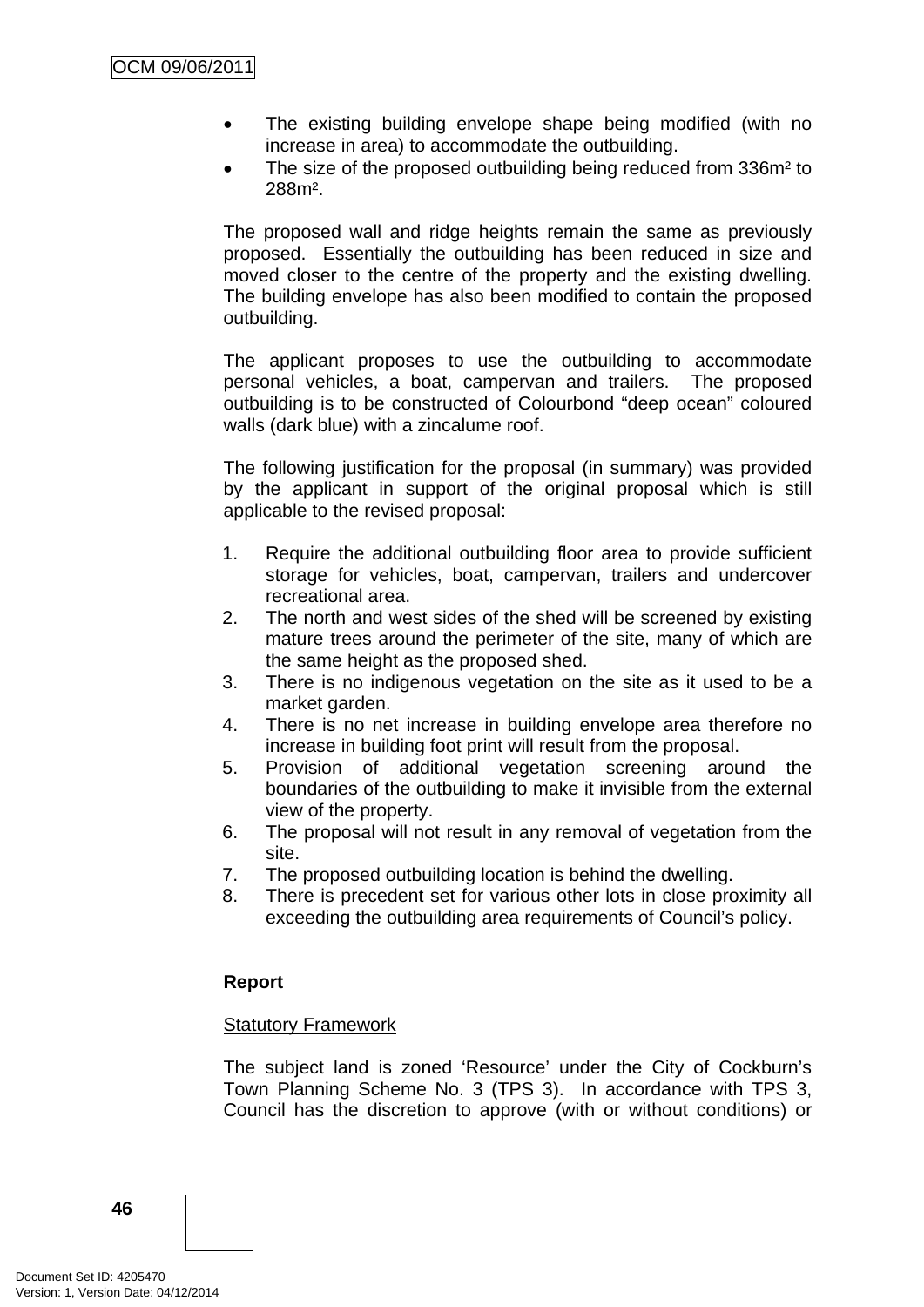- The existing building envelope shape being modified (with no increase in area) to accommodate the outbuilding.
- The size of the proposed outbuilding being reduced from 336m² to 288m².

The proposed wall and ridge heights remain the same as previously proposed. Essentially the outbuilding has been reduced in size and moved closer to the centre of the property and the existing dwelling. The building envelope has also been modified to contain the proposed outbuilding.

The applicant proposes to use the outbuilding to accommodate personal vehicles, a boat, campervan and trailers. The proposed outbuilding is to be constructed of Colourbond "deep ocean" coloured walls (dark blue) with a zincalume roof.

The following justification for the proposal (in summary) was provided by the applicant in support of the original proposal which is still applicable to the revised proposal:

1. Require the additional outbuilding floor area to provide sufficient storage for vehicles, boat, campervan, trailers and undercover recreational area.
2. The north and west sides of the shed will be screened by existing mature trees around the perimeter of the site, many of which are the same height as the proposed shed.
3. There is no indigenous vegetation on the site as it used to be a market garden.
4. There is no net increase in building envelope area therefore no increase in building foot print will result from the proposal.
5. Provision of additional vegetation screening around the boundaries of the outbuilding to make it invisible from the external view of the property.
6. The proposal will not result in any removal of vegetation from the site.
7. The proposed outbuilding location is behind the dwelling.
8. There is precedent set for various other lots in close proximity all exceeding the outbuilding area requirements of Council's policy.

**Report**

Statutory Framework

The subject land is zoned 'Resource' under the City of Cockburn's Town Planning Scheme No. 3 (TPS 3). In accordance with TPS 3, Council has the discretion to approve (with or without conditions) or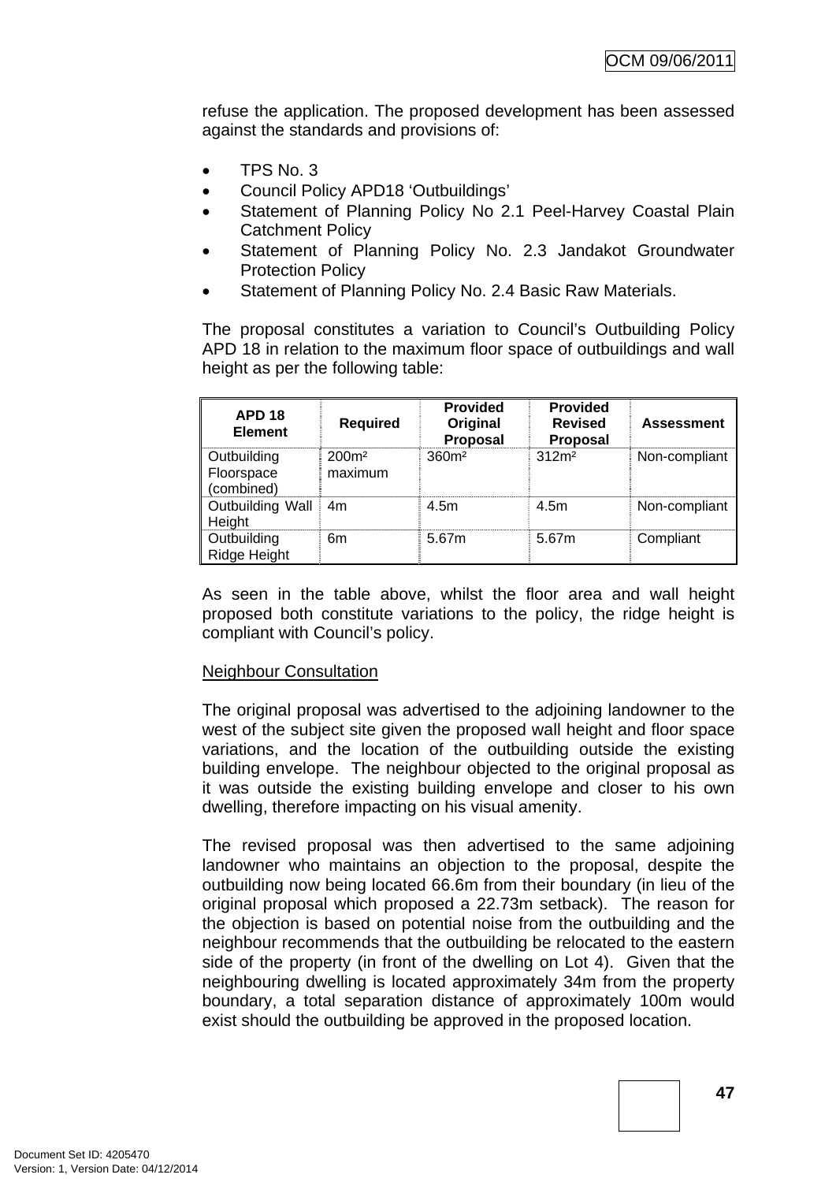refuse the application. The proposed development has been assessed against the standards and provisions of:

- TPS No. 3
- Council Policy APD18 'Outbuildings'
- Statement of Planning Policy No 2.1 Peel-Harvey Coastal Plain Catchment Policy
- Statement of Planning Policy No. 2.3 Jandakot Groundwater Protection Policy
- Statement of Planning Policy No. 2.4 Basic Raw Materials.

The proposal constitutes a variation to Council's Outbuilding Policy APD 18 in relation to the maximum floor space of outbuildings and wall height as per the following table:

| APD 18 Element | Required | Provided Original Proposal | Provided Revised Proposal | Assessment |
|---|---|---|---|---|
| Outbuilding Floorspace (combined) | 200m² maximum | 360m² | 312m² | Non-compliant |
| Outbuilding Wall Height | 4m | 4.5m | 4.5m | Non-compliant |
| Outbuilding Ridge Height | 6m | 5.67m | 5.67m | Compliant |

As seen in the table above, whilst the floor area and wall height proposed both constitute variations to the policy, the ridge height is compliant with Council's policy.

<u>Neighbour Consultation</u>

The original proposal was advertised to the adjoining landowner to the west of the subject site given the proposed wall height and floor space variations, and the location of the outbuilding outside the existing building envelope. The neighbour objected to the original proposal as it was outside the existing building envelope and closer to his own dwelling, therefore impacting on his visual amenity.

The revised proposal was then advertised to the same adjoining landowner who maintains an objection to the proposal, despite the outbuilding now being located 66.6m from their boundary (in lieu of the original proposal which proposed a 22.73m setback). The reason for the objection is based on potential noise from the outbuilding and the neighbour recommends that the outbuilding be relocated to the eastern side of the property (in front of the dwelling on Lot 4). Given that the neighbouring dwelling is located approximately 34m from the property boundary, a total separation distance of approximately 100m would exist should the outbuilding be approved in the proposed location.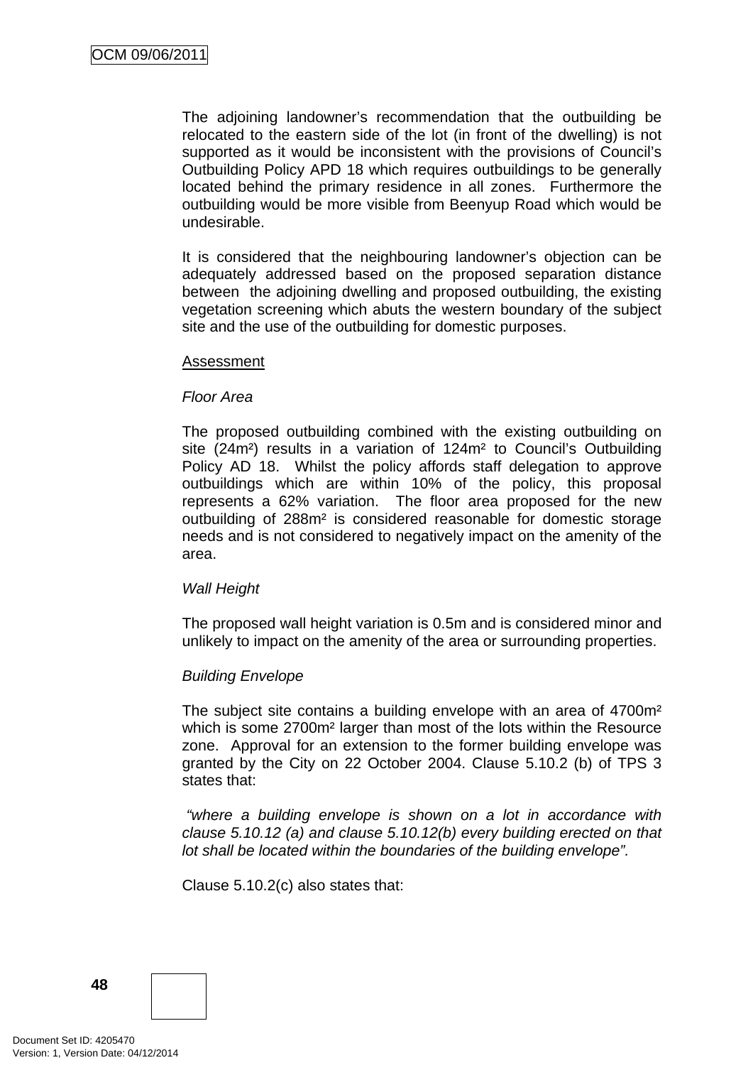The adjoining landowner's recommendation that the outbuilding be relocated to the eastern side of the lot (in front of the dwelling) is not supported as it would be inconsistent with the provisions of Council's Outbuilding Policy APD 18 which requires outbuildings to be generally located behind the primary residence in all zones. Furthermore the outbuilding would be more visible from Beenyup Road which would be undesirable.

It is considered that the neighbouring landowner's objection can be adequately addressed based on the proposed separation distance between the adjoining dwelling and proposed outbuilding, the existing vegetation screening which abuts the western boundary of the subject site and the use of the outbuilding for domestic purposes.

Assessment

*Floor Area*

The proposed outbuilding combined with the existing outbuilding on site (24m²) results in a variation of 124m² to Council's Outbuilding Policy AD 18. Whilst the policy affords staff delegation to approve outbuildings which are within 10% of the policy, this proposal represents a 62% variation. The floor area proposed for the new outbuilding of 288m² is considered reasonable for domestic storage needs and is not considered to negatively impact on the amenity of the area.

*Wall Height*

The proposed wall height variation is 0.5m and is considered minor and unlikely to impact on the amenity of the area or surrounding properties.

*Building Envelope*

The subject site contains a building envelope with an area of 4700m² which is some 2700m² larger than most of the lots within the Resource zone. Approval for an extension to the former building envelope was granted by the City on 22 October 2004. Clause 5.10.2 (b) of TPS 3 states that:

*"where a building envelope is shown on a lot in accordance with clause 5.10.12 (a) and clause 5.10.12(b) every building erected on that lot shall be located within the boundaries of the building envelope".*

Clause 5.10.2(c) also states that: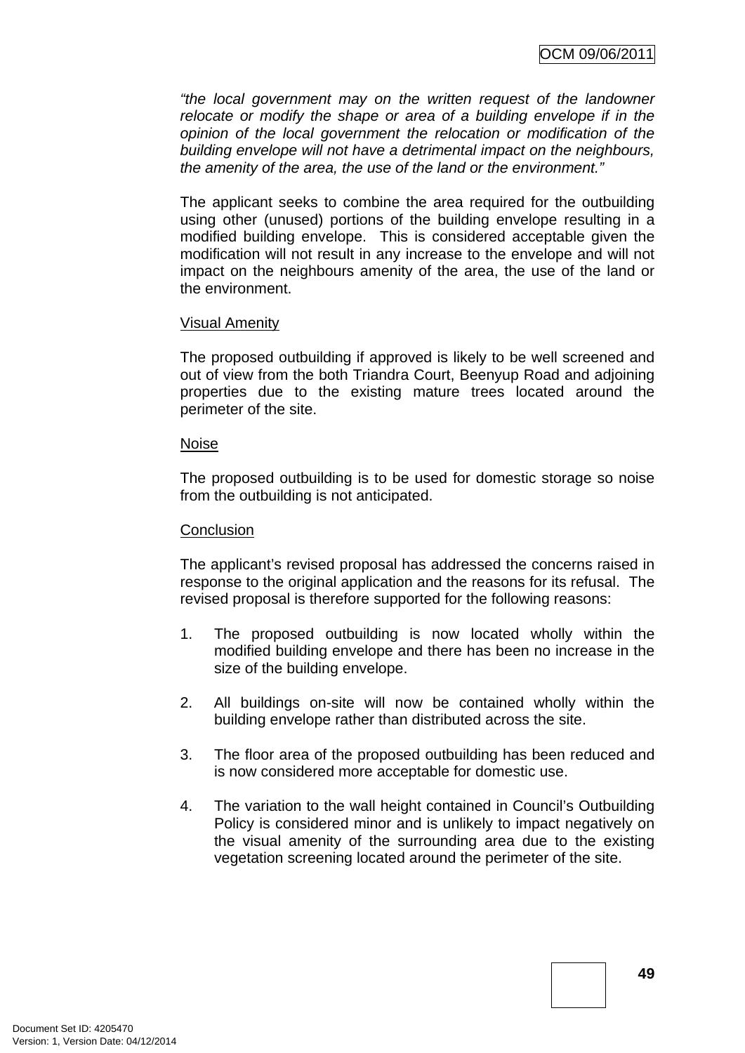*"the local government may on the written request of the landowner relocate or modify the shape or area of a building envelope if in the opinion of the local government the relocation or modification of the building envelope will not have a detrimental impact on the neighbours, the amenity of the area, the use of the land or the environment."*

The applicant seeks to combine the area required for the outbuilding using other (unused) portions of the building envelope resulting in a modified building envelope. This is considered acceptable given the modification will not result in any increase to the envelope and will not impact on the neighbours amenity of the area, the use of the land or the environment.

Visual Amenity

The proposed outbuilding if approved is likely to be well screened and out of view from the both Triandra Court, Beenyup Road and adjoining properties due to the existing mature trees located around the perimeter of the site.

Noise

The proposed outbuilding is to be used for domestic storage so noise from the outbuilding is not anticipated.

Conclusion

The applicant's revised proposal has addressed the concerns raised in response to the original application and the reasons for its refusal. The revised proposal is therefore supported for the following reasons:

1. The proposed outbuilding is now located wholly within the modified building envelope and there has been no increase in the size of the building envelope.

2. All buildings on-site will now be contained wholly within the building envelope rather than distributed across the site.

3. The floor area of the proposed outbuilding has been reduced and is now considered more acceptable for domestic use.

4. The variation to the wall height contained in Council's Outbuilding Policy is considered minor and is unlikely to impact negatively on the visual amenity of the surrounding area due to the existing vegetation screening located around the perimeter of the site.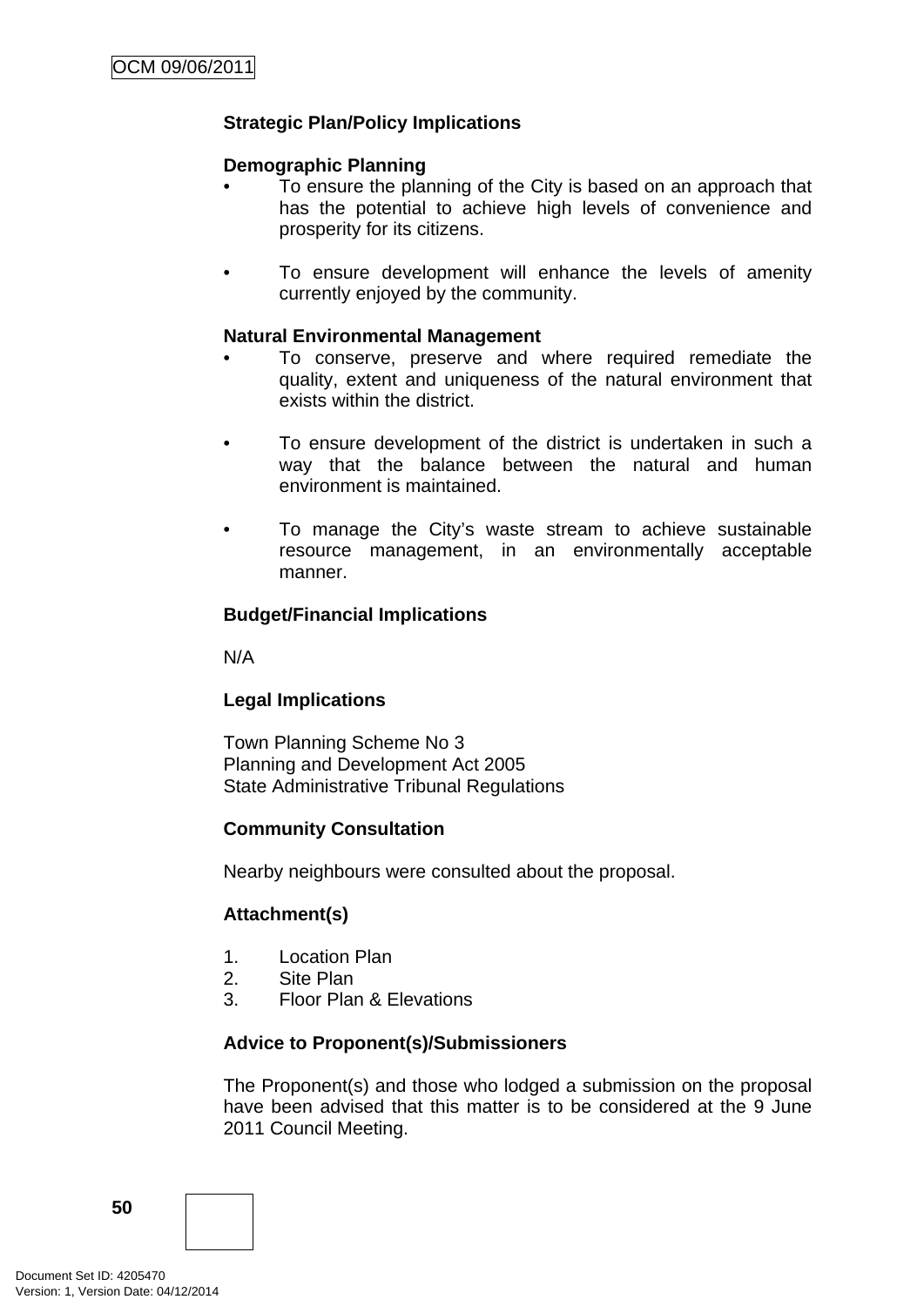**Strategic Plan/Policy Implications**

**Demographic Planning**

- To ensure the planning of the City is based on an approach that has the potential to achieve high levels of convenience and prosperity for its citizens.

- To ensure development will enhance the levels of amenity currently enjoyed by the community.

**Natural Environmental Management**

- To conserve, preserve and where required remediate the quality, extent and uniqueness of the natural environment that exists within the district.

- To ensure development of the district is undertaken in such a way that the balance between the natural and human environment is maintained.

- To manage the City's waste stream to achieve sustainable resource management, in an environmentally acceptable manner.

**Budget/Financial Implications**

N/A

**Legal Implications**

Town Planning Scheme No 3
Planning and Development Act 2005
State Administrative Tribunal Regulations

**Community Consultation**

Nearby neighbours were consulted about the proposal.

**Attachment(s)**

1. Location Plan
2. Site Plan
3. Floor Plan & Elevations

**Advice to Proponent(s)/Submissioners**

The Proponent(s) and those who lodged a submission on the proposal have been advised that this matter is to be considered at the 9 June 2011 Council Meeting.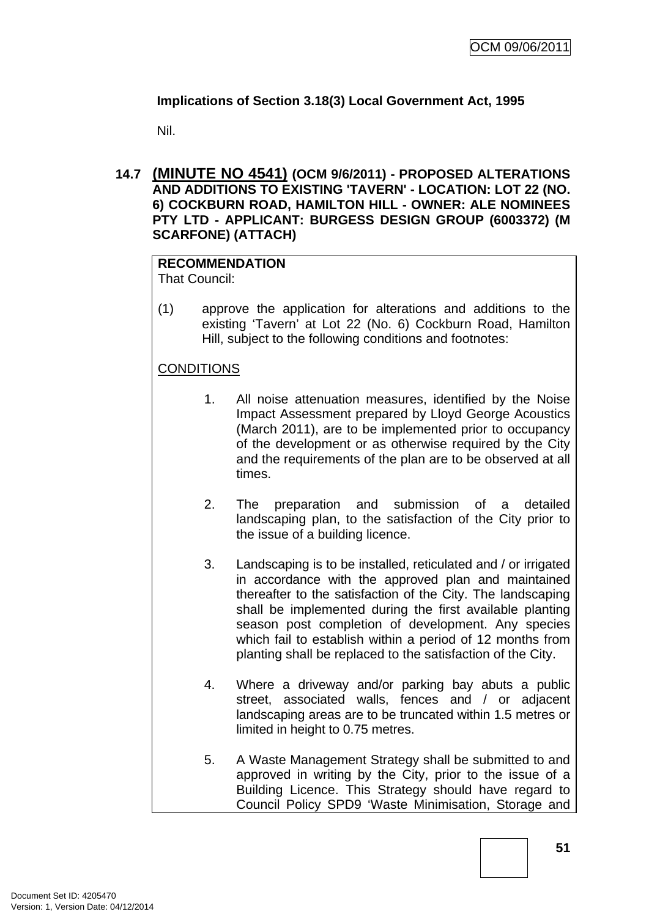**Implications of Section 3.18(3) Local Government Act, 1995**

Nil.

## 14.7 (MINUTE NO 4541) (OCM 9/6/2011) - PROPOSED ALTERATIONS AND ADDITIONS TO EXISTING 'TAVERN' - LOCATION: LOT 22 (NO. 6) COCKBURN ROAD, HAMILTON HILL - OWNER: ALE NOMINEES PTY LTD - APPLICANT: BURGESS DESIGN GROUP (6003372) (M SCARFONE) (ATTACH)

**RECOMMENDATION**
That Council:

(1) approve the application for alterations and additions to the existing 'Tavern' at Lot 22 (No. 6) Cockburn Road, Hamilton Hill, subject to the following conditions and footnotes:

CONDITIONS

1. All noise attenuation measures, identified by the Noise Impact Assessment prepared by Lloyd George Acoustics (March 2011), are to be implemented prior to occupancy of the development or as otherwise required by the City and the requirements of the plan are to be observed at all times.

2. The preparation and submission of a detailed landscaping plan, to the satisfaction of the City prior to the issue of a building licence.

3. Landscaping is to be installed, reticulated and / or irrigated in accordance with the approved plan and maintained thereafter to the satisfaction of the City. The landscaping shall be implemented during the first available planting season post completion of development. Any species which fail to establish within a period of 12 months from planting shall be replaced to the satisfaction of the City.

4. Where a driveway and/or parking bay abuts a public street, associated walls, fences and / or adjacent landscaping areas are to be truncated within 1.5 metres or limited in height to 0.75 metres.

5. A Waste Management Strategy shall be submitted to and approved in writing by the City, prior to the issue of a Building Licence. This Strategy should have regard to Council Policy SPD9 'Waste Minimisation, Storage and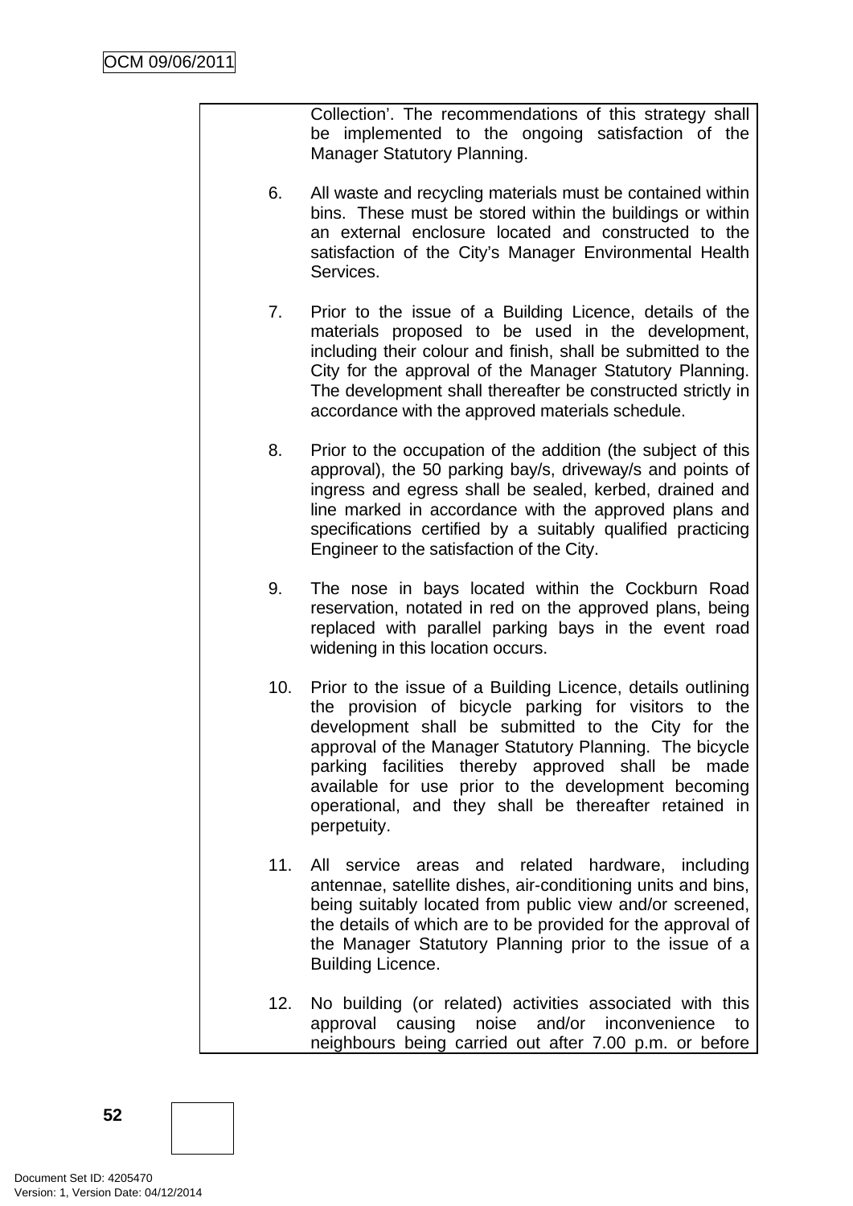Collection'. The recommendations of this strategy shall be implemented to the ongoing satisfaction of the Manager Statutory Planning.

6. All waste and recycling materials must be contained within bins. These must be stored within the buildings or within an external enclosure located and constructed to the satisfaction of the City's Manager Environmental Health Services.

7. Prior to the issue of a Building Licence, details of the materials proposed to be used in the development, including their colour and finish, shall be submitted to the City for the approval of the Manager Statutory Planning. The development shall thereafter be constructed strictly in accordance with the approved materials schedule.

8. Prior to the occupation of the addition (the subject of this approval), the 50 parking bay/s, driveway/s and points of ingress and egress shall be sealed, kerbed, drained and line marked in accordance with the approved plans and specifications certified by a suitably qualified practicing Engineer to the satisfaction of the City.

9. The nose in bays located within the Cockburn Road reservation, notated in red on the approved plans, being replaced with parallel parking bays in the event road widening in this location occurs.

10. Prior to the issue of a Building Licence, details outlining the provision of bicycle parking for visitors to the development shall be submitted to the City for the approval of the Manager Statutory Planning. The bicycle parking facilities thereby approved shall be made available for use prior to the development becoming operational, and they shall be thereafter retained in perpetuity.

11. All service areas and related hardware, including antennae, satellite dishes, air-conditioning units and bins, being suitably located from public view and/or screened, the details of which are to be provided for the approval of the Manager Statutory Planning prior to the issue of a Building Licence.

12. No building (or related) activities associated with this approval causing noise and/or inconvenience to neighbours being carried out after 7.00 p.m. or before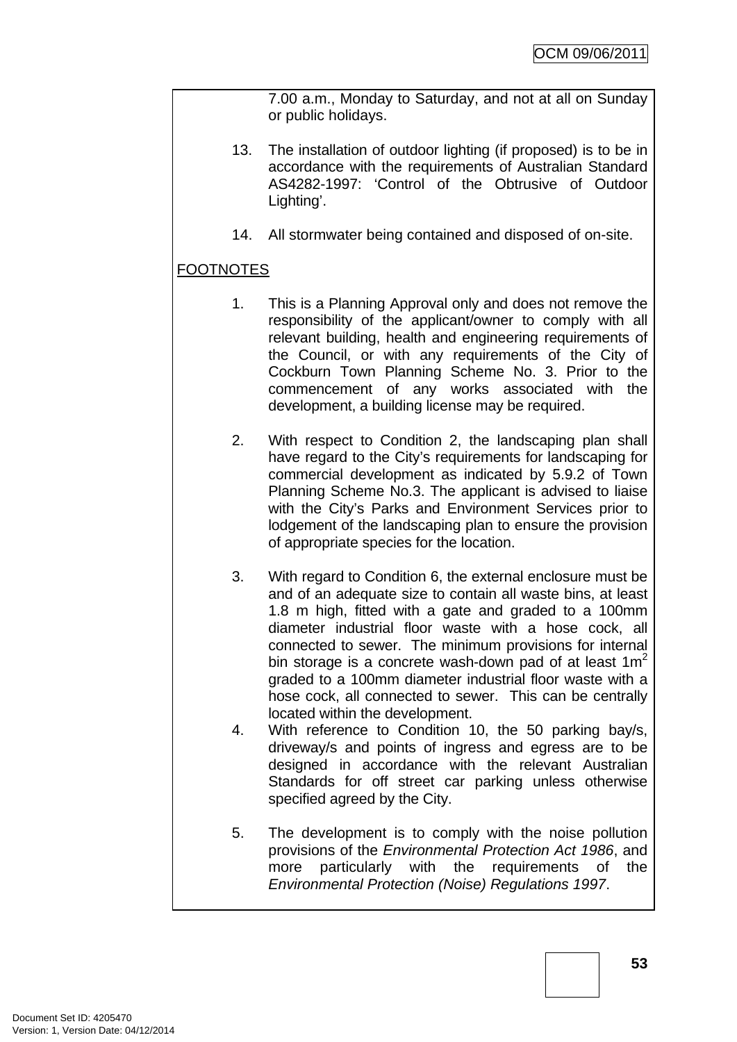7.00 a.m., Monday to Saturday, and not at all on Sunday or public holidays.

13. The installation of outdoor lighting (if proposed) is to be in accordance with the requirements of Australian Standard AS4282-1997: 'Control of the Obtrusive of Outdoor Lighting'.

14. All stormwater being contained and disposed of on-site.

FOOTNOTES

1. This is a Planning Approval only and does not remove the responsibility of the applicant/owner to comply with all relevant building, health and engineering requirements of the Council, or with any requirements of the City of Cockburn Town Planning Scheme No. 3. Prior to the commencement of any works associated with the development, a building license may be required.

2. With respect to Condition 2, the landscaping plan shall have regard to the City's requirements for landscaping for commercial development as indicated by 5.9.2 of Town Planning Scheme No.3. The applicant is advised to liaise with the City's Parks and Environment Services prior to lodgement of the landscaping plan to ensure the provision of appropriate species for the location.

3. With regard to Condition 6, the external enclosure must be and of an adequate size to contain all waste bins, at least 1.8 m high, fitted with a gate and graded to a 100mm diameter industrial floor waste with a hose cock, all connected to sewer. The minimum provisions for internal bin storage is a concrete wash-down pad of at least $1m^2$ graded to a 100mm diameter industrial floor waste with a hose cock, all connected to sewer. This can be centrally located within the development.

4. With reference to Condition 10, the 50 parking bay/s, driveway/s and points of ingress and egress are to be designed in accordance with the relevant Australian Standards for off street car parking unless otherwise specified agreed by the City.

5. The development is to comply with the noise pollution provisions of the *Environmental Protection Act 1986*, and more particularly with the requirements of the *Environmental Protection (Noise) Regulations 1997*.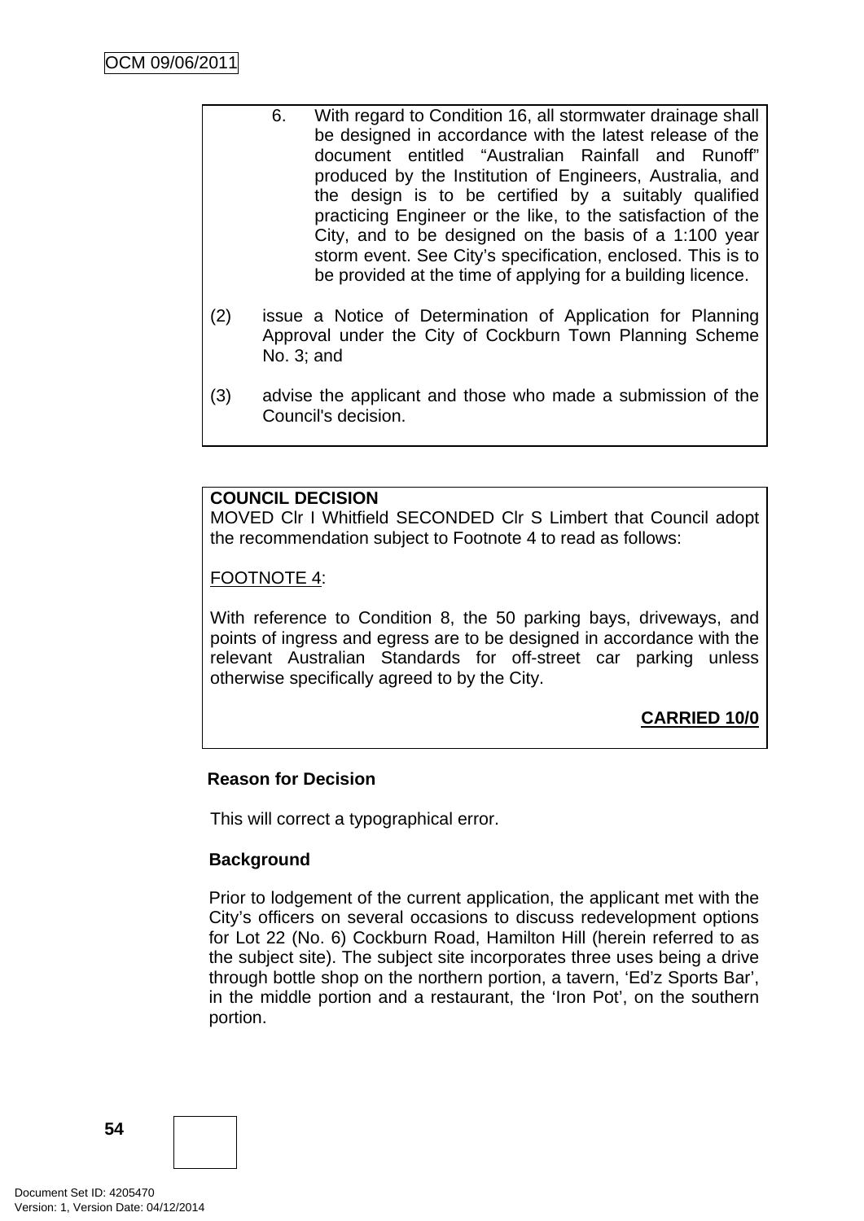6. With regard to Condition 16, all stormwater drainage shall be designed in accordance with the latest release of the document entitled "Australian Rainfall and Runoff" produced by the Institution of Engineers, Australia, and the design is to be certified by a suitably qualified practicing Engineer or the like, to the satisfaction of the City, and to be designed on the basis of a 1:100 year storm event. See City's specification, enclosed. This is to be provided at the time of applying for a building licence.

(2) issue a Notice of Determination of Application for Planning Approval under the City of Cockburn Town Planning Scheme No. 3; and

(3) advise the applicant and those who made a submission of the Council's decision.

**COUNCIL DECISION**
MOVED Clr I Whitfield SECONDED Clr S Limbert that Council adopt the recommendation subject to Footnote 4 to read as follows:

FOOTNOTE 4:

With reference to Condition 8, the 50 parking bays, driveways, and points of ingress and egress are to be designed in accordance with the relevant Australian Standards for off-street car parking unless otherwise specifically agreed to by the City.

**CARRIED 10/0**

**Reason for Decision**

This will correct a typographical error.

**Background**

Prior to lodgement of the current application, the applicant met with the City's officers on several occasions to discuss redevelopment options for Lot 22 (No. 6) Cockburn Road, Hamilton Hill (herein referred to as the subject site). The subject site incorporates three uses being a drive through bottle shop on the northern portion, a tavern, 'Ed'z Sports Bar', in the middle portion and a restaurant, the 'Iron Pot', on the southern portion.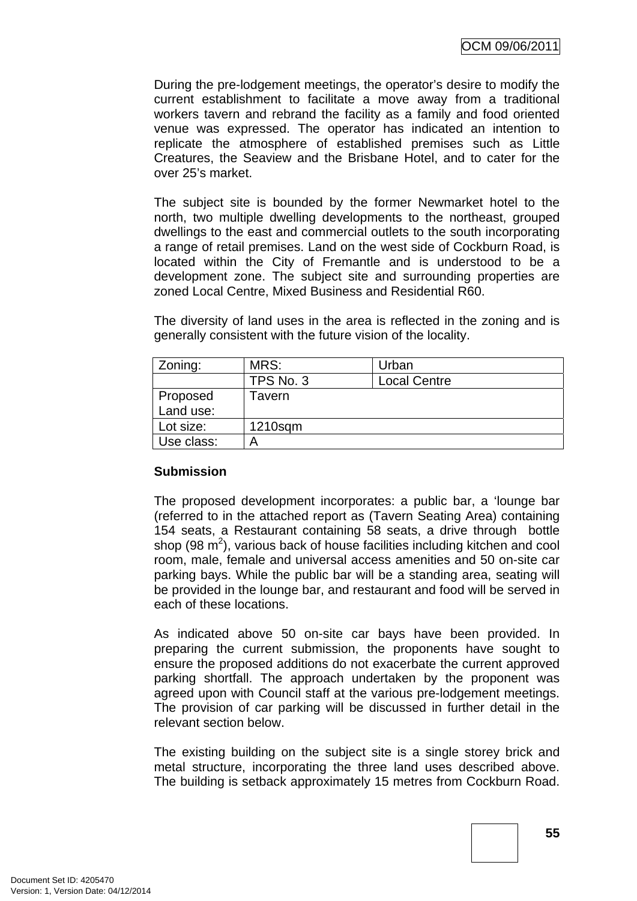During the pre-lodgement meetings, the operator's desire to modify the current establishment to facilitate a move away from a traditional workers tavern and rebrand the facility as a family and food oriented venue was expressed. The operator has indicated an intention to replicate the atmosphere of established premises such as Little Creatures, the Seaview and the Brisbane Hotel, and to cater for the over 25's market.

The subject site is bounded by the former Newmarket hotel to the north, two multiple dwelling developments to the northeast, grouped dwellings to the east and commercial outlets to the south incorporating a range of retail premises. Land on the west side of Cockburn Road, is located within the City of Fremantle and is understood to be a development zone. The subject site and surrounding properties are zoned Local Centre, Mixed Business and Residential R60.

The diversity of land uses in the area is reflected in the zoning and is generally consistent with the future vision of the locality.

| Zoning: | MRS: | Urban |
|---|---|---|
| | TPS No. 3 | Local Centre |
| Proposed Land use: | Tavern | |
| Lot size: | 1210sqm | |
| Use class: | A | |

**Submission**

The proposed development incorporates: a public bar, a 'lounge bar (referred to in the attached report as (Tavern Seating Area) containing 154 seats, a Restaurant containing 58 seats, a drive through bottle shop (98 $m^2$), various back of house facilities including kitchen and cool room, male, female and universal access amenities and 50 on-site car parking bays. While the public bar will be a standing area, seating will be provided in the lounge bar, and restaurant and food will be served in each of these locations.

As indicated above 50 on-site car bays have been provided. In preparing the current submission, the proponents have sought to ensure the proposed additions do not exacerbate the current approved parking shortfall. The approach undertaken by the proponent was agreed upon with Council staff at the various pre-lodgement meetings. The provision of car parking will be discussed in further detail in the relevant section below.

The existing building on the subject site is a single storey brick and metal structure, incorporating the three land uses described above. The building is setback approximately 15 metres from Cockburn Road.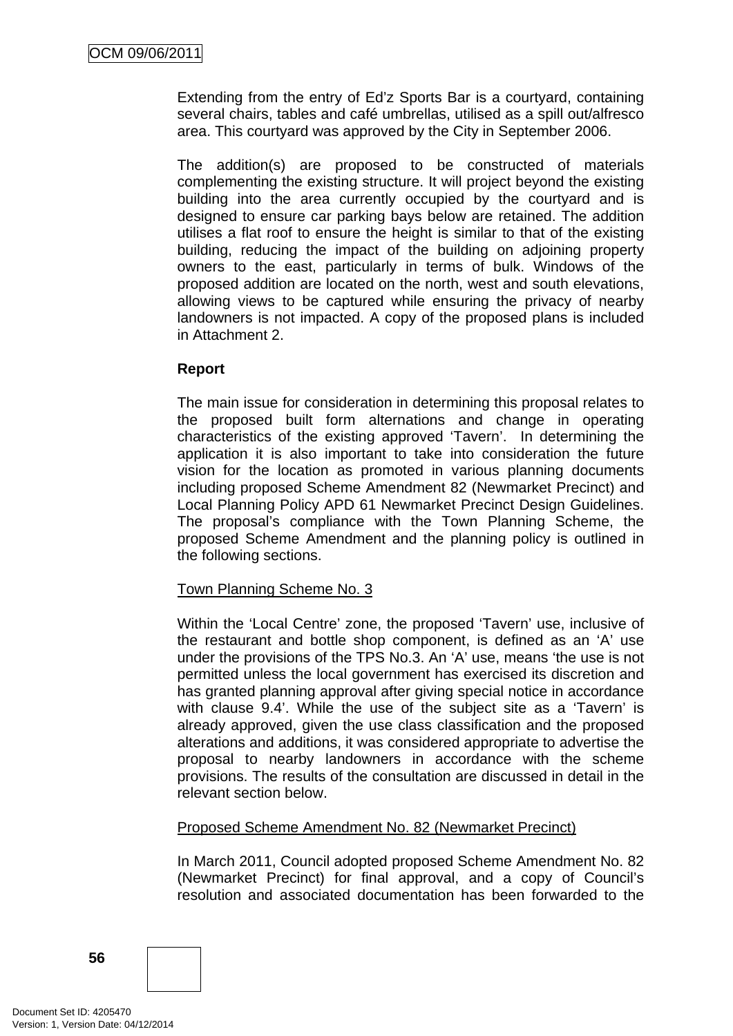Extending from the entry of Ed'z Sports Bar is a courtyard, containing several chairs, tables and café umbrellas, utilised as a spill out/alfresco area. This courtyard was approved by the City in September 2006.

The addition(s) are proposed to be constructed of materials complementing the existing structure. It will project beyond the existing building into the area currently occupied by the courtyard and is designed to ensure car parking bays below are retained. The addition utilises a flat roof to ensure the height is similar to that of the existing building, reducing the impact of the building on adjoining property owners to the east, particularly in terms of bulk. Windows of the proposed addition are located on the north, west and south elevations, allowing views to be captured while ensuring the privacy of nearby landowners is not impacted. A copy of the proposed plans is included in Attachment 2.

**Report**

The main issue for consideration in determining this proposal relates to the proposed built form alternations and change in operating characteristics of the existing approved 'Tavern'. In determining the application it is also important to take into consideration the future vision for the location as promoted in various planning documents including proposed Scheme Amendment 82 (Newmarket Precinct) and Local Planning Policy APD 61 Newmarket Precinct Design Guidelines. The proposal's compliance with the Town Planning Scheme, the proposed Scheme Amendment and the planning policy is outlined in the following sections.

<u>Town Planning Scheme No. 3</u>

Within the 'Local Centre' zone, the proposed 'Tavern' use, inclusive of the restaurant and bottle shop component, is defined as an 'A' use under the provisions of the TPS No.3. An 'A' use, means 'the use is not permitted unless the local government has exercised its discretion and has granted planning approval after giving special notice in accordance with clause 9.4'. While the use of the subject site as a 'Tavern' is already approved, given the use class classification and the proposed alterations and additions, it was considered appropriate to advertise the proposal to nearby landowners in accordance with the scheme provisions. The results of the consultation are discussed in detail in the relevant section below.

<u>Proposed Scheme Amendment No. 82 (Newmarket Precinct)</u>

In March 2011, Council adopted proposed Scheme Amendment No. 82 (Newmarket Precinct) for final approval, and a copy of Council's resolution and associated documentation has been forwarded to the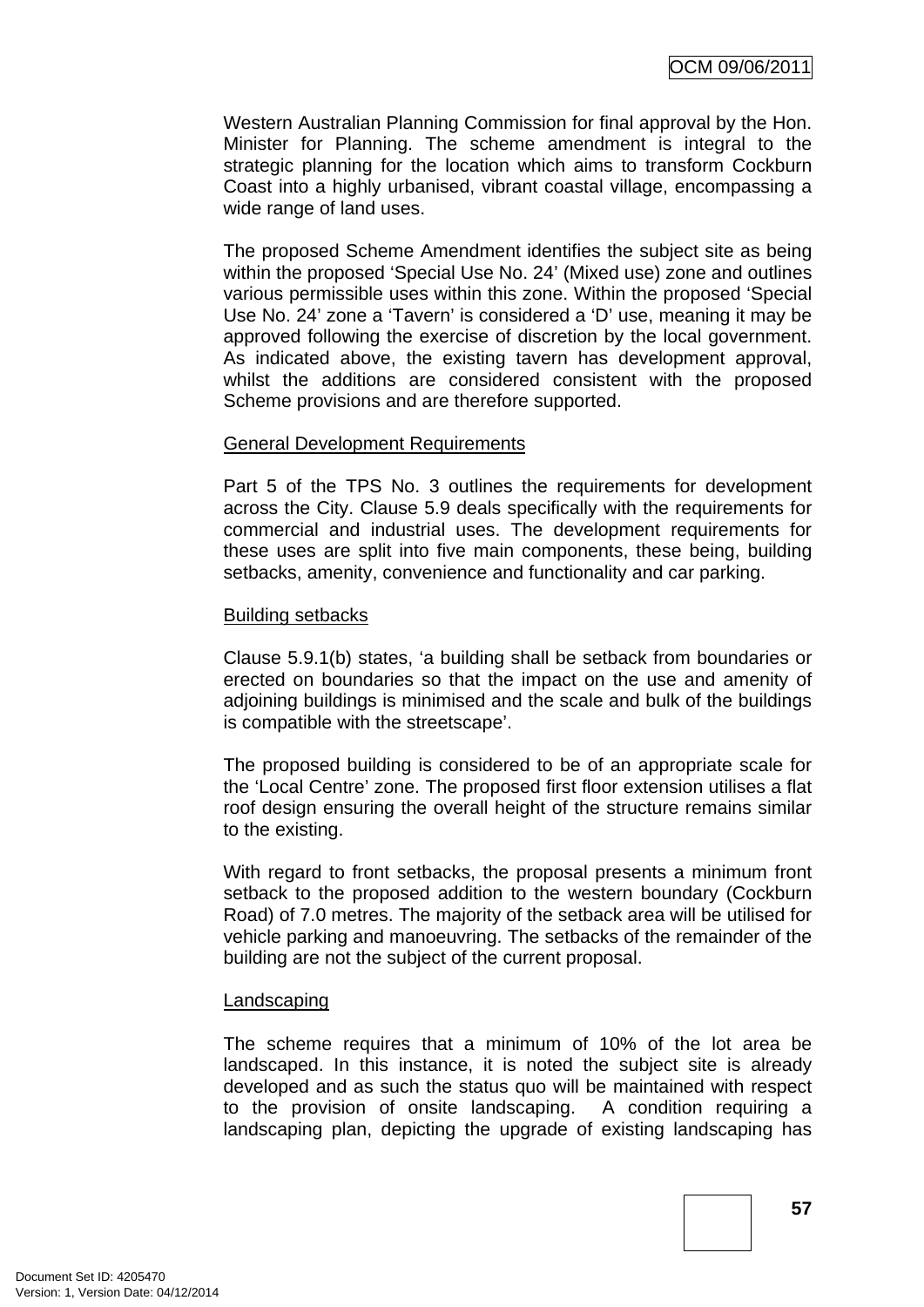Western Australian Planning Commission for final approval by the Hon. Minister for Planning. The scheme amendment is integral to the strategic planning for the location which aims to transform Cockburn Coast into a highly urbanised, vibrant coastal village, encompassing a wide range of land uses.

The proposed Scheme Amendment identifies the subject site as being within the proposed 'Special Use No. 24' (Mixed use) zone and outlines various permissible uses within this zone. Within the proposed 'Special Use No. 24' zone a 'Tavern' is considered a 'D' use, meaning it may be approved following the exercise of discretion by the local government. As indicated above, the existing tavern has development approval, whilst the additions are considered consistent with the proposed Scheme provisions and are therefore supported.

General Development Requirements

Part 5 of the TPS No. 3 outlines the requirements for development across the City. Clause 5.9 deals specifically with the requirements for commercial and industrial uses. The development requirements for these uses are split into five main components, these being, building setbacks, amenity, convenience and functionality and car parking.

Building setbacks

Clause 5.9.1(b) states, 'a building shall be setback from boundaries or erected on boundaries so that the impact on the use and amenity of adjoining buildings is minimised and the scale and bulk of the buildings is compatible with the streetscape'.

The proposed building is considered to be of an appropriate scale for the 'Local Centre' zone. The proposed first floor extension utilises a flat roof design ensuring the overall height of the structure remains similar to the existing.

With regard to front setbacks, the proposal presents a minimum front setback to the proposed addition to the western boundary (Cockburn Road) of 7.0 metres. The majority of the setback area will be utilised for vehicle parking and manoeuvring. The setbacks of the remainder of the building are not the subject of the current proposal.

Landscaping

The scheme requires that a minimum of 10% of the lot area be landscaped. In this instance, it is noted the subject site is already developed and as such the status quo will be maintained with respect to the provision of onsite landscaping. A condition requiring a landscaping plan, depicting the upgrade of existing landscaping has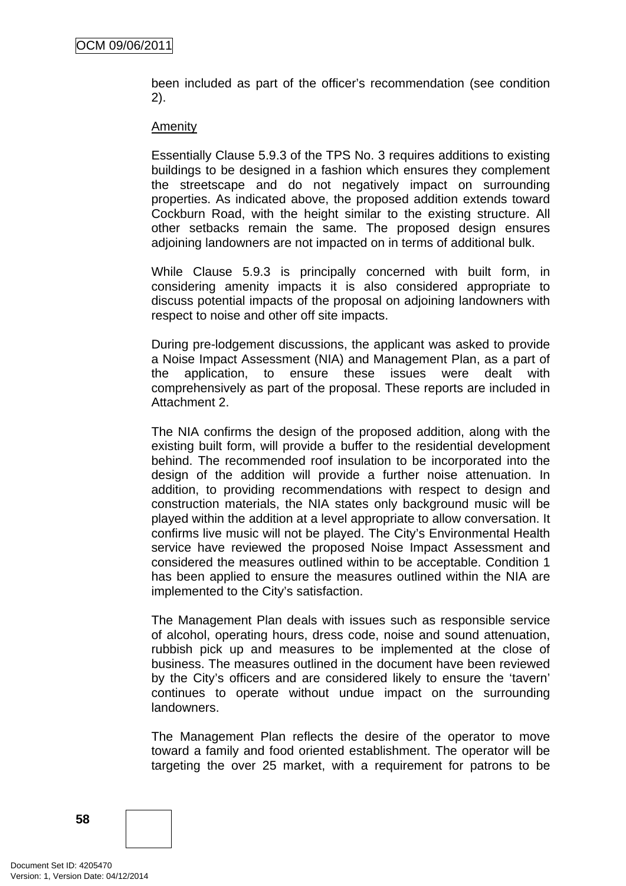been included as part of the officer's recommendation (see condition 2).

Amenity

Essentially Clause 5.9.3 of the TPS No. 3 requires additions to existing buildings to be designed in a fashion which ensures they complement the streetscape and do not negatively impact on surrounding properties. As indicated above, the proposed addition extends toward Cockburn Road, with the height similar to the existing structure. All other setbacks remain the same. The proposed design ensures adjoining landowners are not impacted on in terms of additional bulk.

While Clause 5.9.3 is principally concerned with built form, in considering amenity impacts it is also considered appropriate to discuss potential impacts of the proposal on adjoining landowners with respect to noise and other off site impacts.

During pre-lodgement discussions, the applicant was asked to provide a Noise Impact Assessment (NIA) and Management Plan, as a part of the application, to ensure these issues were dealt with comprehensively as part of the proposal. These reports are included in Attachment 2.

The NIA confirms the design of the proposed addition, along with the existing built form, will provide a buffer to the residential development behind. The recommended roof insulation to be incorporated into the design of the addition will provide a further noise attenuation. In addition, to providing recommendations with respect to design and construction materials, the NIA states only background music will be played within the addition at a level appropriate to allow conversation. It confirms live music will not be played. The City's Environmental Health service have reviewed the proposed Noise Impact Assessment and considered the measures outlined within to be acceptable. Condition 1 has been applied to ensure the measures outlined within the NIA are implemented to the City's satisfaction.

The Management Plan deals with issues such as responsible service of alcohol, operating hours, dress code, noise and sound attenuation, rubbish pick up and measures to be implemented at the close of business. The measures outlined in the document have been reviewed by the City's officers and are considered likely to ensure the 'tavern' continues to operate without undue impact on the surrounding landowners.

The Management Plan reflects the desire of the operator to move toward a family and food oriented establishment. The operator will be targeting the over 25 market, with a requirement for patrons to be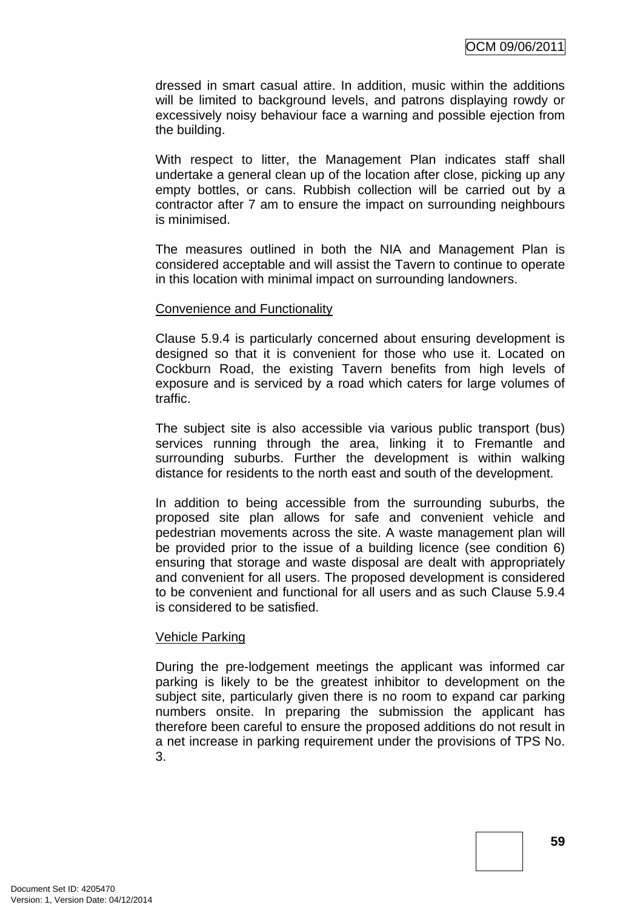dressed in smart casual attire. In addition, music within the additions will be limited to background levels, and patrons displaying rowdy or excessively noisy behaviour face a warning and possible ejection from the building.

With respect to litter, the Management Plan indicates staff shall undertake a general clean up of the location after close, picking up any empty bottles, or cans. Rubbish collection will be carried out by a contractor after 7 am to ensure the impact on surrounding neighbours is minimised.

The measures outlined in both the NIA and Management Plan is considered acceptable and will assist the Tavern to continue to operate in this location with minimal impact on surrounding landowners.

Convenience and Functionality

Clause 5.9.4 is particularly concerned about ensuring development is designed so that it is convenient for those who use it. Located on Cockburn Road, the existing Tavern benefits from high levels of exposure and is serviced by a road which caters for large volumes of traffic.

The subject site is also accessible via various public transport (bus) services running through the area, linking it to Fremantle and surrounding suburbs. Further the development is within walking distance for residents to the north east and south of the development.

In addition to being accessible from the surrounding suburbs, the proposed site plan allows for safe and convenient vehicle and pedestrian movements across the site. A waste management plan will be provided prior to the issue of a building licence (see condition 6) ensuring that storage and waste disposal are dealt with appropriately and convenient for all users. The proposed development is considered to be convenient and functional for all users and as such Clause 5.9.4 is considered to be satisfied.

Vehicle Parking

During the pre-lodgement meetings the applicant was informed car parking is likely to be the greatest inhibitor to development on the subject site, particularly given there is no room to expand car parking numbers onsite. In preparing the submission the applicant has therefore been careful to ensure the proposed additions do not result in a net increase in parking requirement under the provisions of TPS No. 3.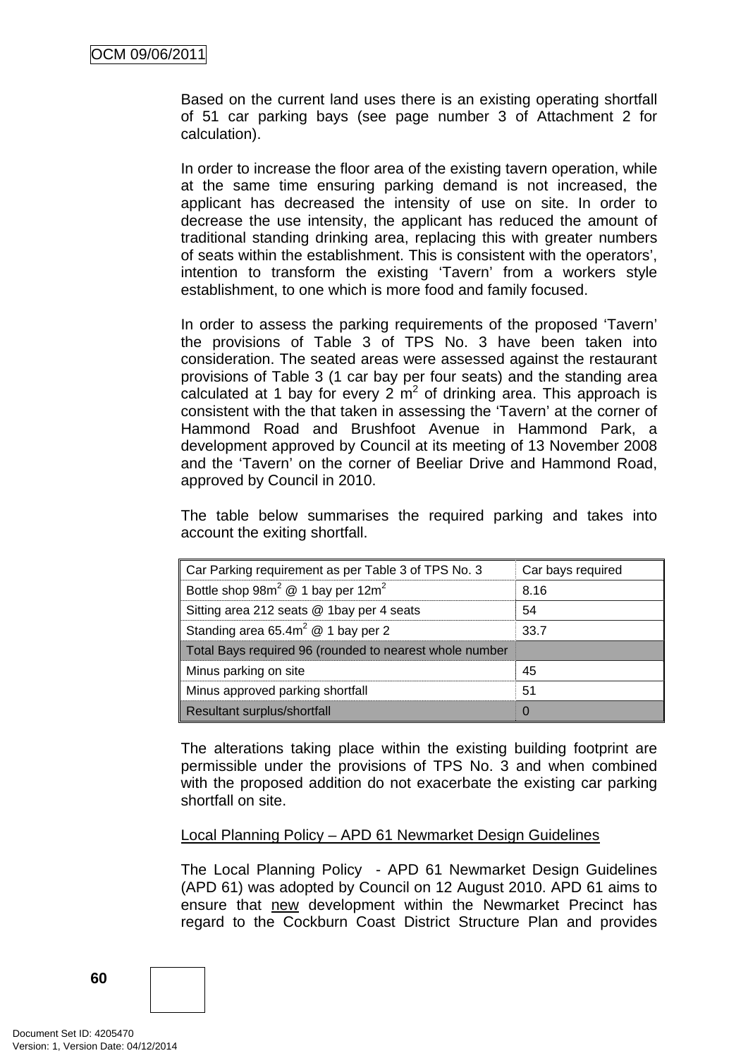Based on the current land uses there is an existing operating shortfall of 51 car parking bays (see page number 3 of Attachment 2 for calculation).

In order to increase the floor area of the existing tavern operation, while at the same time ensuring parking demand is not increased, the applicant has decreased the intensity of use on site. In order to decrease the use intensity, the applicant has reduced the amount of traditional standing drinking area, replacing this with greater numbers of seats within the establishment. This is consistent with the operators', intention to transform the existing 'Tavern' from a workers style establishment, to one which is more food and family focused.

In order to assess the parking requirements of the proposed 'Tavern' the provisions of Table 3 of TPS No. 3 have been taken into consideration. The seated areas were assessed against the restaurant provisions of Table 3 (1 car bay per four seats) and the standing area calculated at 1 bay for every 2 $m^2$ of drinking area. This approach is consistent with the that taken in assessing the 'Tavern' at the corner of Hammond Road and Brushfoot Avenue in Hammond Park, a development approved by Council at its meeting of 13 November 2008 and the 'Tavern' on the corner of Beeliar Drive and Hammond Road, approved by Council in 2010.

The table below summarises the required parking and takes into account the exiting shortfall.

| Car Parking requirement as per Table 3 of TPS No. 3 | Car bays required |
|---|---|
| Bottle shop 98$m^2$ @ 1 bay per 12$m^2$ | 8.16 |
| Sitting area 212 seats @ 1bay per 4 seats | 54 |
| Standing area 65.4$m^2$ @ 1 bay per 2 | 33.7 |
| Total Bays required 96 (rounded to nearest whole number | |
| Minus parking on site | 45 |
| Minus approved parking shortfall | 51 |
| Resultant surplus/shortfall | 0 |

The alterations taking place within the existing building footprint are permissible under the provisions of TPS No. 3 and when combined with the proposed addition do not exacerbate the existing car parking shortfall on site.

Local Planning Policy – APD 61 Newmarket Design Guidelines

The Local Planning Policy - APD 61 Newmarket Design Guidelines (APD 61) was adopted by Council on 12 August 2010. APD 61 aims to ensure that new development within the Newmarket Precinct has regard to the Cockburn Coast District Structure Plan and provides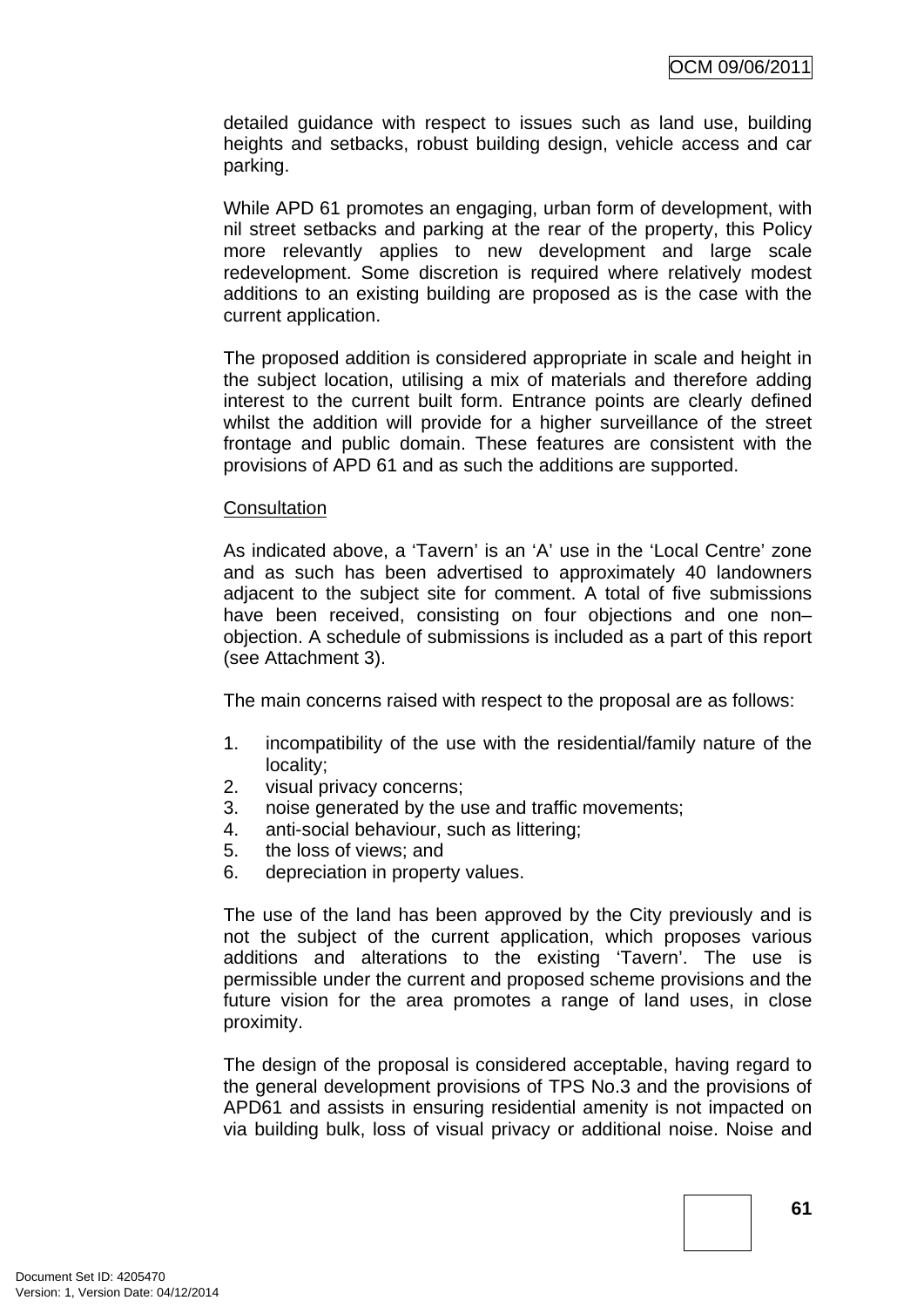detailed guidance with respect to issues such as land use, building heights and setbacks, robust building design, vehicle access and car parking.

While APD 61 promotes an engaging, urban form of development, with nil street setbacks and parking at the rear of the property, this Policy more relevantly applies to new development and large scale redevelopment. Some discretion is required where relatively modest additions to an existing building are proposed as is the case with the current application.

The proposed addition is considered appropriate in scale and height in the subject location, utilising a mix of materials and therefore adding interest to the current built form. Entrance points are clearly defined whilst the addition will provide for a higher surveillance of the street frontage and public domain. These features are consistent with the provisions of APD 61 and as such the additions are supported.

Consultation

As indicated above, a 'Tavern' is an 'A' use in the 'Local Centre' zone and as such has been advertised to approximately 40 landowners adjacent to the subject site for comment. A total of five submissions have been received, consisting on four objections and one non–objection. A schedule of submissions is included as a part of this report (see Attachment 3).

The main concerns raised with respect to the proposal are as follows:

1. incompatibility of the use with the residential/family nature of the locality;
2. visual privacy concerns;
3. noise generated by the use and traffic movements;
4. anti-social behaviour, such as littering;
5. the loss of views; and
6. depreciation in property values.

The use of the land has been approved by the City previously and is not the subject of the current application, which proposes various additions and alterations to the existing 'Tavern'. The use is permissible under the current and proposed scheme provisions and the future vision for the area promotes a range of land uses, in close proximity.

The design of the proposal is considered acceptable, having regard to the general development provisions of TPS No.3 and the provisions of APD61 and assists in ensuring residential amenity is not impacted on via building bulk, loss of visual privacy or additional noise. Noise and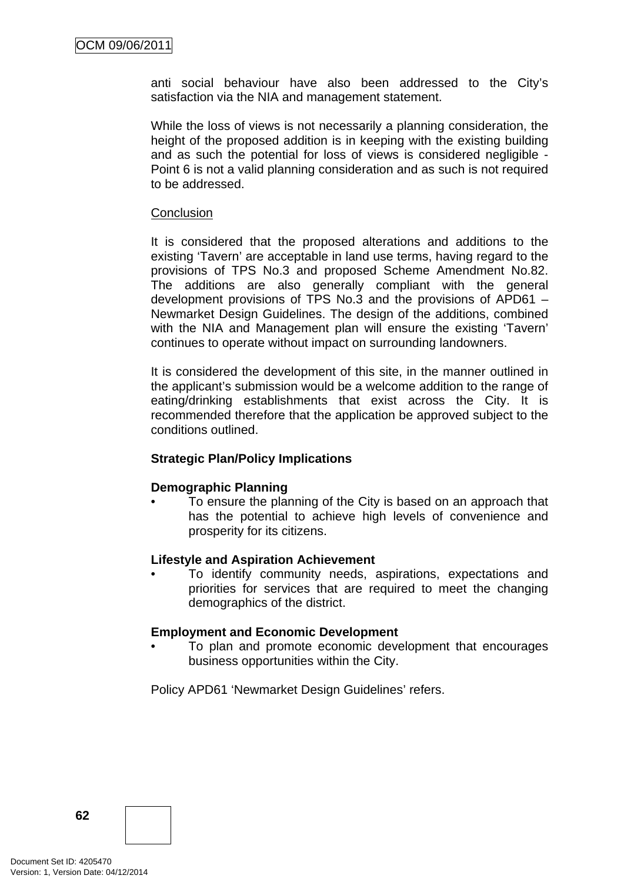anti social behaviour have also been addressed to the City's satisfaction via the NIA and management statement.

While the loss of views is not necessarily a planning consideration, the height of the proposed addition is in keeping with the existing building and as such the potential for loss of views is considered negligible - Point 6 is not a valid planning consideration and as such is not required to be addressed.

Conclusion

It is considered that the proposed alterations and additions to the existing 'Tavern' are acceptable in land use terms, having regard to the provisions of TPS No.3 and proposed Scheme Amendment No.82. The additions are also generally compliant with the general development provisions of TPS No.3 and the provisions of APD61 – Newmarket Design Guidelines. The design of the additions, combined with the NIA and Management plan will ensure the existing 'Tavern' continues to operate without impact on surrounding landowners.

It is considered the development of this site, in the manner outlined in the applicant's submission would be a welcome addition to the range of eating/drinking establishments that exist across the City. It is recommended therefore that the application be approved subject to the conditions outlined.

**Strategic Plan/Policy Implications**

**Demographic Planning**

- To ensure the planning of the City is based on an approach that has the potential to achieve high levels of convenience and prosperity for its citizens.

**Lifestyle and Aspiration Achievement**

- To identify community needs, aspirations, expectations and priorities for services that are required to meet the changing demographics of the district.

**Employment and Economic Development**

- To plan and promote economic development that encourages business opportunities within the City.

Policy APD61 'Newmarket Design Guidelines' refers.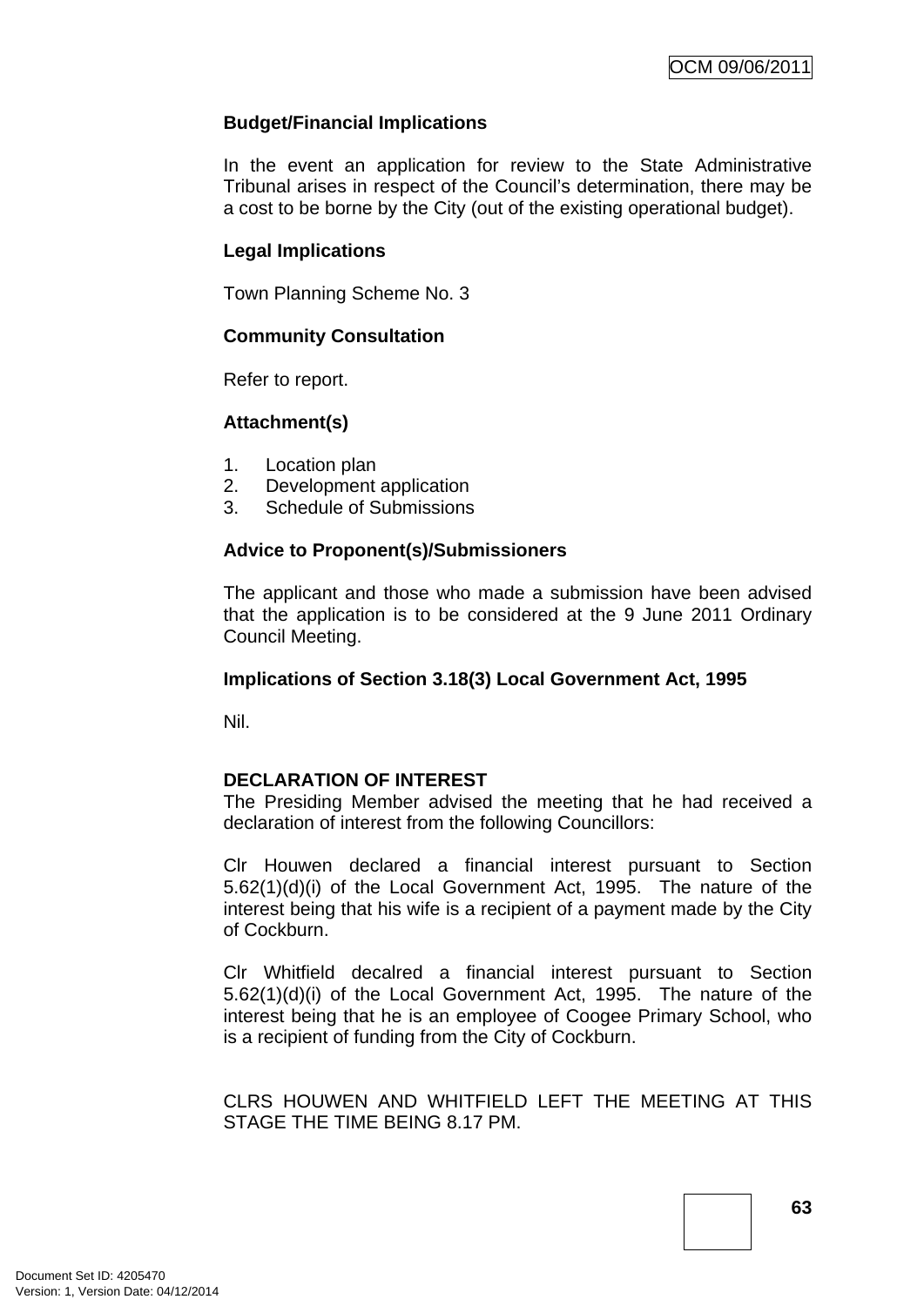**Budget/Financial Implications**

In the event an application for review to the State Administrative Tribunal arises in respect of the Council's determination, there may be a cost to be borne by the City (out of the existing operational budget).

**Legal Implications**

Town Planning Scheme No. 3

**Community Consultation**

Refer to report.

**Attachment(s)**

1. Location plan
2. Development application
3. Schedule of Submissions

**Advice to Proponent(s)/Submissioners**

The applicant and those who made a submission have been advised that the application is to be considered at the 9 June 2011 Ordinary Council Meeting.

**Implications of Section 3.18(3) Local Government Act, 1995**

Nil.

**DECLARATION OF INTEREST**

The Presiding Member advised the meeting that he had received a declaration of interest from the following Councillors:

Clr Houwen declared a financial interest pursuant to Section 5.62(1)(d)(i) of the Local Government Act, 1995. The nature of the interest being that his wife is a recipient of a payment made by the City of Cockburn.

Clr Whitfield decalred a financial interest pursuant to Section 5.62(1)(d)(i) of the Local Government Act, 1995. The nature of the interest being that he is an employee of Coogee Primary School, who is a recipient of funding from the City of Cockburn.

CLRS HOUWEN AND WHITFIELD LEFT THE MEETING AT THIS STAGE THE TIME BEING 8.17 PM.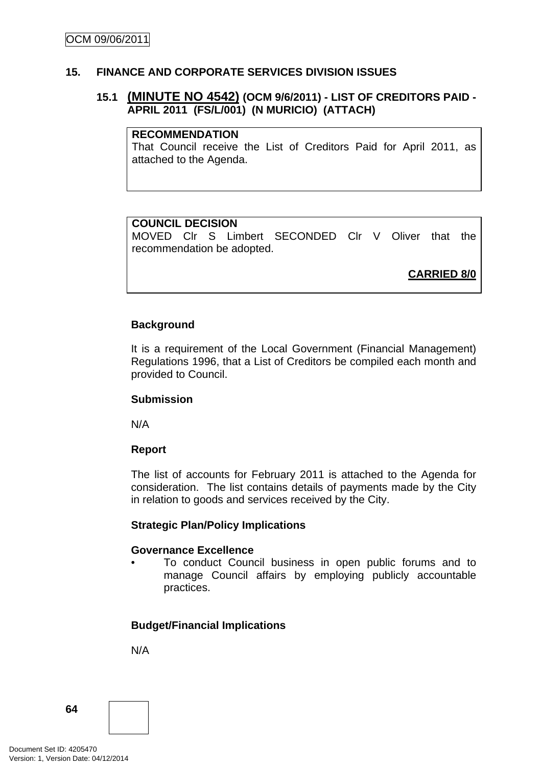## 15. FINANCE AND CORPORATE SERVICES DIVISION ISSUES

### 15.1 (MINUTE NO 4542) (OCM 9/6/2011) - LIST OF CREDITORS PAID - APRIL 2011 (FS/L/001) (N MURICIO) (ATTACH)

**RECOMMENDATION**
That Council receive the List of Creditors Paid for April 2011, as attached to the Agenda.

**COUNCIL DECISION**
MOVED Clr S Limbert SECONDED Clr V Oliver that the recommendation be adopted.

**CARRIED 8/0**

**Background**

It is a requirement of the Local Government (Financial Management) Regulations 1996, that a List of Creditors be compiled each month and provided to Council.

**Submission**

N/A

**Report**

The list of accounts for February 2011 is attached to the Agenda for consideration. The list contains details of payments made by the City in relation to goods and services received by the City.

**Strategic Plan/Policy Implications**

**Governance Excellence**

- To conduct Council business in open public forums and to manage Council affairs by employing publicly accountable practices.

**Budget/Financial Implications**

N/A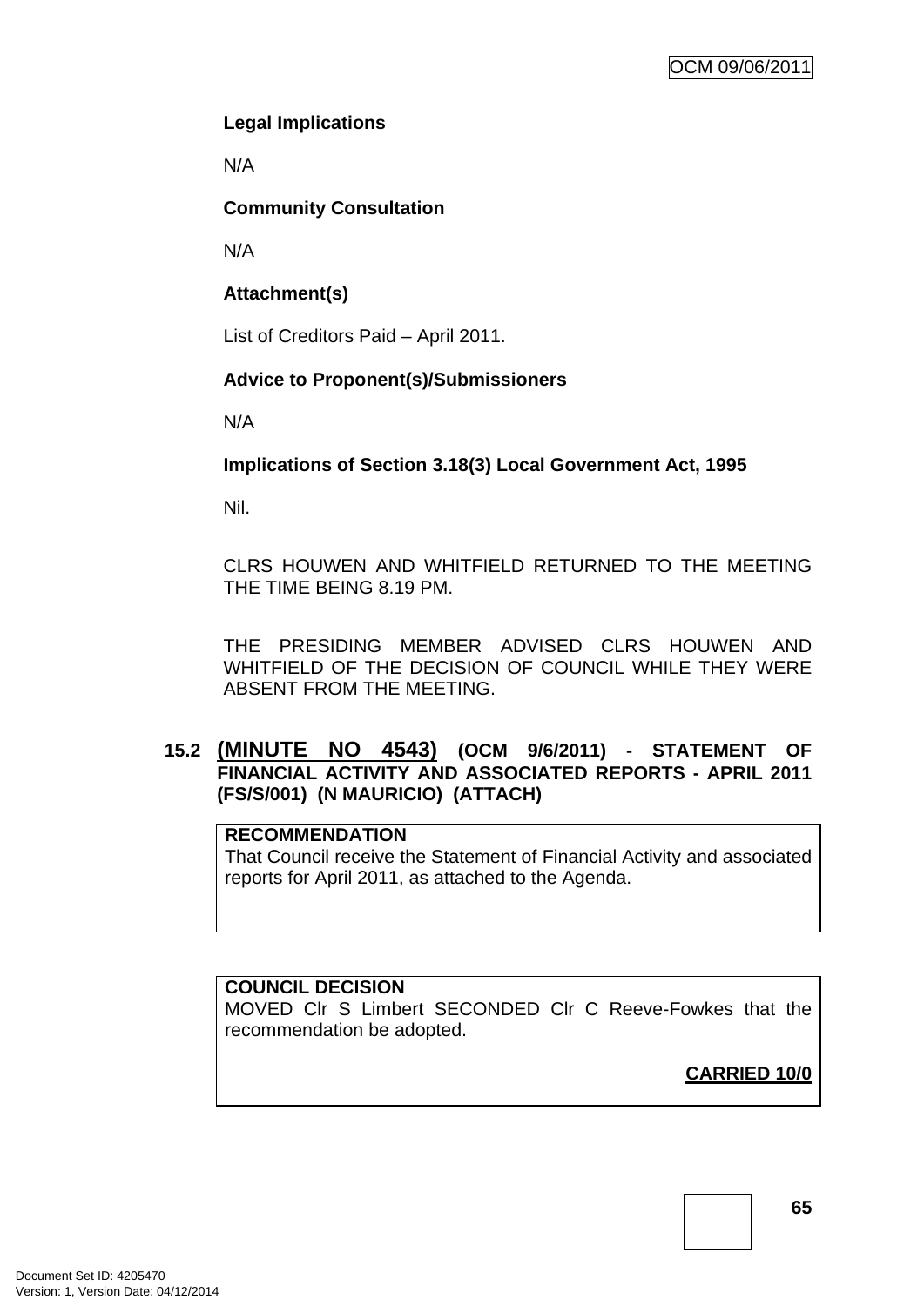**Legal Implications**

N/A

**Community Consultation**

N/A

**Attachment(s)**

List of Creditors Paid – April 2011.

**Advice to Proponent(s)/Submissioners**

N/A

**Implications of Section 3.18(3) Local Government Act, 1995**

Nil.

CLRS HOUWEN AND WHITFIELD RETURNED TO THE MEETING THE TIME BEING 8.19 PM.

THE PRESIDING MEMBER ADVISED CLRS HOUWEN AND WHITFIELD OF THE DECISION OF COUNCIL WHILE THEY WERE ABSENT FROM THE MEETING.

## 15.2 (MINUTE NO 4543) (OCM 9/6/2011) - STATEMENT OF FINANCIAL ACTIVITY AND ASSOCIATED REPORTS - APRIL 2011 (FS/S/001) (N MAURICIO) (ATTACH)

**RECOMMENDATION**
That Council receive the Statement of Financial Activity and associated reports for April 2011, as attached to the Agenda.

**COUNCIL DECISION**
MOVED Clr S Limbert SECONDED Clr C Reeve-Fowkes that the recommendation be adopted.

**CARRIED 10/0**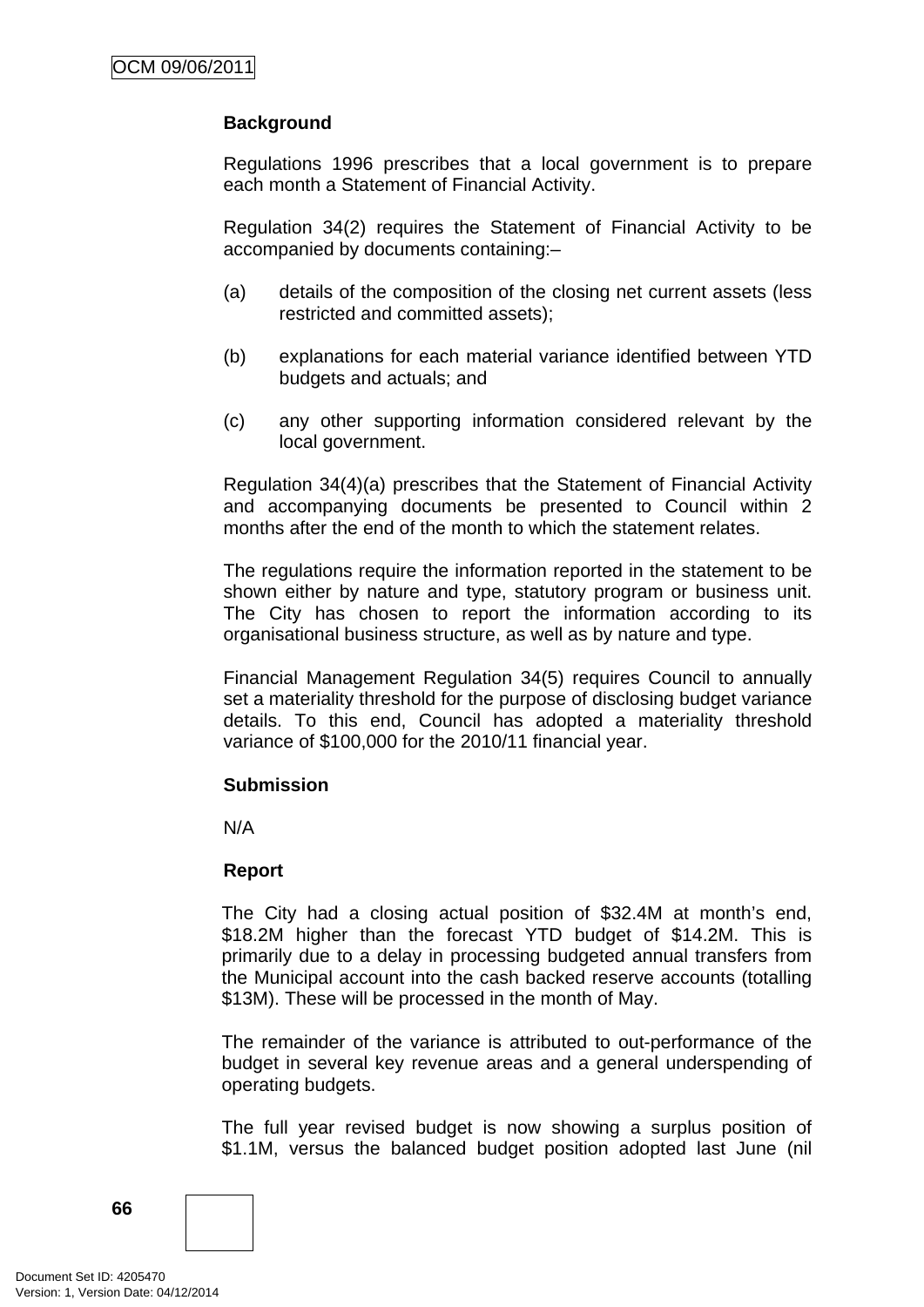### Background

Regulations 1996 prescribes that a local government is to prepare each month a Statement of Financial Activity.

Regulation 34(2) requires the Statement of Financial Activity to be accompanied by documents containing:–

(a) details of the composition of the closing net current assets (less restricted and committed assets);

(b) explanations for each material variance identified between YTD budgets and actuals; and

(c) any other supporting information considered relevant by the local government.

Regulation 34(4)(a) prescribes that the Statement of Financial Activity and accompanying documents be presented to Council within 2 months after the end of the month to which the statement relates.

The regulations require the information reported in the statement to be shown either by nature and type, statutory program or business unit. The City has chosen to report the information according to its organisational business structure, as well as by nature and type.

Financial Management Regulation 34(5) requires Council to annually set a materiality threshold for the purpose of disclosing budget variance details. To this end, Council has adopted a materiality threshold variance of $100,000 for the 2010/11 financial year.

### Submission

N/A

### Report

The City had a closing actual position of $32.4M at month's end, $18.2M higher than the forecast YTD budget of $14.2M. This is primarily due to a delay in processing budgeted annual transfers from the Municipal account into the cash backed reserve accounts (totalling $13M). These will be processed in the month of May.

The remainder of the variance is attributed to out-performance of the budget in several key revenue areas and a general underspending of operating budgets.

The full year revised budget is now showing a surplus position of $1.1M, versus the balanced budget position adopted last June (nil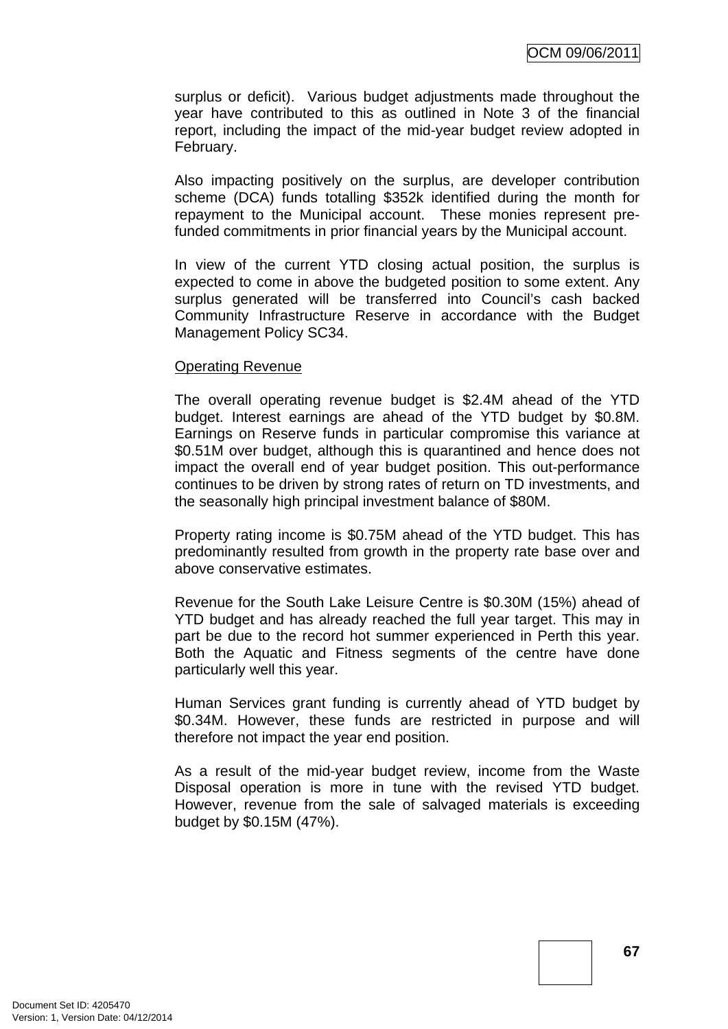surplus or deficit). Various budget adjustments made throughout the year have contributed to this as outlined in Note 3 of the financial report, including the impact of the mid-year budget review adopted in February.

Also impacting positively on the surplus, are developer contribution scheme (DCA) funds totalling $352k identified during the month for repayment to the Municipal account. These monies represent pre-funded commitments in prior financial years by the Municipal account.

In view of the current YTD closing actual position, the surplus is expected to come in above the budgeted position to some extent. Any surplus generated will be transferred into Council's cash backed Community Infrastructure Reserve in accordance with the Budget Management Policy SC34.

<u>Operating Revenue</u>

The overall operating revenue budget is $2.4M ahead of the YTD budget. Interest earnings are ahead of the YTD budget by $0.8M. Earnings on Reserve funds in particular compromise this variance at $0.51M over budget, although this is quarantined and hence does not impact the overall end of year budget position. This out-performance continues to be driven by strong rates of return on TD investments, and the seasonally high principal investment balance of $80M.

Property rating income is $0.75M ahead of the YTD budget. This has predominantly resulted from growth in the property rate base over and above conservative estimates.

Revenue for the South Lake Leisure Centre is $0.30M (15%) ahead of YTD budget and has already reached the full year target. This may in part be due to the record hot summer experienced in Perth this year. Both the Aquatic and Fitness segments of the centre have done particularly well this year.

Human Services grant funding is currently ahead of YTD budget by $0.34M. However, these funds are restricted in purpose and will therefore not impact the year end position.

As a result of the mid-year budget review, income from the Waste Disposal operation is more in tune with the revised YTD budget. However, revenue from the sale of salvaged materials is exceeding budget by $0.15M (47%).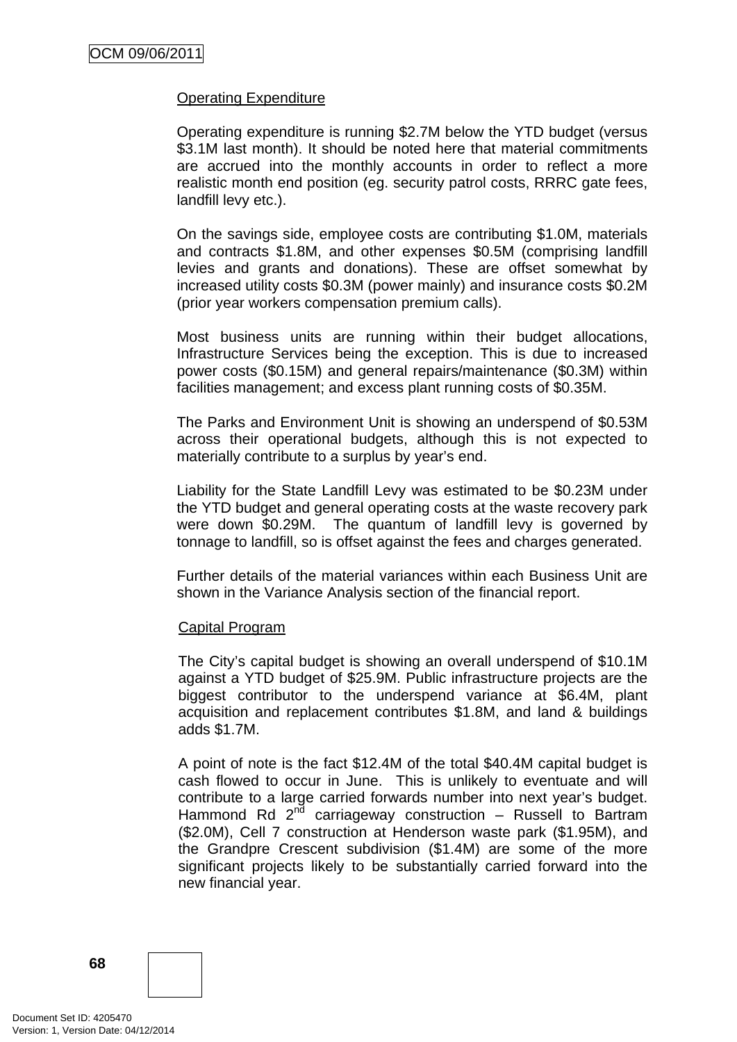Operating Expenditure

Operating expenditure is running $2.7M below the YTD budget (versus $3.1M last month). It should be noted here that material commitments are accrued into the monthly accounts in order to reflect a more realistic month end position (eg. security patrol costs, RRRC gate fees, landfill levy etc.).

On the savings side, employee costs are contributing $1.0M, materials and contracts $1.8M, and other expenses $0.5M (comprising landfill levies and grants and donations). These are offset somewhat by increased utility costs $0.3M (power mainly) and insurance costs $0.2M (prior year workers compensation premium calls).

Most business units are running within their budget allocations, Infrastructure Services being the exception. This is due to increased power costs ($0.15M) and general repairs/maintenance ($0.3M) within facilities management; and excess plant running costs of $0.35M.

The Parks and Environment Unit is showing an underspend of $0.53M across their operational budgets, although this is not expected to materially contribute to a surplus by year's end.

Liability for the State Landfill Levy was estimated to be $0.23M under the YTD budget and general operating costs at the waste recovery park were down $0.29M. The quantum of landfill levy is governed by tonnage to landfill, so is offset against the fees and charges generated.

Further details of the material variances within each Business Unit are shown in the Variance Analysis section of the financial report.

Capital Program

The City's capital budget is showing an overall underspend of $10.1M against a YTD budget of $25.9M. Public infrastructure projects are the biggest contributor to the underspend variance at $6.4M, plant acquisition and replacement contributes $1.8M, and land & buildings adds $1.7M.

A point of note is the fact $12.4M of the total $40.4M capital budget is cash flowed to occur in June. This is unlikely to eventuate and will contribute to a large carried forwards number into next year's budget. Hammond Rd 2nd carriageway construction – Russell to Bartram ($2.0M), Cell 7 construction at Henderson waste park ($1.95M), and the Grandpre Crescent subdivision ($1.4M) are some of the more significant projects likely to be substantially carried forward into the new financial year.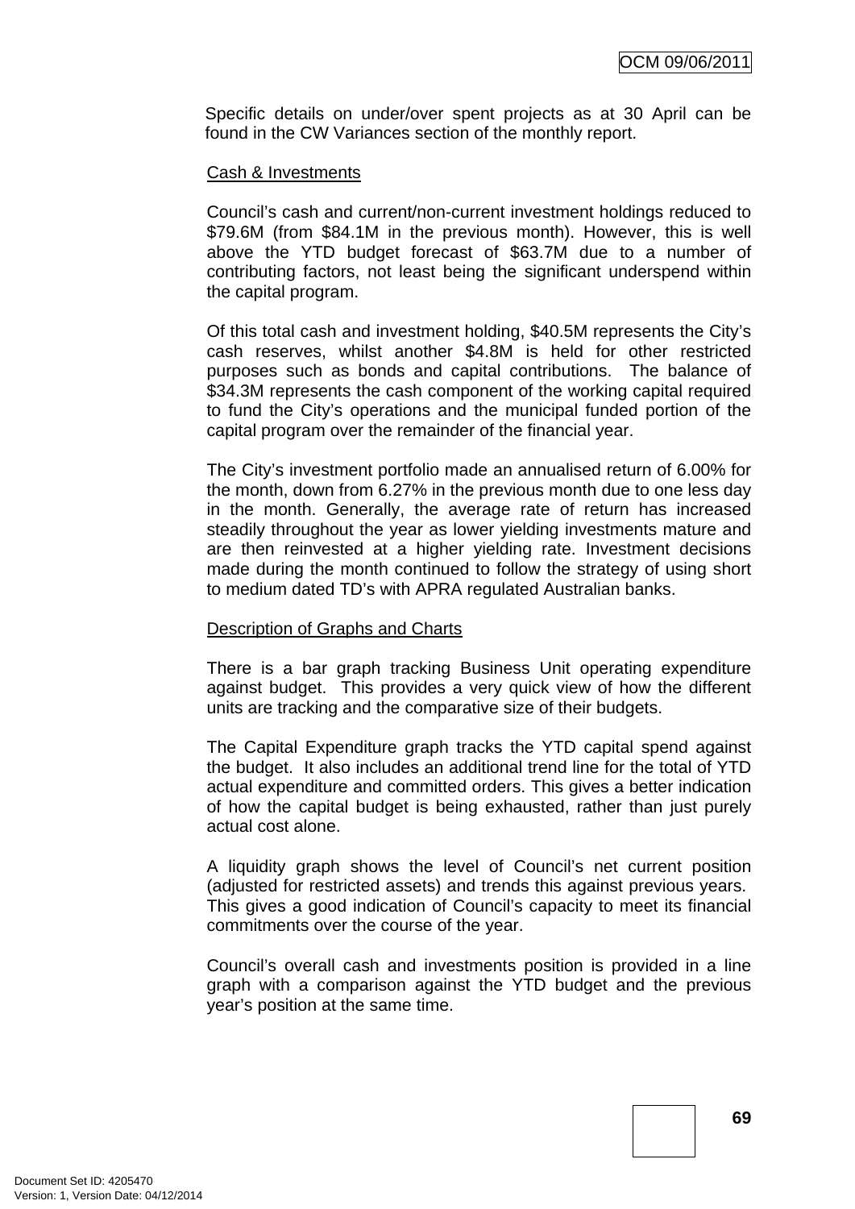Specific details on under/over spent projects as at 30 April can be found in the CW Variances section of the monthly report.

Cash & Investments

Council's cash and current/non-current investment holdings reduced to $79.6M (from $84.1M in the previous month). However, this is well above the YTD budget forecast of $63.7M due to a number of contributing factors, not least being the significant underspend within the capital program.

Of this total cash and investment holding, $40.5M represents the City's cash reserves, whilst another $4.8M is held for other restricted purposes such as bonds and capital contributions. The balance of $34.3M represents the cash component of the working capital required to fund the City's operations and the municipal funded portion of the capital program over the remainder of the financial year.

The City's investment portfolio made an annualised return of 6.00% for the month, down from 6.27% in the previous month due to one less day in the month. Generally, the average rate of return has increased steadily throughout the year as lower yielding investments mature and are then reinvested at a higher yielding rate. Investment decisions made during the month continued to follow the strategy of using short to medium dated TD's with APRA regulated Australian banks.

Description of Graphs and Charts

There is a bar graph tracking Business Unit operating expenditure against budget. This provides a very quick view of how the different units are tracking and the comparative size of their budgets.

The Capital Expenditure graph tracks the YTD capital spend against the budget. It also includes an additional trend line for the total of YTD actual expenditure and committed orders. This gives a better indication of how the capital budget is being exhausted, rather than just purely actual cost alone.

A liquidity graph shows the level of Council's net current position (adjusted for restricted assets) and trends this against previous years. This gives a good indication of Council's capacity to meet its financial commitments over the course of the year.

Council's overall cash and investments position is provided in a line graph with a comparison against the YTD budget and the previous year's position at the same time.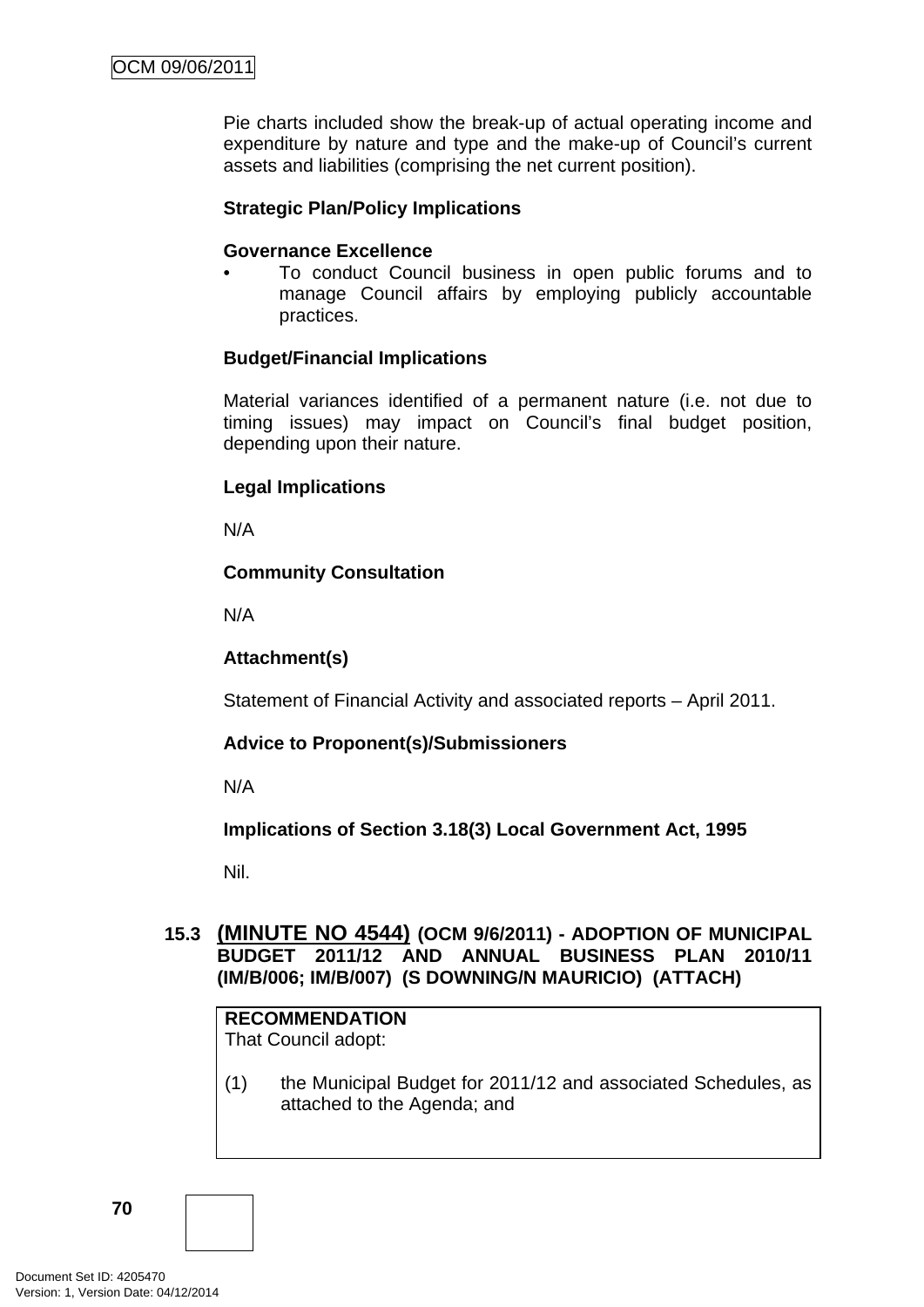Pie charts included show the break-up of actual operating income and expenditure by nature and type and the make-up of Council's current assets and liabilities (comprising the net current position).

**Strategic Plan/Policy Implications**

**Governance Excellence**

- To conduct Council business in open public forums and to manage Council affairs by employing publicly accountable practices.

**Budget/Financial Implications**

Material variances identified of a permanent nature (i.e. not due to timing issues) may impact on Council's final budget position, depending upon their nature.

**Legal Implications**

N/A

**Community Consultation**

N/A

**Attachment(s)**

Statement of Financial Activity and associated reports – April 2011.

**Advice to Proponent(s)/Submissioners**

N/A

**Implications of Section 3.18(3) Local Government Act, 1995**

Nil.

## 15.3 (MINUTE NO 4544) (OCM 9/6/2011) - ADOPTION OF MUNICIPAL BUDGET 2011/12 AND ANNUAL BUSINESS PLAN 2010/11 (IM/B/006; IM/B/007) (S DOWNING/N MAURICIO) (ATTACH)

**RECOMMENDATION**

That Council adopt:

(1) the Municipal Budget for 2011/12 and associated Schedules, as attached to the Agenda; and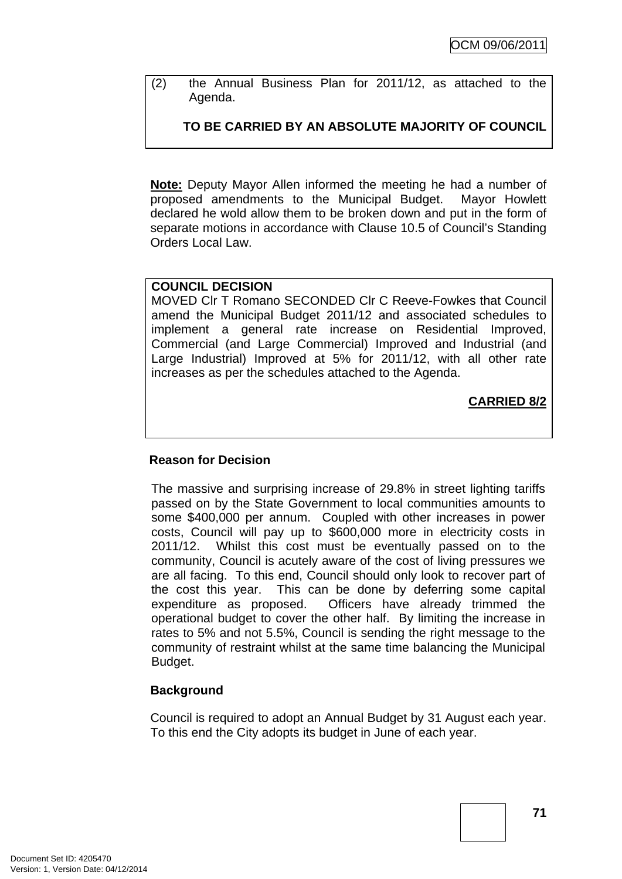(2) the Annual Business Plan for 2011/12, as attached to the Agenda.

**TO BE CARRIED BY AN ABSOLUTE MAJORITY OF COUNCIL**

**Note:** Deputy Mayor Allen informed the meeting he had a number of proposed amendments to the Municipal Budget. Mayor Howlett declared he wold allow them to be broken down and put in the form of separate motions in accordance with Clause 10.5 of Council's Standing Orders Local Law.

**COUNCIL DECISION**

MOVED Clr T Romano SECONDED Clr C Reeve-Fowkes that Council amend the Municipal Budget 2011/12 and associated schedules to implement a general rate increase on Residential Improved, Commercial (and Large Commercial) Improved and Industrial (and Large Industrial) Improved at 5% for 2011/12, with all other rate increases as per the schedules attached to the Agenda.

**CARRIED 8/2**

**Reason for Decision**

The massive and surprising increase of 29.8% in street lighting tariffs passed on by the State Government to local communities amounts to some $400,000 per annum. Coupled with other increases in power costs, Council will pay up to $600,000 more in electricity costs in 2011/12. Whilst this cost must be eventually passed on to the community, Council is acutely aware of the cost of living pressures we are all facing. To this end, Council should only look to recover part of the cost this year. This can be done by deferring some capital expenditure as proposed. Officers have already trimmed the operational budget to cover the other half. By limiting the increase in rates to 5% and not 5.5%, Council is sending the right message to the community of restraint whilst at the same time balancing the Municipal Budget.

**Background**

Council is required to adopt an Annual Budget by 31 August each year. To this end the City adopts its budget in June of each year.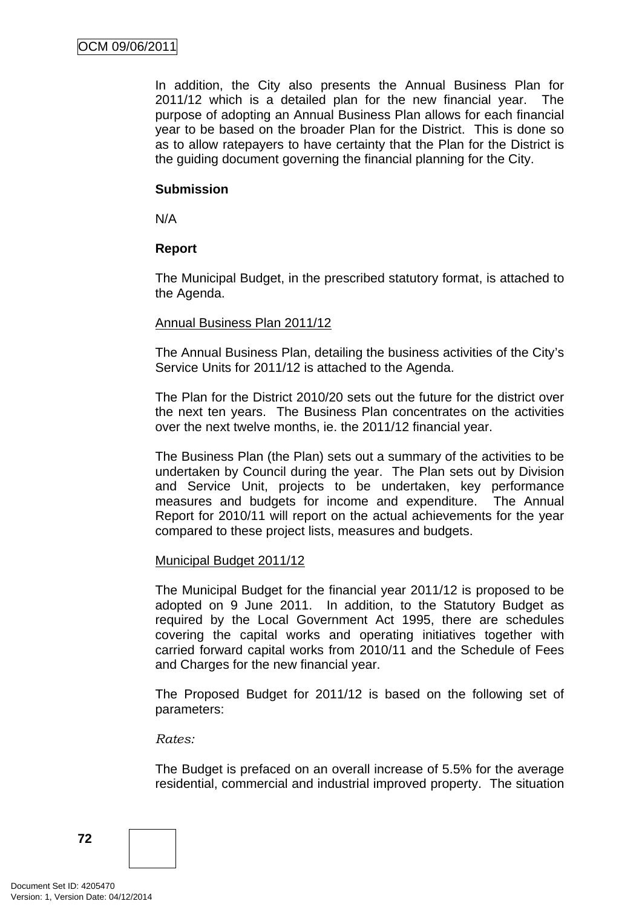In addition, the City also presents the Annual Business Plan for 2011/12 which is a detailed plan for the new financial year. The purpose of adopting an Annual Business Plan allows for each financial year to be based on the broader Plan for the District. This is done so as to allow ratepayers to have certainty that the Plan for the District is the guiding document governing the financial planning for the City.

**Submission**

N/A

**Report**

The Municipal Budget, in the prescribed statutory format, is attached to the Agenda.

Annual Business Plan 2011/12

The Annual Business Plan, detailing the business activities of the City's Service Units for 2011/12 is attached to the Agenda.

The Plan for the District 2010/20 sets out the future for the district over the next ten years. The Business Plan concentrates on the activities over the next twelve months, ie. the 2011/12 financial year.

The Business Plan (the Plan) sets out a summary of the activities to be undertaken by Council during the year. The Plan sets out by Division and Service Unit, projects to be undertaken, key performance measures and budgets for income and expenditure. The Annual Report for 2010/11 will report on the actual achievements for the year compared to these project lists, measures and budgets.

Municipal Budget 2011/12

The Municipal Budget for the financial year 2011/12 is proposed to be adopted on 9 June 2011. In addition, to the Statutory Budget as required by the Local Government Act 1995, there are schedules covering the capital works and operating initiatives together with carried forward capital works from 2010/11 and the Schedule of Fees and Charges for the new financial year.

The Proposed Budget for 2011/12 is based on the following set of parameters:

*Rates:*

The Budget is prefaced on an overall increase of 5.5% for the average residential, commercial and industrial improved property. The situation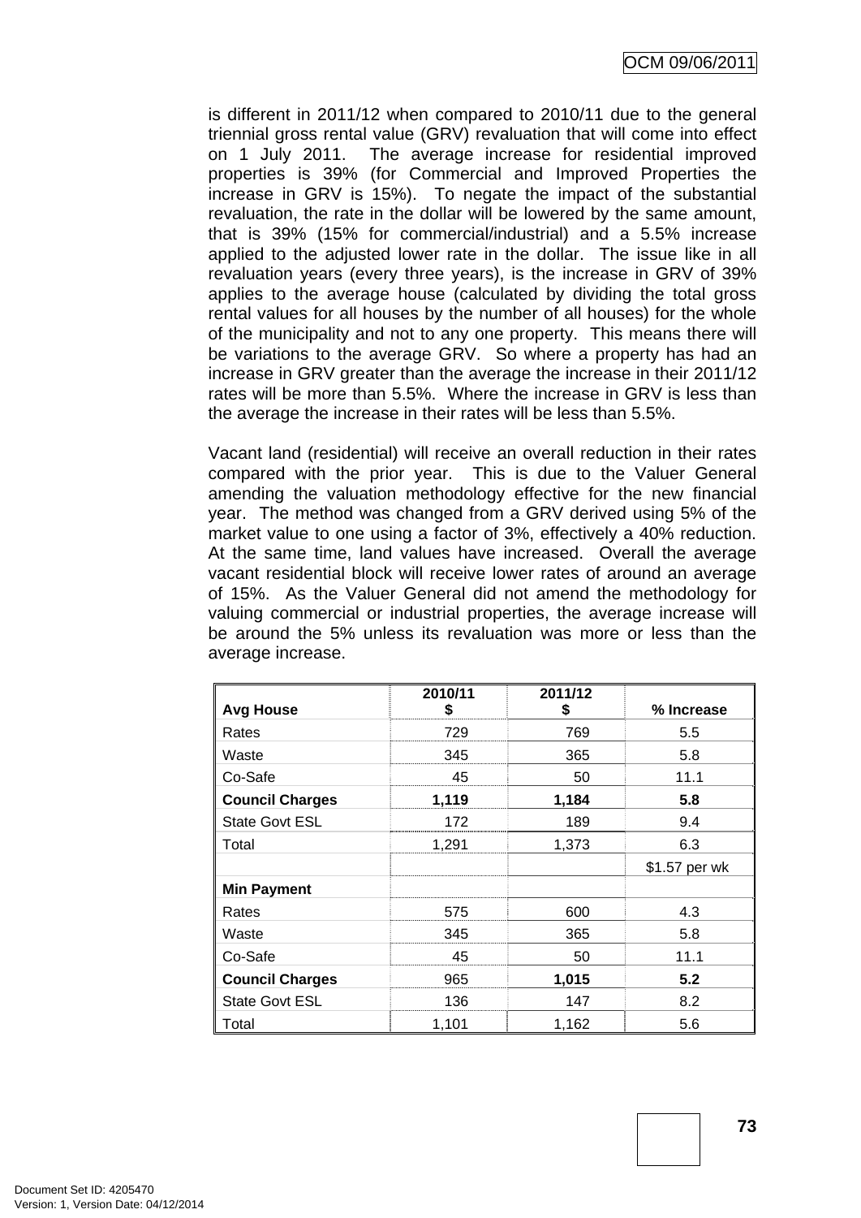is different in 2011/12 when compared to 2010/11 due to the general triennial gross rental value (GRV) revaluation that will come into effect on 1 July 2011. The average increase for residential improved properties is 39% (for Commercial and Improved Properties the increase in GRV is 15%). To negate the impact of the substantial revaluation, the rate in the dollar will be lowered by the same amount, that is 39% (15% for commercial/industrial) and a 5.5% increase applied to the adjusted lower rate in the dollar. The issue like in all revaluation years (every three years), is the increase in GRV of 39% applies to the average house (calculated by dividing the total gross rental values for all houses by the number of all houses) for the whole of the municipality and not to any one property. This means there will be variations to the average GRV. So where a property has had an increase in GRV greater than the average the increase in their 2011/12 rates will be more than 5.5%. Where the increase in GRV is less than the average the increase in their rates will be less than 5.5%.

Vacant land (residential) will receive an overall reduction in their rates compared with the prior year. This is due to the Valuer General amending the valuation methodology effective for the new financial year. The method was changed from a GRV derived using 5% of the market value to one using a factor of 3%, effectively a 40% reduction. At the same time, land values have increased. Overall the average vacant residential block will receive lower rates of around an average of 15%. As the Valuer General did not amend the methodology for valuing commercial or industrial properties, the average increase will be around the 5% unless its revaluation was more or less than the average increase.

| **Avg House** | **2010/11 $** | **2011/12 $** | **% Increase** |
|---|---|---|---|
| Rates | 729 | 769 | 5.5 |
| Waste | 345 | 365 | 5.8 |
| Co-Safe | 45 | 50 | 11.1 |
| **Council Charges** | **1,119** | **1,184** | **5.8** |
| State Govt ESL | 172 | 189 | 9.4 |
| Total | 1,291 | 1,373 | 6.3 |
| | | | $1.57 per wk |
| **Min Payment** | | | |
| Rates | 575 | 600 | 4.3 |
| Waste | 345 | 365 | 5.8 |
| Co-Safe | 45 | 50 | 11.1 |
| **Council Charges** | 965 | **1,015** | **5.2** |
| State Govt ESL | 136 | 147 | 8.2 |
| Total | 1,101 | 1,162 | 5.6 |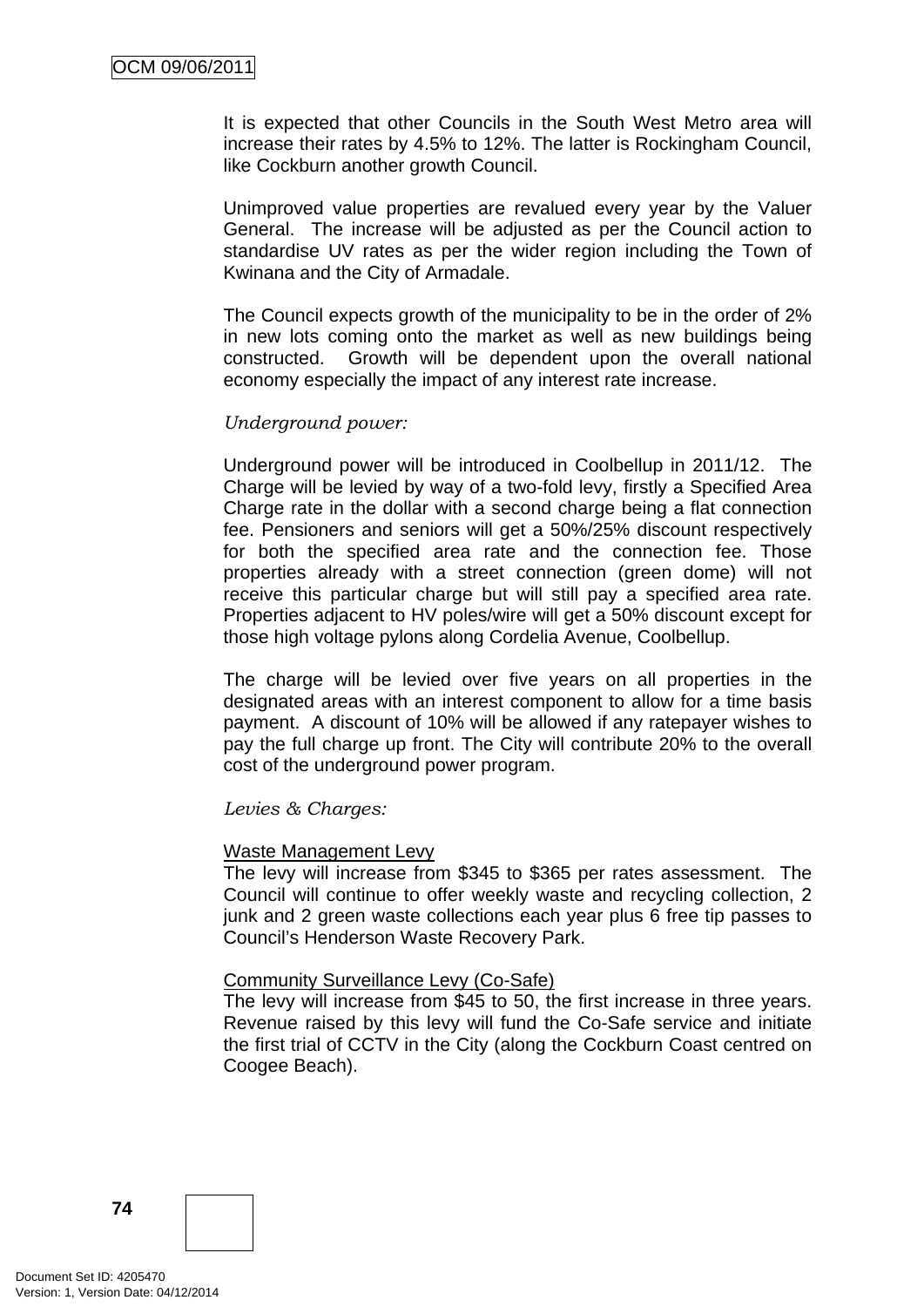It is expected that other Councils in the South West Metro area will increase their rates by 4.5% to 12%. The latter is Rockingham Council, like Cockburn another growth Council.

Unimproved value properties are revalued every year by the Valuer General. The increase will be adjusted as per the Council action to standardise UV rates as per the wider region including the Town of Kwinana and the City of Armadale.

The Council expects growth of the municipality to be in the order of 2% in new lots coming onto the market as well as new buildings being constructed. Growth will be dependent upon the overall national economy especially the impact of any interest rate increase.

*Underground power:*

Underground power will be introduced in Coolbellup in 2011/12. The Charge will be levied by way of a two-fold levy, firstly a Specified Area Charge rate in the dollar with a second charge being a flat connection fee. Pensioners and seniors will get a 50%/25% discount respectively for both the specified area rate and the connection fee. Those properties already with a street connection (green dome) will not receive this particular charge but will still pay a specified area rate. Properties adjacent to HV poles/wire will get a 50% discount except for those high voltage pylons along Cordelia Avenue, Coolbellup.

The charge will be levied over five years on all properties in the designated areas with an interest component to allow for a time basis payment. A discount of 10% will be allowed if any ratepayer wishes to pay the full charge up front. The City will contribute 20% to the overall cost of the underground power program.

*Levies & Charges:*

<u>Waste Management Levy</u>
The levy will increase from $345 to $365 per rates assessment. The Council will continue to offer weekly waste and recycling collection, 2 junk and 2 green waste collections each year plus 6 free tip passes to Council's Henderson Waste Recovery Park.

<u>Community Surveillance Levy (Co-Safe)</u>
The levy will increase from $45 to 50, the first increase in three years. Revenue raised by this levy will fund the Co-Safe service and initiate the first trial of CCTV in the City (along the Cockburn Coast centred on Coogee Beach).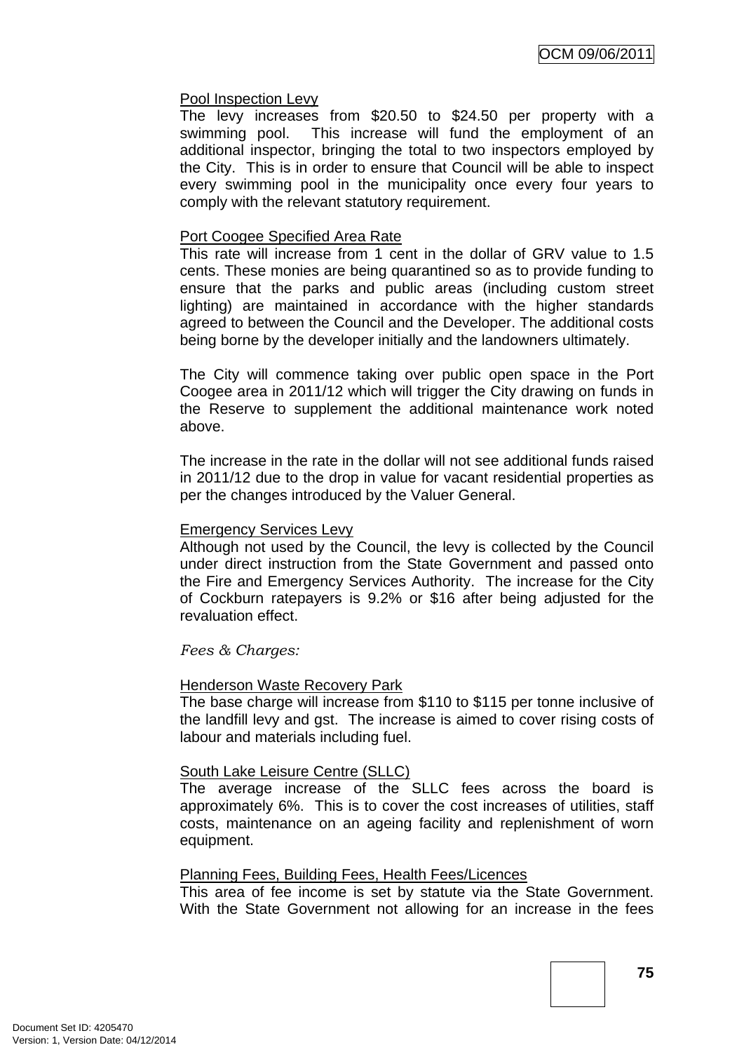Pool Inspection Levy

The levy increases from $20.50 to $24.50 per property with a swimming pool. This increase will fund the employment of an additional inspector, bringing the total to two inspectors employed by the City. This is in order to ensure that Council will be able to inspect every swimming pool in the municipality once every four years to comply with the relevant statutory requirement.

Port Coogee Specified Area Rate

This rate will increase from 1 cent in the dollar of GRV value to 1.5 cents. These monies are being quarantined so as to provide funding to ensure that the parks and public areas (including custom street lighting) are maintained in accordance with the higher standards agreed to between the Council and the Developer. The additional costs being borne by the developer initially and the landowners ultimately.

The City will commence taking over public open space in the Port Coogee area in 2011/12 which will trigger the City drawing on funds in the Reserve to supplement the additional maintenance work noted above.

The increase in the rate in the dollar will not see additional funds raised in 2011/12 due to the drop in value for vacant residential properties as per the changes introduced by the Valuer General.

Emergency Services Levy

Although not used by the Council, the levy is collected by the Council under direct instruction from the State Government and passed onto the Fire and Emergency Services Authority. The increase for the City of Cockburn ratepayers is 9.2% or $16 after being adjusted for the revaluation effect.

*Fees & Charges:*

Henderson Waste Recovery Park

The base charge will increase from $110 to $115 per tonne inclusive of the landfill levy and gst. The increase is aimed to cover rising costs of labour and materials including fuel.

South Lake Leisure Centre (SLLC)

The average increase of the SLLC fees across the board is approximately 6%. This is to cover the cost increases of utilities, staff costs, maintenance on an ageing facility and replenishment of worn equipment.

Planning Fees, Building Fees, Health Fees/Licences

This area of fee income is set by statute via the State Government. With the State Government not allowing for an increase in the fees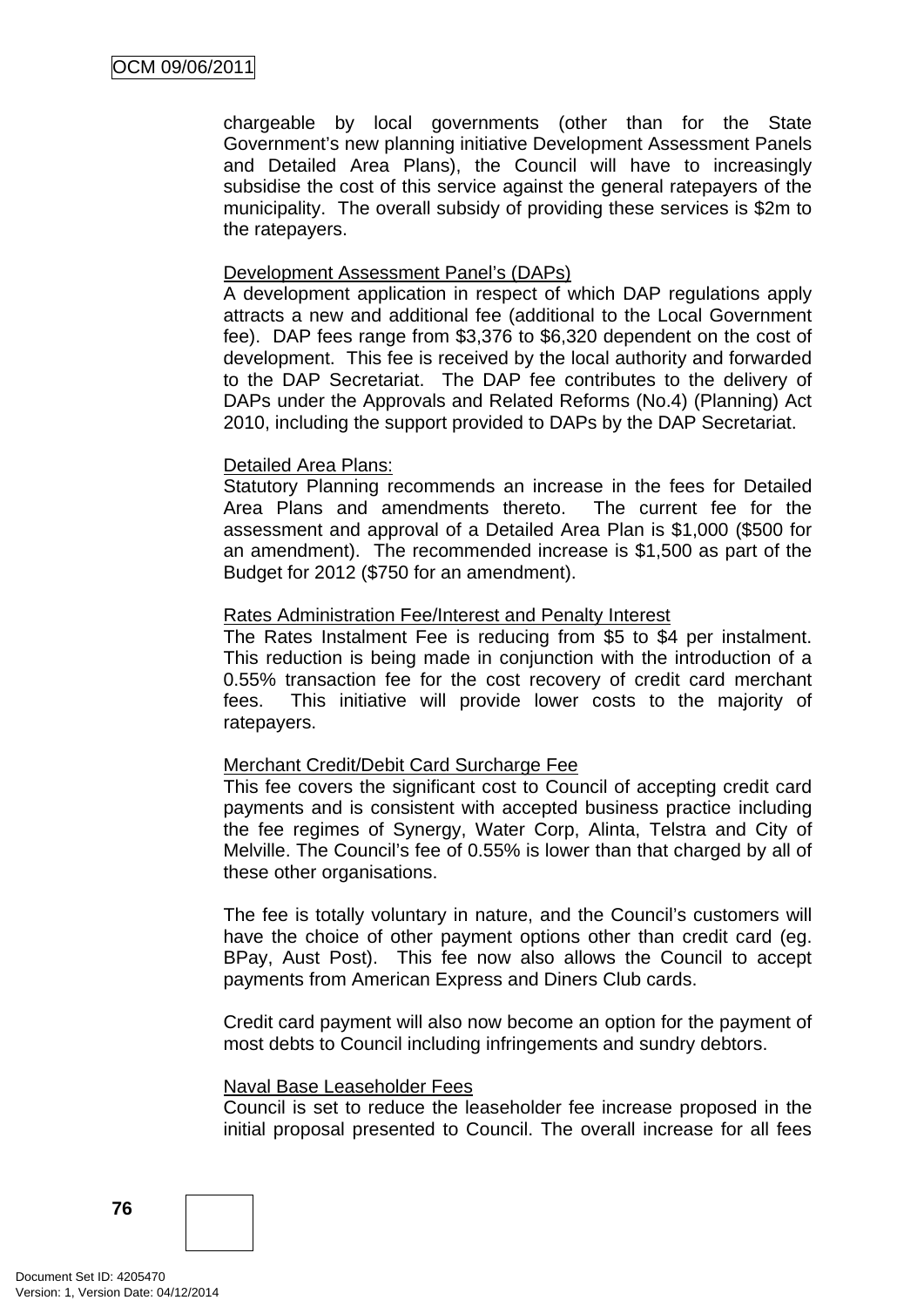chargeable by local governments (other than for the State Government's new planning initiative Development Assessment Panels and Detailed Area Plans), the Council will have to increasingly subsidise the cost of this service against the general ratepayers of the municipality. The overall subsidy of providing these services is $2m to the ratepayers.

Development Assessment Panel's (DAPs)

A development application in respect of which DAP regulations apply attracts a new and additional fee (additional to the Local Government fee). DAP fees range from $3,376 to $6,320 dependent on the cost of development. This fee is received by the local authority and forwarded to the DAP Secretariat. The DAP fee contributes to the delivery of DAPs under the Approvals and Related Reforms (No.4) (Planning) Act 2010, including the support provided to DAPs by the DAP Secretariat.

Detailed Area Plans:

Statutory Planning recommends an increase in the fees for Detailed Area Plans and amendments thereto. The current fee for the assessment and approval of a Detailed Area Plan is $1,000 ($500 for an amendment). The recommended increase is $1,500 as part of the Budget for 2012 ($750 for an amendment).

Rates Administration Fee/Interest and Penalty Interest

The Rates Instalment Fee is reducing from $5 to $4 per instalment. This reduction is being made in conjunction with the introduction of a 0.55% transaction fee for the cost recovery of credit card merchant fees. This initiative will provide lower costs to the majority of ratepayers.

Merchant Credit/Debit Card Surcharge Fee

This fee covers the significant cost to Council of accepting credit card payments and is consistent with accepted business practice including the fee regimes of Synergy, Water Corp, Alinta, Telstra and City of Melville. The Council's fee of 0.55% is lower than that charged by all of these other organisations.

The fee is totally voluntary in nature, and the Council's customers will have the choice of other payment options other than credit card (eg. BPay, Aust Post). This fee now also allows the Council to accept payments from American Express and Diners Club cards.

Credit card payment will also now become an option for the payment of most debts to Council including infringements and sundry debtors.

Naval Base Leaseholder Fees

Council is set to reduce the leaseholder fee increase proposed in the initial proposal presented to Council. The overall increase for all fees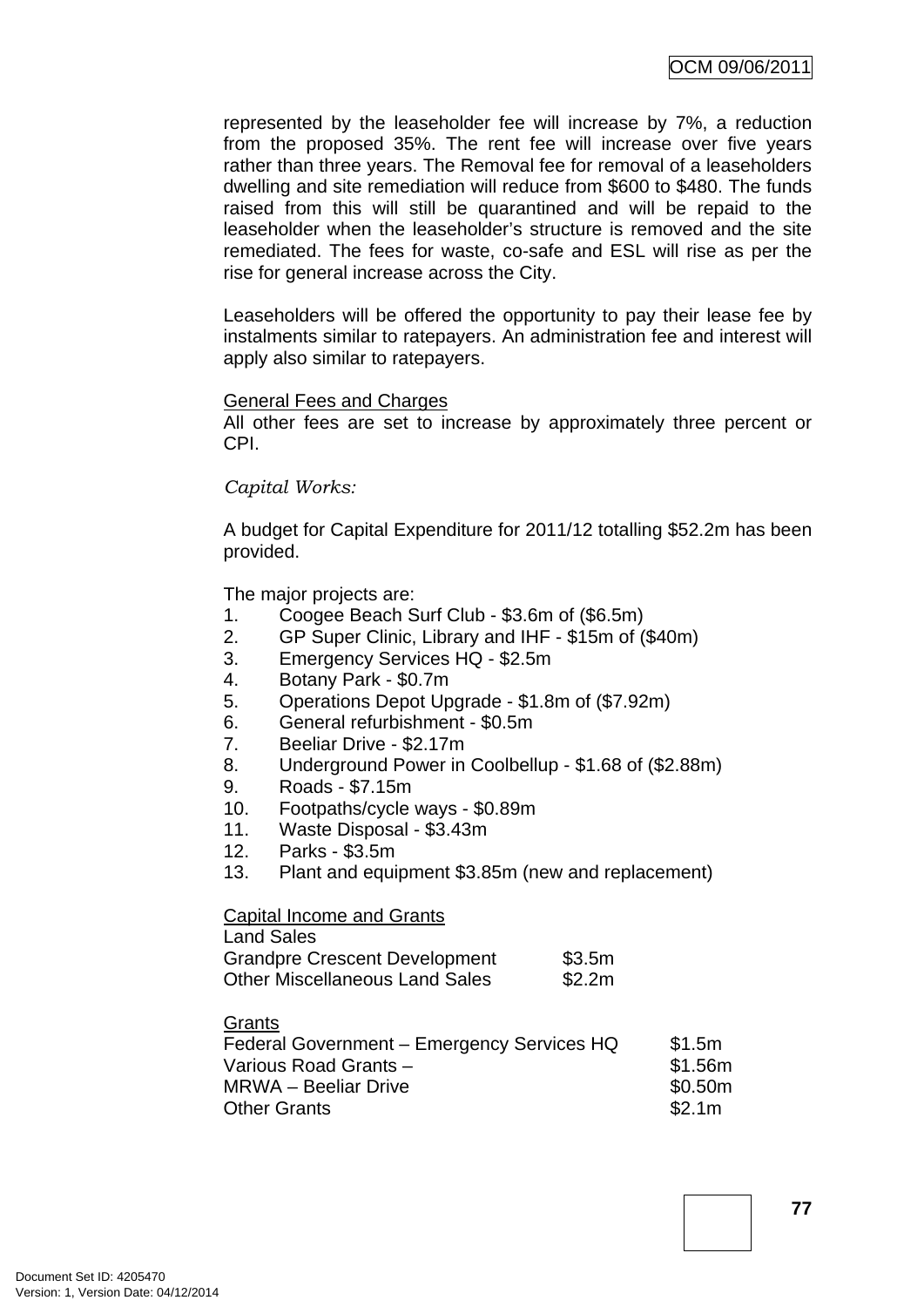represented by the leaseholder fee will increase by 7%, a reduction from the proposed 35%. The rent fee will increase over five years rather than three years. The Removal fee for removal of a leaseholders dwelling and site remediation will reduce from $600 to $480. The funds raised from this will still be quarantined and will be repaid to the leaseholder when the leaseholder's structure is removed and the site remediated. The fees for waste, co-safe and ESL will rise as per the rise for general increase across the City.

Leaseholders will be offered the opportunity to pay their lease fee by instalments similar to ratepayers. An administration fee and interest will apply also similar to ratepayers.

General Fees and Charges

All other fees are set to increase by approximately three percent or CPI.

*Capital Works:*

A budget for Capital Expenditure for 2011/12 totalling $52.2m has been provided.

The major projects are:

1. Coogee Beach Surf Club - $3.6m of ($6.5m)
2. GP Super Clinic, Library and IHF - $15m of ($40m)
3. Emergency Services HQ - $2.5m
4. Botany Park - $0.7m
5. Operations Depot Upgrade - $1.8m of ($7.92m)
6. General refurbishment - $0.5m
7. Beeliar Drive - $2.17m
8. Underground Power in Coolbellup - $1.68 of ($2.88m)
9. Roads - $7.15m
10. Footpaths/cycle ways - $0.89m
11. Waste Disposal - $3.43m
12. Parks - $3.5m
13. Plant and equipment $3.85m (new and replacement)

Capital Income and Grants

Land Sales

| | |
|---|---|
| Grandpre Crescent Development | $3.5m |
| Other Miscellaneous Land Sales | $2.2m |

Grants

| | |
|---|---|
| Federal Government – Emergency Services HQ | $1.5m |
| Various Road Grants – | $1.56m |
| MRWA – Beeliar Drive | $0.50m |
| Other Grants | $2.1m |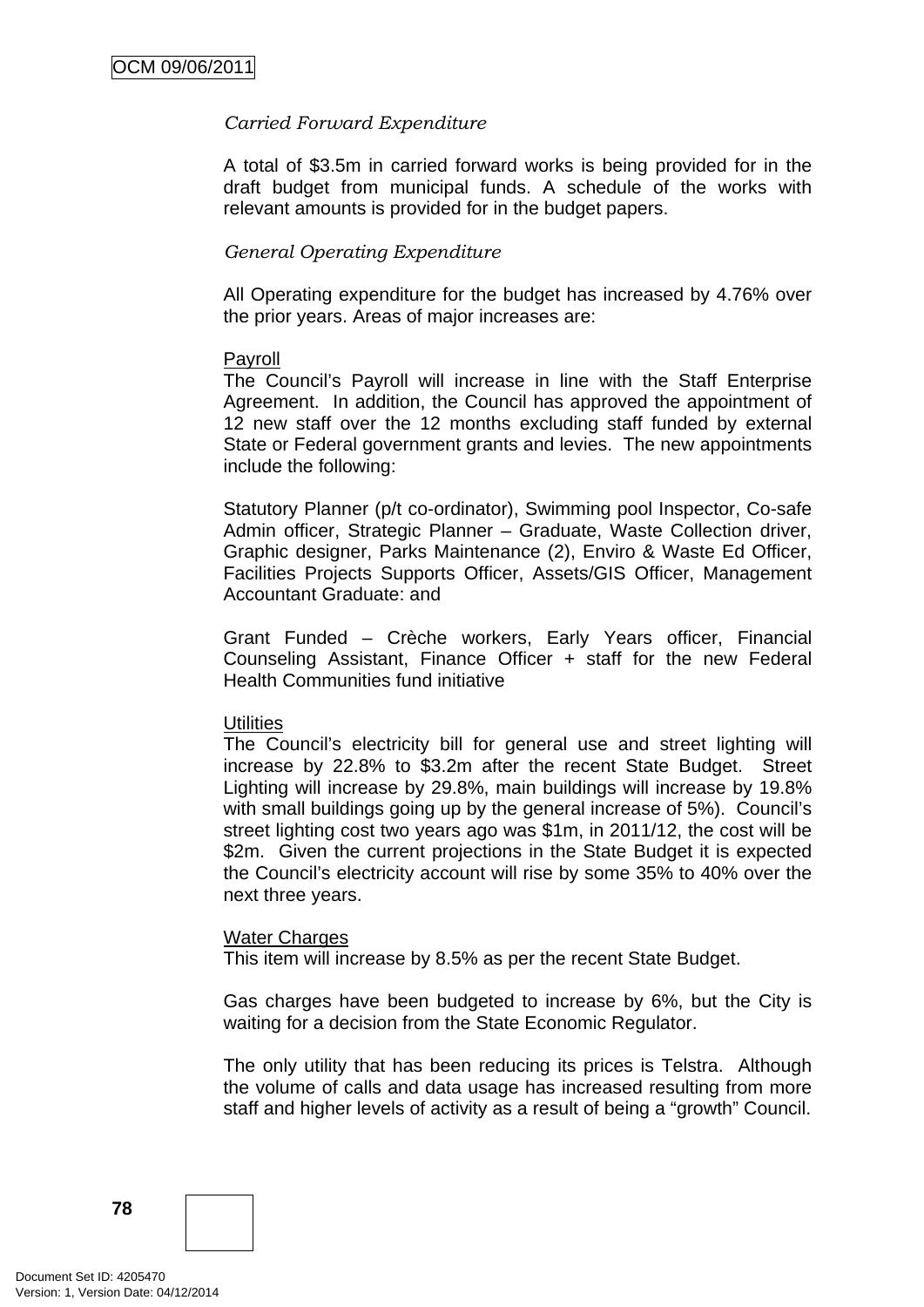*Carried Forward Expenditure*

A total of $3.5m in carried forward works is being provided for in the draft budget from municipal funds. A schedule of the works with relevant amounts is provided for in the budget papers.

*General Operating Expenditure*

All Operating expenditure for the budget has increased by 4.76% over the prior years. Areas of major increases are:

<u>Payroll</u>
The Council's Payroll will increase in line with the Staff Enterprise Agreement. In addition, the Council has approved the appointment of 12 new staff over the 12 months excluding staff funded by external State or Federal government grants and levies. The new appointments include the following:

Statutory Planner (p/t co-ordinator), Swimming pool Inspector, Co-safe Admin officer, Strategic Planner – Graduate, Waste Collection driver, Graphic designer, Parks Maintenance (2), Enviro & Waste Ed Officer, Facilities Projects Supports Officer, Assets/GIS Officer, Management Accountant Graduate: and

Grant Funded – Crèche workers, Early Years officer, Financial Counseling Assistant, Finance Officer + staff for the new Federal Health Communities fund initiative

<u>Utilities</u>
The Council's electricity bill for general use and street lighting will increase by 22.8% to $3.2m after the recent State Budget. Street Lighting will increase by 29.8%, main buildings will increase by 19.8% with small buildings going up by the general increase of 5%). Council's street lighting cost two years ago was $1m, in 2011/12, the cost will be $2m. Given the current projections in the State Budget it is expected the Council's electricity account will rise by some 35% to 40% over the next three years.

<u>Water Charges</u>
This item will increase by 8.5% as per the recent State Budget.

Gas charges have been budgeted to increase by 6%, but the City is waiting for a decision from the State Economic Regulator.

The only utility that has been reducing its prices is Telstra. Although the volume of calls and data usage has increased resulting from more staff and higher levels of activity as a result of being a "growth" Council.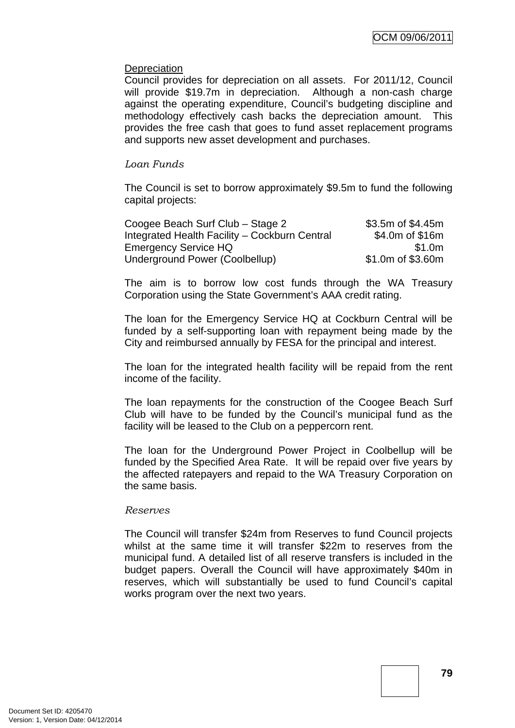<u>Depreciation</u>

Council provides for depreciation on all assets. For 2011/12, Council will provide $19.7m in depreciation. Although a non-cash charge against the operating expenditure, Council's budgeting discipline and methodology effectively cash backs the depreciation amount. This provides the free cash that goes to fund asset replacement programs and supports new asset development and purchases.

*Loan Funds*

The Council is set to borrow approximately $9.5m to fund the following capital projects:

| | |
|---|---|
| Coogee Beach Surf Club – Stage 2 | $3.5m of $4.45m |
| Integrated Health Facility – Cockburn Central | $4.0m of $16m |
| Emergency Service HQ | $1.0m |
| Underground Power (Coolbellup) | $1.0m of $3.60m |

The aim is to borrow low cost funds through the WA Treasury Corporation using the State Government's AAA credit rating.

The loan for the Emergency Service HQ at Cockburn Central will be funded by a self-supporting loan with repayment being made by the City and reimbursed annually by FESA for the principal and interest.

The loan for the integrated health facility will be repaid from the rent income of the facility.

The loan repayments for the construction of the Coogee Beach Surf Club will have to be funded by the Council's municipal fund as the facility will be leased to the Club on a peppercorn rent.

The loan for the Underground Power Project in Coolbellup will be funded by the Specified Area Rate. It will be repaid over five years by the affected ratepayers and repaid to the WA Treasury Corporation on the same basis.

*Reserves*

The Council will transfer $24m from Reserves to fund Council projects whilst at the same time it will transfer $22m to reserves from the municipal fund. A detailed list of all reserve transfers is included in the budget papers. Overall the Council will have approximately $40m in reserves, which will substantially be used to fund Council's capital works program over the next two years.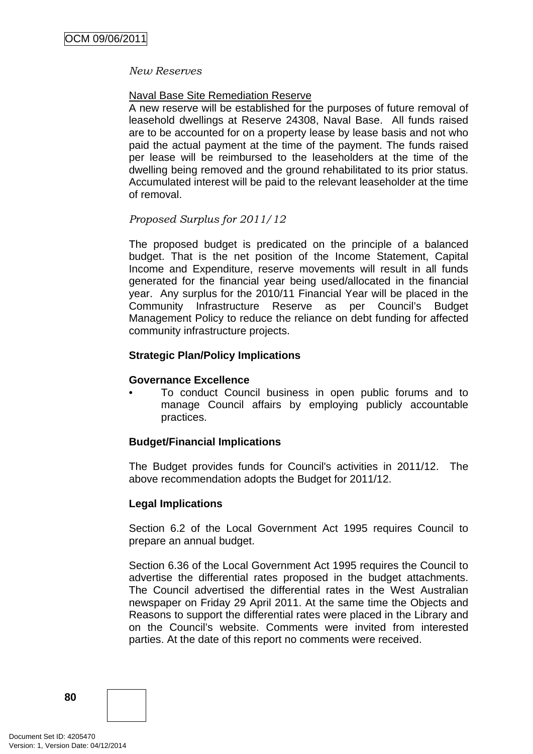*New Reserves*

Naval Base Site Remediation Reserve

A new reserve will be established for the purposes of future removal of leasehold dwellings at Reserve 24308, Naval Base. All funds raised are to be accounted for on a property lease by lease basis and not who paid the actual payment at the time of the payment. The funds raised per lease will be reimbursed to the leaseholders at the time of the dwelling being removed and the ground rehabilitated to its prior status. Accumulated interest will be paid to the relevant leaseholder at the time of removal.

*Proposed Surplus for 2011/12*

The proposed budget is predicated on the principle of a balanced budget. That is the net position of the Income Statement, Capital Income and Expenditure, reserve movements will result in all funds generated for the financial year being used/allocated in the financial year. Any surplus for the 2010/11 Financial Year will be placed in the Community Infrastructure Reserve as per Council's Budget Management Policy to reduce the reliance on debt funding for affected community infrastructure projects.

**Strategic Plan/Policy Implications**

**Governance Excellence**

- To conduct Council business in open public forums and to manage Council affairs by employing publicly accountable practices.

**Budget/Financial Implications**

The Budget provides funds for Council's activities in 2011/12. The above recommendation adopts the Budget for 2011/12.

**Legal Implications**

Section 6.2 of the Local Government Act 1995 requires Council to prepare an annual budget.

Section 6.36 of the Local Government Act 1995 requires the Council to advertise the differential rates proposed in the budget attachments. The Council advertised the differential rates in the West Australian newspaper on Friday 29 April 2011. At the same time the Objects and Reasons to support the differential rates were placed in the Library and on the Council's website. Comments were invited from interested parties. At the date of this report no comments were received.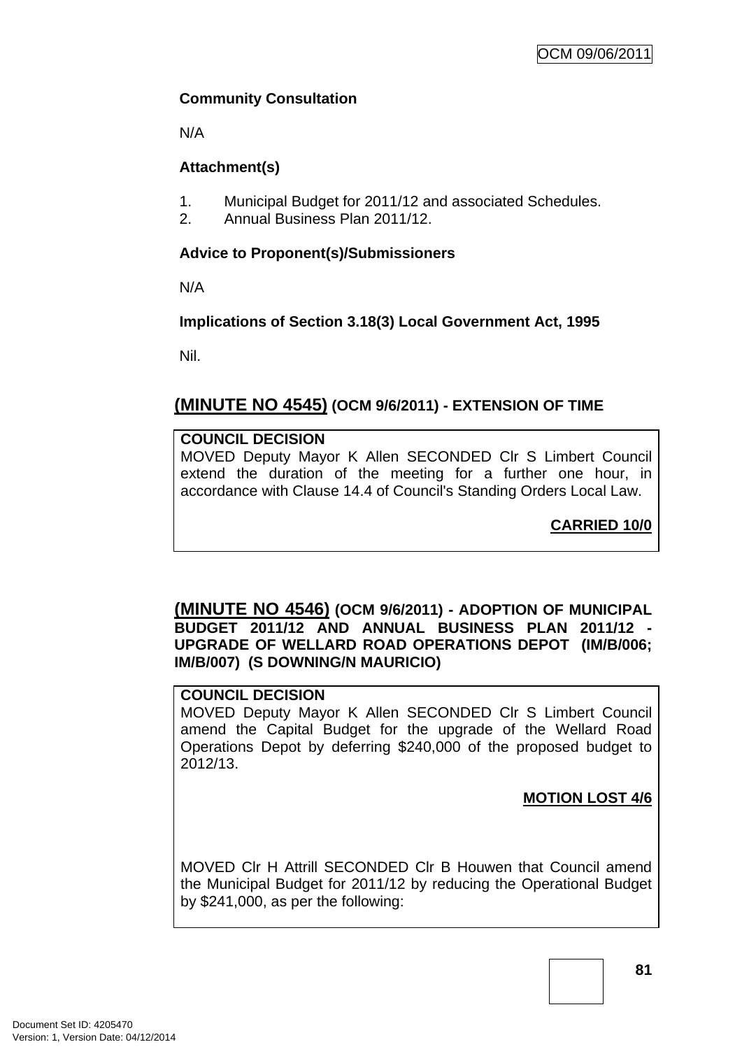**Community Consultation**

N/A

**Attachment(s)**

1. Municipal Budget for 2011/12 and associated Schedules.
2. Annual Business Plan 2011/12.

**Advice to Proponent(s)/Submissioners**

N/A

**Implications of Section 3.18(3) Local Government Act, 1995**

Nil.

## (MINUTE NO 4545) (OCM 9/6/2011) - EXTENSION OF TIME

**COUNCIL DECISION**

MOVED Deputy Mayor K Allen SECONDED Clr S Limbert Council extend the duration of the meeting for a further one hour, in accordance with Clause 14.4 of Council's Standing Orders Local Law.

**CARRIED 10/0**

## (MINUTE NO 4546) (OCM 9/6/2011) - ADOPTION OF MUNICIPAL BUDGET 2011/12 AND ANNUAL BUSINESS PLAN 2011/12 - UPGRADE OF WELLARD ROAD OPERATIONS DEPOT (IM/B/006; IM/B/007) (S DOWNING/N MAURICIO)

**COUNCIL DECISION**

MOVED Deputy Mayor K Allen SECONDED Clr S Limbert Council amend the Capital Budget for the upgrade of the Wellard Road Operations Depot by deferring $240,000 of the proposed budget to 2012/13.

**MOTION LOST 4/6**

MOVED Clr H Attrill SECONDED Clr B Houwen that Council amend the Municipal Budget for 2011/12 by reducing the Operational Budget by $241,000, as per the following: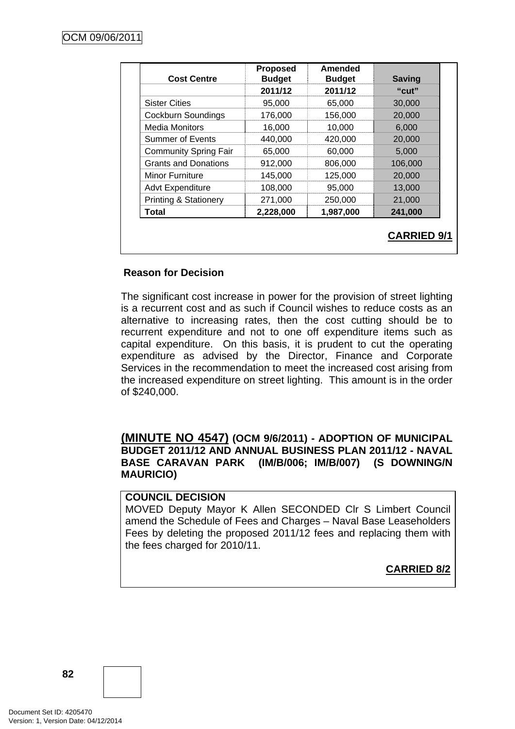| Cost Centre | Proposed Budget | Amended Budget | Saving |
|---|---|---|---|
| | 2011/12 | 2011/12 | "cut" |
| Sister Cities | 95,000 | 65,000 | 30,000 |
| Cockburn Soundings | 176,000 | 156,000 | 20,000 |
| Media Monitors | 16,000 | 10,000 | 6,000 |
| Summer of Events | 440,000 | 420,000 | 20,000 |
| Community Spring Fair | 65,000 | 60,000 | 5,000 |
| Grants and Donations | 912,000 | 806,000 | 106,000 |
| Minor Furniture | 145,000 | 125,000 | 20,000 |
| Advt Expenditure | 108,000 | 95,000 | 13,000 |
| Printing & Stationery | 271,000 | 250,000 | 21,000 |
| **Total** | **2,228,000** | **1,987,000** | **241,000** |

**CARRIED 9/1**

**Reason for Decision**

The significant cost increase in power for the provision of street lighting is a recurrent cost and as such if Council wishes to reduce costs as an alternative to increasing rates, then the cost cutting should be to recurrent expenditure and not to one off expenditure items such as capital expenditure. On this basis, it is prudent to cut the operating expenditure as advised by the Director, Finance and Corporate Services in the recommendation to meet the increased cost arising from the increased expenditure on street lighting. This amount is in the order of $240,000.

**(MINUTE NO 4547) (OCM 9/6/2011) - ADOPTION OF MUNICIPAL BUDGET 2011/12 AND ANNUAL BUSINESS PLAN 2011/12 - NAVAL BASE CARAVAN PARK (IM/B/006; IM/B/007) (S DOWNING/N MAURICIO)**

**COUNCIL DECISION**

MOVED Deputy Mayor K Allen SECONDED Clr S Limbert Council amend the Schedule of Fees and Charges – Naval Base Leaseholders Fees by deleting the proposed 2011/12 fees and replacing them with the fees charged for 2010/11.

**CARRIED 8/2**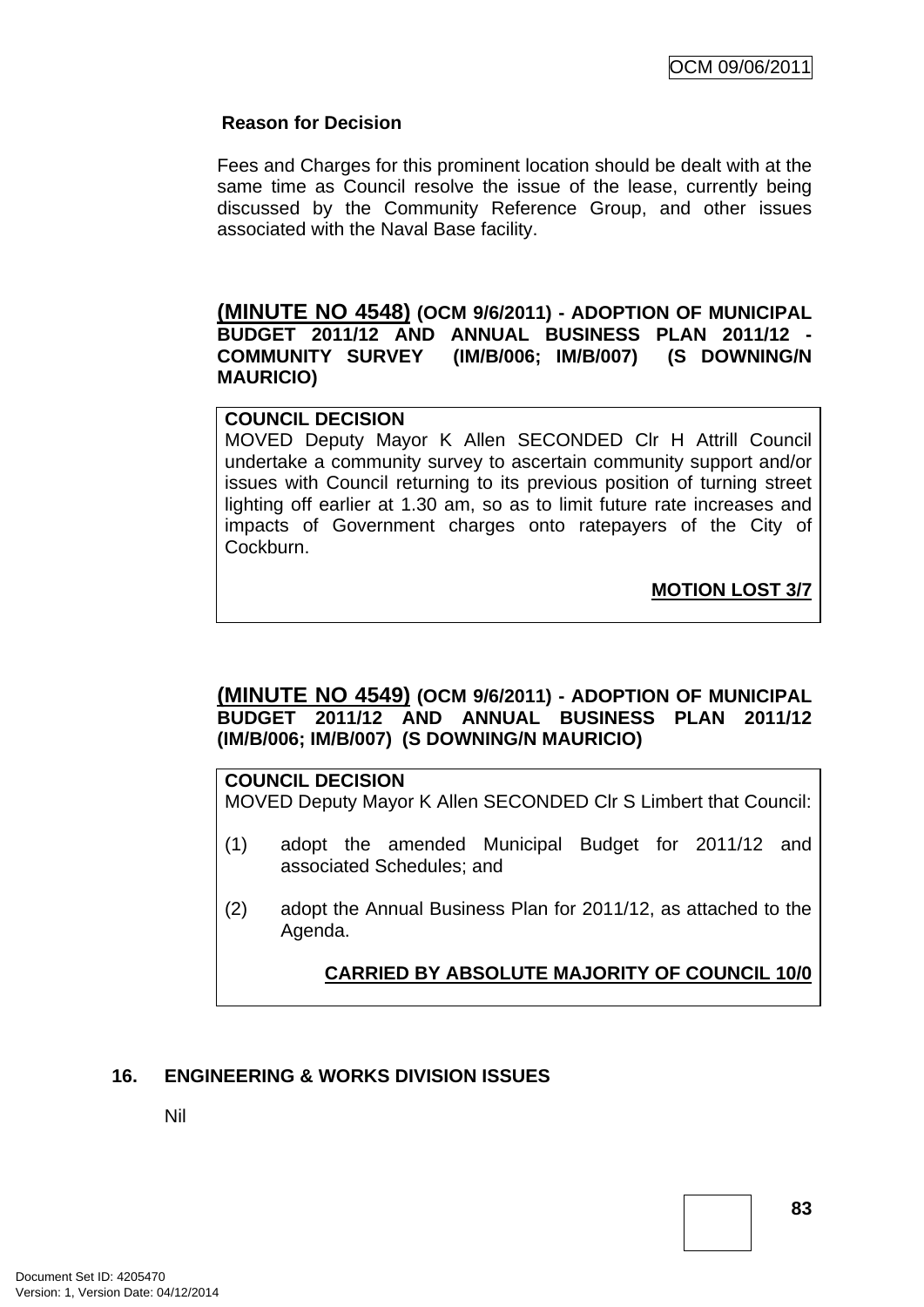**Reason for Decision**

Fees and Charges for this prominent location should be dealt with at the same time as Council resolve the issue of the lease, currently being discussed by the Community Reference Group, and other issues associated with the Naval Base facility.

**(MINUTE NO 4548) (OCM 9/6/2011) - ADOPTION OF MUNICIPAL BUDGET 2011/12 AND ANNUAL BUSINESS PLAN 2011/12 - COMMUNITY SURVEY (IM/B/006; IM/B/007) (S DOWNING/N MAURICIO)**

**COUNCIL DECISION**
MOVED Deputy Mayor K Allen SECONDED Clr H Attrill Council undertake a community survey to ascertain community support and/or issues with Council returning to its previous position of turning street lighting off earlier at 1.30 am, so as to limit future rate increases and impacts of Government charges onto ratepayers of the City of Cockburn.

**MOTION LOST 3/7**

**(MINUTE NO 4549) (OCM 9/6/2011) - ADOPTION OF MUNICIPAL BUDGET 2011/12 AND ANNUAL BUSINESS PLAN 2011/12 (IM/B/006; IM/B/007) (S DOWNING/N MAURICIO)**

**COUNCIL DECISION**
MOVED Deputy Mayor K Allen SECONDED Clr S Limbert that Council:

(1) adopt the amended Municipal Budget for 2011/12 and associated Schedules; and

(2) adopt the Annual Business Plan for 2011/12, as attached to the Agenda.

**CARRIED BY ABSOLUTE MAJORITY OF COUNCIL 10/0**

## 16. ENGINEERING & WORKS DIVISION ISSUES

Nil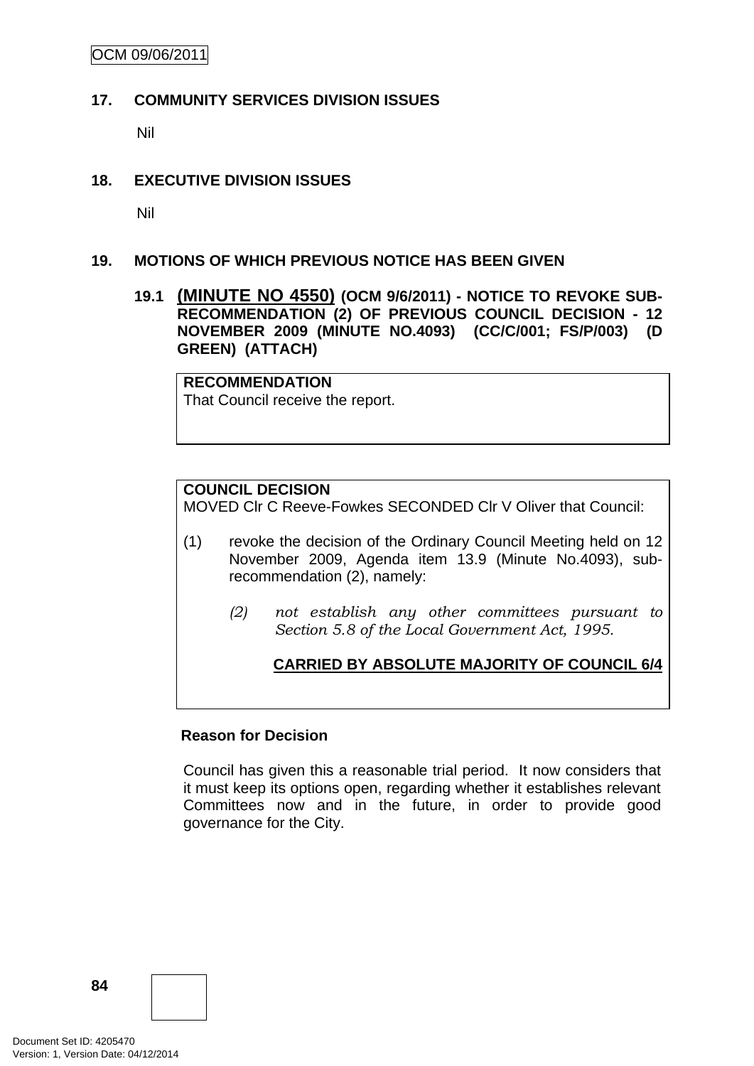## 17. COMMUNITY SERVICES DIVISION ISSUES

Nil

## 18. EXECUTIVE DIVISION ISSUES

Nil

## 19. MOTIONS OF WHICH PREVIOUS NOTICE HAS BEEN GIVEN

### 19.1 (MINUTE NO 4550) (OCM 9/6/2011) - NOTICE TO REVOKE SUB-RECOMMENDATION (2) OF PREVIOUS COUNCIL DECISION - 12 NOVEMBER 2009 (MINUTE NO.4093) (CC/C/001; FS/P/003) (D GREEN) (ATTACH)

**RECOMMENDATION**
That Council receive the report.

**COUNCIL DECISION**
MOVED Clr C Reeve-Fowkes SECONDED Clr V Oliver that Council:

(1) revoke the decision of the Ordinary Council Meeting held on 12 November 2009, Agenda item 13.9 (Minute No.4093), sub-recommendation (2), namely:

*(2) not establish any other committees pursuant to Section 5.8 of the Local Government Act, 1995.*

**CARRIED BY ABSOLUTE MAJORITY OF COUNCIL 6/4**

**Reason for Decision**

Council has given this a reasonable trial period. It now considers that it must keep its options open, regarding whether it establishes relevant Committees now and in the future, in order to provide good governance for the City.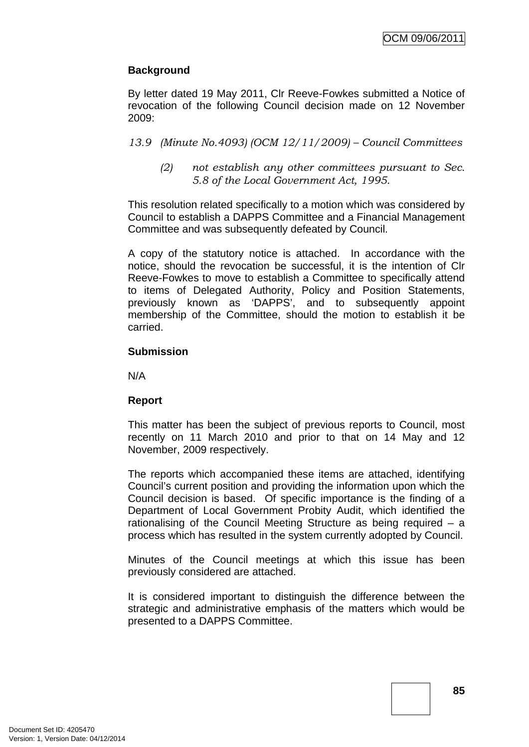**Background**

By letter dated 19 May 2011, Clr Reeve-Fowkes submitted a Notice of revocation of the following Council decision made on 12 November 2009:

*13.9 (Minute No.4093) (OCM 12/11/2009) – Council Committees*

> *(2) not establish any other committees pursuant to Sec. 5.8 of the Local Government Act, 1995.*

This resolution related specifically to a motion which was considered by Council to establish a DAPPS Committee and a Financial Management Committee and was subsequently defeated by Council.

A copy of the statutory notice is attached. In accordance with the notice, should the revocation be successful, it is the intention of Clr Reeve-Fowkes to move to establish a Committee to specifically attend to items of Delegated Authority, Policy and Position Statements, previously known as 'DAPPS', and to subsequently appoint membership of the Committee, should the motion to establish it be carried.

**Submission**

N/A

**Report**

This matter has been the subject of previous reports to Council, most recently on 11 March 2010 and prior to that on 14 May and 12 November, 2009 respectively.

The reports which accompanied these items are attached, identifying Council's current position and providing the information upon which the Council decision is based. Of specific importance is the finding of a Department of Local Government Probity Audit, which identified the rationalising of the Council Meeting Structure as being required – a process which has resulted in the system currently adopted by Council.

Minutes of the Council meetings at which this issue has been previously considered are attached.

It is considered important to distinguish the difference between the strategic and administrative emphasis of the matters which would be presented to a DAPPS Committee.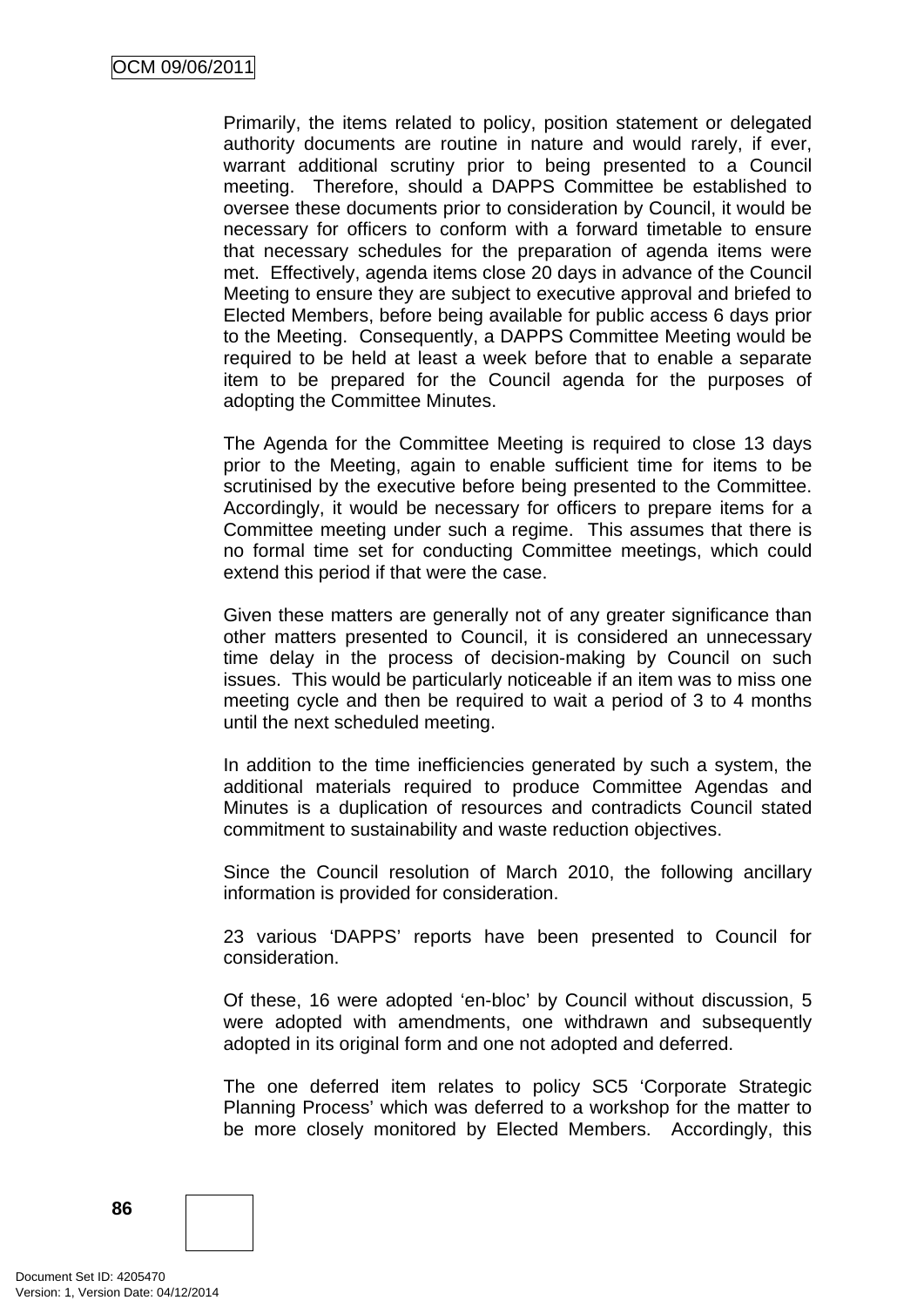Primarily, the items related to policy, position statement or delegated authority documents are routine in nature and would rarely, if ever, warrant additional scrutiny prior to being presented to a Council meeting. Therefore, should a DAPPS Committee be established to oversee these documents prior to consideration by Council, it would be necessary for officers to conform with a forward timetable to ensure that necessary schedules for the preparation of agenda items were met. Effectively, agenda items close 20 days in advance of the Council Meeting to ensure they are subject to executive approval and briefed to Elected Members, before being available for public access 6 days prior to the Meeting. Consequently, a DAPPS Committee Meeting would be required to be held at least a week before that to enable a separate item to be prepared for the Council agenda for the purposes of adopting the Committee Minutes.

The Agenda for the Committee Meeting is required to close 13 days prior to the Meeting, again to enable sufficient time for items to be scrutinised by the executive before being presented to the Committee. Accordingly, it would be necessary for officers to prepare items for a Committee meeting under such a regime. This assumes that there is no formal time set for conducting Committee meetings, which could extend this period if that were the case.

Given these matters are generally not of any greater significance than other matters presented to Council, it is considered an unnecessary time delay in the process of decision-making by Council on such issues. This would be particularly noticeable if an item was to miss one meeting cycle and then be required to wait a period of 3 to 4 months until the next scheduled meeting.

In addition to the time inefficiencies generated by such a system, the additional materials required to produce Committee Agendas and Minutes is a duplication of resources and contradicts Council stated commitment to sustainability and waste reduction objectives.

Since the Council resolution of March 2010, the following ancillary information is provided for consideration.

23 various 'DAPPS' reports have been presented to Council for consideration.

Of these, 16 were adopted 'en-bloc' by Council without discussion, 5 were adopted with amendments, one withdrawn and subsequently adopted in its original form and one not adopted and deferred.

The one deferred item relates to policy SC5 'Corporate Strategic Planning Process' which was deferred to a workshop for the matter to be more closely monitored by Elected Members. Accordingly, this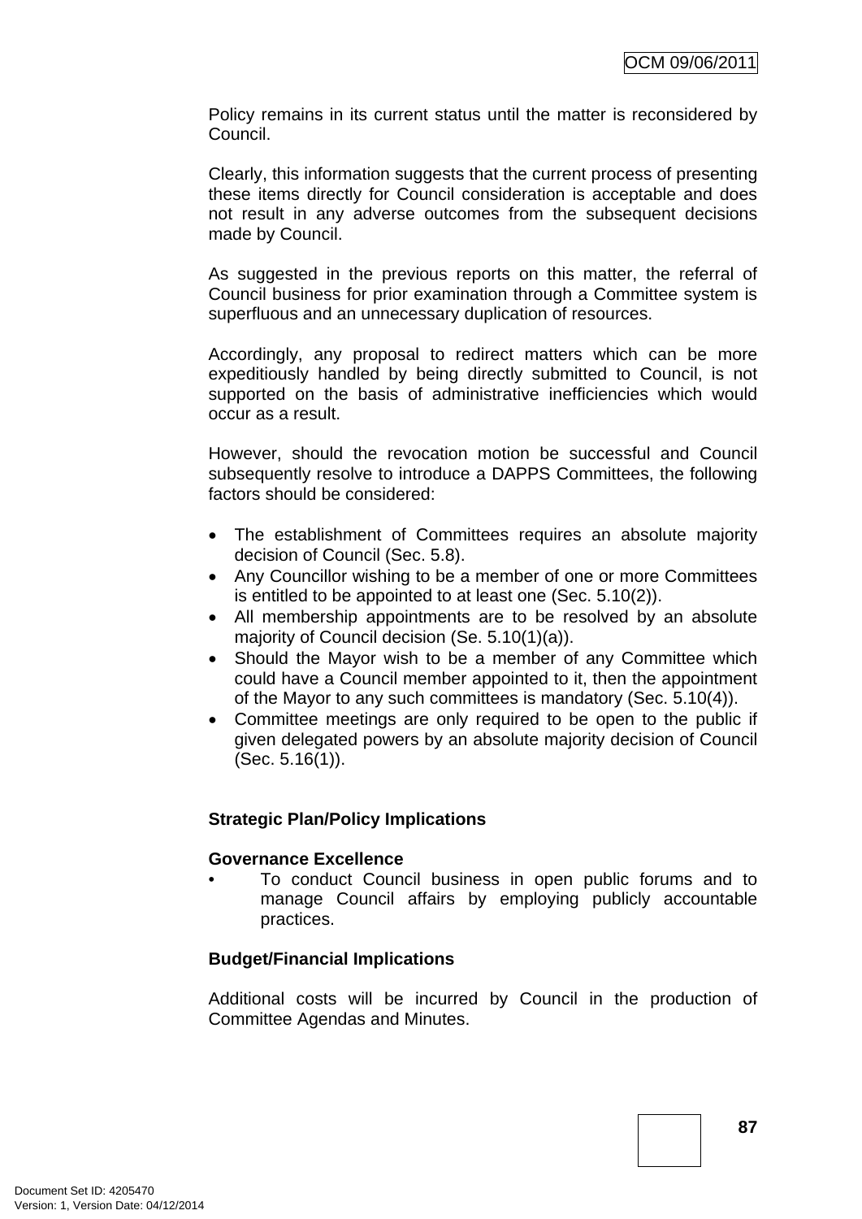Policy remains in its current status until the matter is reconsidered by Council.

Clearly, this information suggests that the current process of presenting these items directly for Council consideration is acceptable and does not result in any adverse outcomes from the subsequent decisions made by Council.

As suggested in the previous reports on this matter, the referral of Council business for prior examination through a Committee system is superfluous and an unnecessary duplication of resources.

Accordingly, any proposal to redirect matters which can be more expeditiously handled by being directly submitted to Council, is not supported on the basis of administrative inefficiencies which would occur as a result.

However, should the revocation motion be successful and Council subsequently resolve to introduce a DAPPS Committees, the following factors should be considered:

- The establishment of Committees requires an absolute majority decision of Council (Sec. 5.8).
- Any Councillor wishing to be a member of one or more Committees is entitled to be appointed to at least one (Sec. 5.10(2)).
- All membership appointments are to be resolved by an absolute majority of Council decision (Se. 5.10(1)(a)).
- Should the Mayor wish to be a member of any Committee which could have a Council member appointed to it, then the appointment of the Mayor to any such committees is mandatory (Sec. 5.10(4)).
- Committee meetings are only required to be open to the public if given delegated powers by an absolute majority decision of Council (Sec. 5.16(1)).

**Strategic Plan/Policy Implications**

**Governance Excellence**

- To conduct Council business in open public forums and to manage Council affairs by employing publicly accountable practices.

**Budget/Financial Implications**

Additional costs will be incurred by Council in the production of Committee Agendas and Minutes.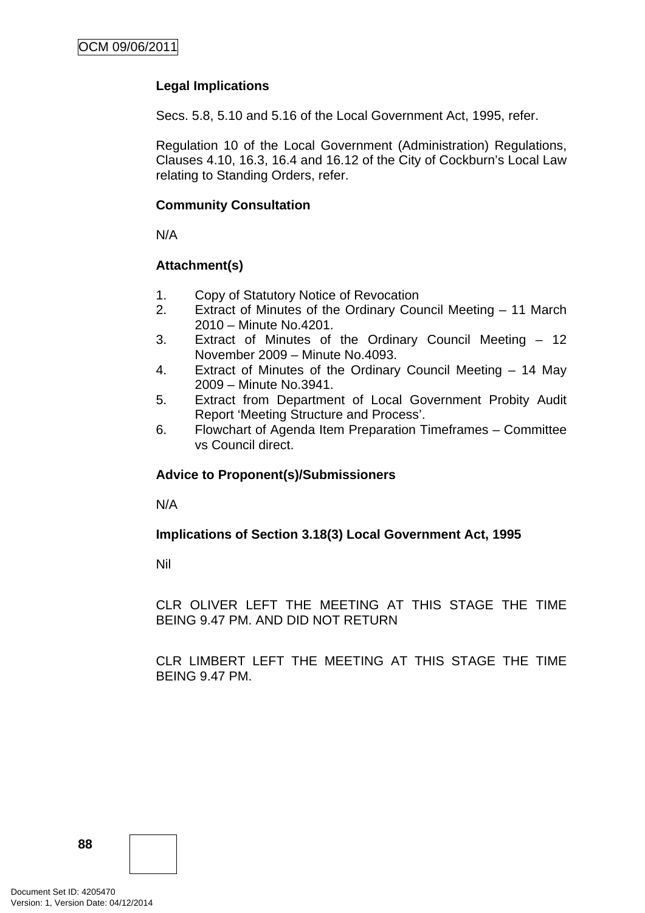**Legal Implications**

Secs. 5.8, 5.10 and 5.16 of the Local Government Act, 1995, refer.

Regulation 10 of the Local Government (Administration) Regulations, Clauses 4.10, 16.3, 16.4 and 16.12 of the City of Cockburn's Local Law relating to Standing Orders, refer.

**Community Consultation**

N/A

**Attachment(s)**

1. Copy of Statutory Notice of Revocation
2. Extract of Minutes of the Ordinary Council Meeting – 11 March 2010 – Minute No.4201.
3. Extract of Minutes of the Ordinary Council Meeting – 12 November 2009 – Minute No.4093.
4. Extract of Minutes of the Ordinary Council Meeting – 14 May 2009 – Minute No.3941.
5. Extract from Department of Local Government Probity Audit Report 'Meeting Structure and Process'.
6. Flowchart of Agenda Item Preparation Timeframes – Committee vs Council direct.

**Advice to Proponent(s)/Submissioners**

N/A

**Implications of Section 3.18(3) Local Government Act, 1995**

Nil

CLR OLIVER LEFT THE MEETING AT THIS STAGE THE TIME BEING 9.47 PM. AND DID NOT RETURN

CLR LIMBERT LEFT THE MEETING AT THIS STAGE THE TIME BEING 9.47 PM.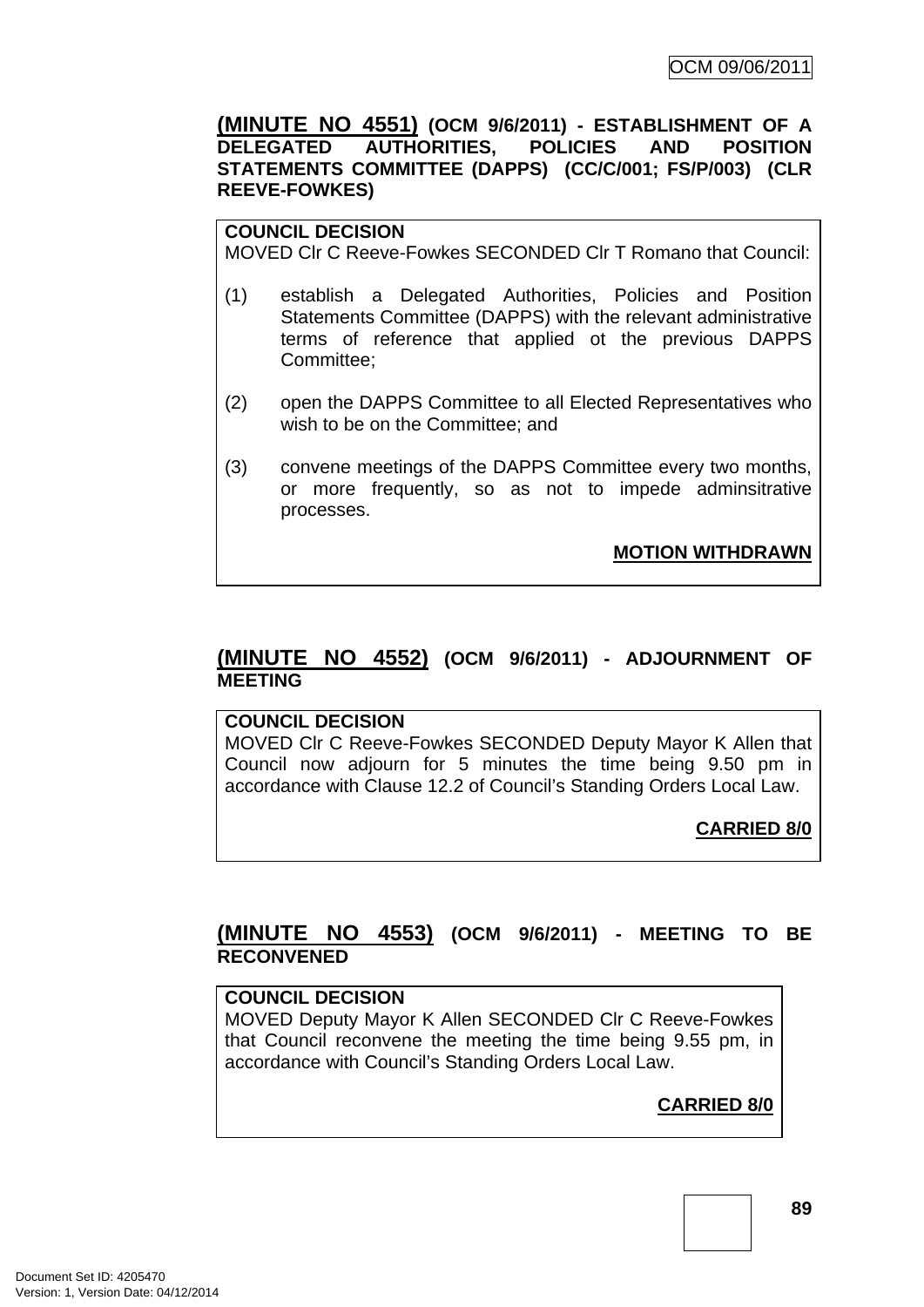**(MINUTE NO 4551)** **(OCM 9/6/2011) - ESTABLISHMENT OF A DELEGATED AUTHORITIES, POLICIES AND POSITION STATEMENTS COMMITTEE (DAPPS) (CC/C/001; FS/P/003) (CLR REEVE-FOWKES)**

**COUNCIL DECISION**
MOVED Clr C Reeve-Fowkes SECONDED Clr T Romano that Council:

(1) establish a Delegated Authorities, Policies and Position Statements Committee (DAPPS) with the relevant administrative terms of reference that applied ot the previous DAPPS Committee;

(2) open the DAPPS Committee to all Elected Representatives who wish to be on the Committee; and

(3) convene meetings of the DAPPS Committee every two months, or more frequently, so as not to impede adminsitrative processes.

**MOTION WITHDRAWN**

**(MINUTE NO 4552)** **(OCM 9/6/2011) - ADJOURNMENT OF MEETING**

**COUNCIL DECISION**
MOVED Clr C Reeve-Fowkes SECONDED Deputy Mayor K Allen that Council now adjourn for 5 minutes the time being 9.50 pm in accordance with Clause 12.2 of Council's Standing Orders Local Law.

**CARRIED 8/0**

**(MINUTE NO 4553)** **(OCM 9/6/2011) - MEETING TO BE RECONVENED**

**COUNCIL DECISION**
MOVED Deputy Mayor K Allen SECONDED Clr C Reeve-Fowkes that Council reconvene the meeting the time being 9.55 pm, in accordance with Council's Standing Orders Local Law.

**CARRIED 8/0**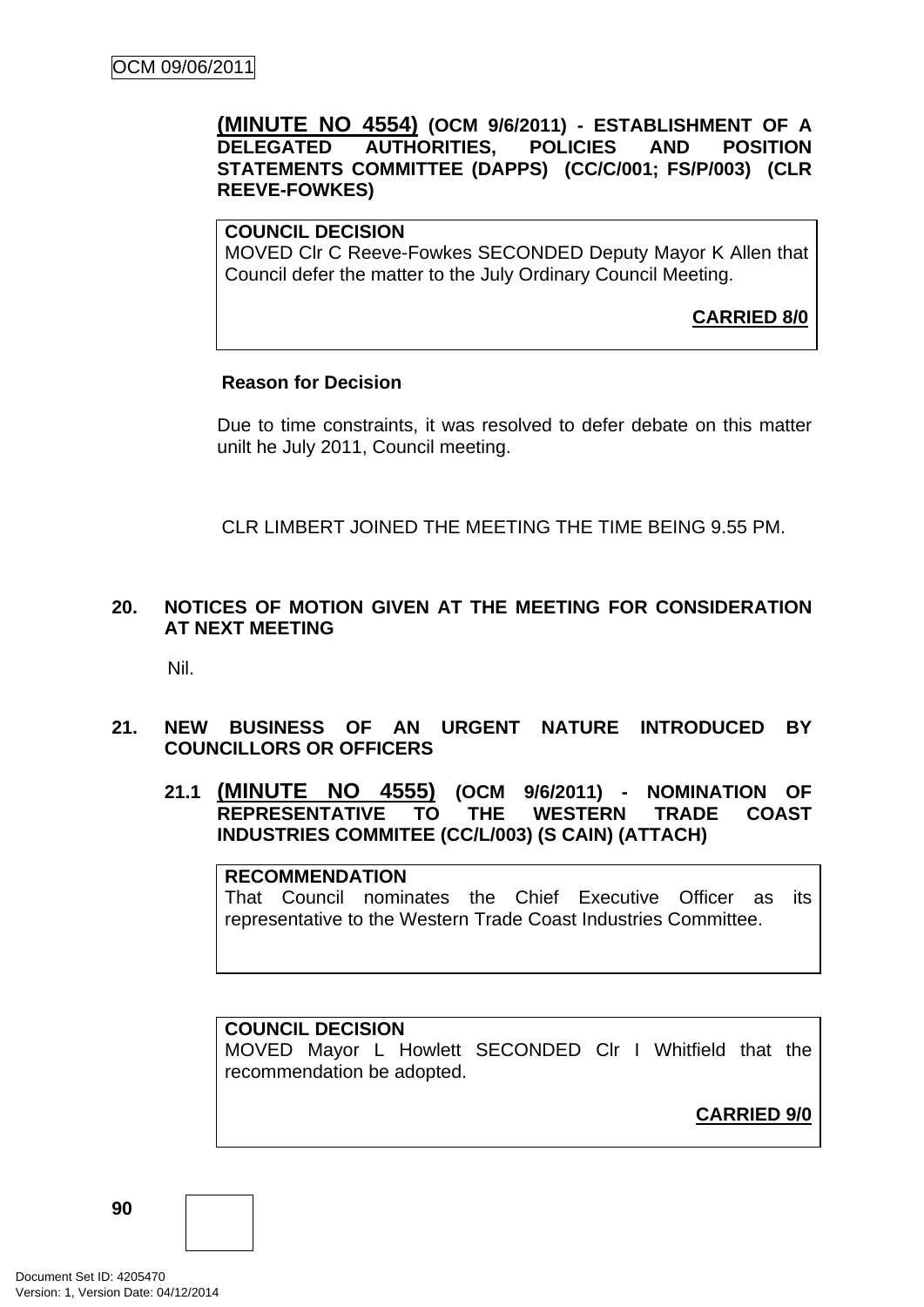**(MINUTE NO 4554) (OCM 9/6/2011) - ESTABLISHMENT OF A DELEGATED AUTHORITIES, POLICIES AND POSITION STATEMENTS COMMITTEE (DAPPS) (CC/C/001; FS/P/003) (CLR REEVE-FOWKES)**

**COUNCIL DECISION**
MOVED Clr C Reeve-Fowkes SECONDED Deputy Mayor K Allen that Council defer the matter to the July Ordinary Council Meeting.

**CARRIED 8/0**

**Reason for Decision**

Due to time constraints, it was resolved to defer debate on this matter unilt he July 2011, Council meeting.

CLR LIMBERT JOINED THE MEETING THE TIME BEING 9.55 PM.

## 20. NOTICES OF MOTION GIVEN AT THE MEETING FOR CONSIDERATION AT NEXT MEETING

Nil.

## 21. NEW BUSINESS OF AN URGENT NATURE INTRODUCED BY COUNCILLORS OR OFFICERS

### 21.1 (MINUTE NO 4555) (OCM 9/6/2011) - NOMINATION OF REPRESENTATIVE TO THE WESTERN TRADE COAST INDUSTRIES COMMITEE (CC/L/003) (S CAIN) (ATTACH)

**RECOMMENDATION**
That Council nominates the Chief Executive Officer as its representative to the Western Trade Coast Industries Committee.

**COUNCIL DECISION**
MOVED Mayor L Howlett SECONDED Clr I Whitfield that the recommendation be adopted.

**CARRIED 9/0**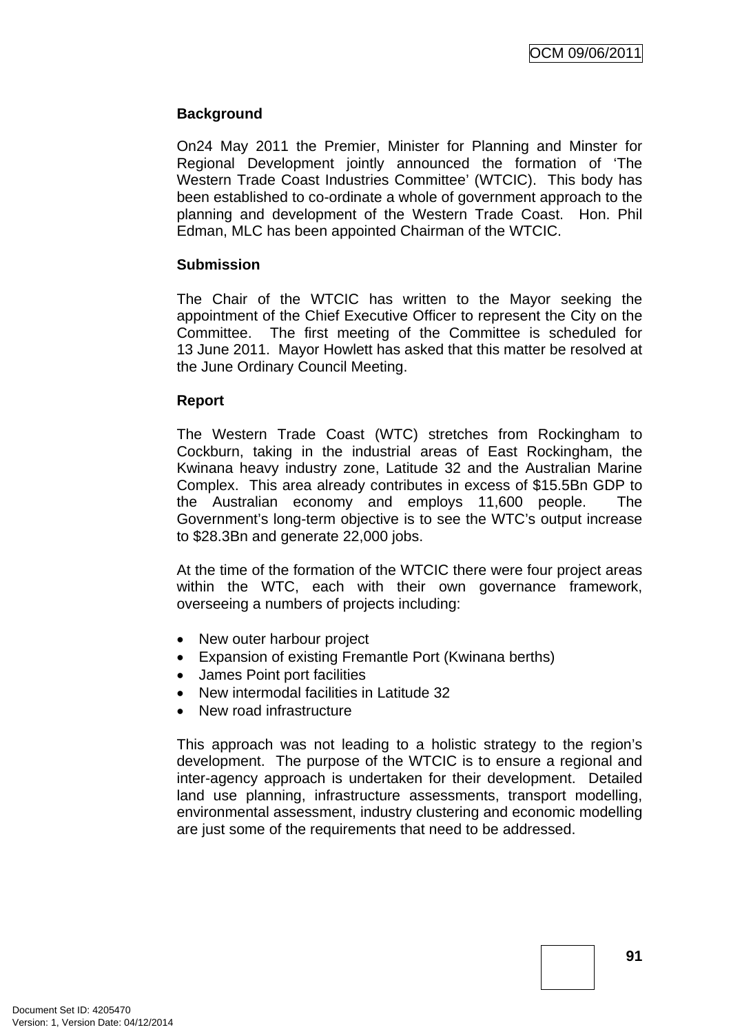**Background**

On24 May 2011 the Premier, Minister for Planning and Minster for Regional Development jointly announced the formation of 'The Western Trade Coast Industries Committee' (WTCIC). This body has been established to co-ordinate a whole of government approach to the planning and development of the Western Trade Coast. Hon. Phil Edman, MLC has been appointed Chairman of the WTCIC.

**Submission**

The Chair of the WTCIC has written to the Mayor seeking the appointment of the Chief Executive Officer to represent the City on the Committee. The first meeting of the Committee is scheduled for 13 June 2011. Mayor Howlett has asked that this matter be resolved at the June Ordinary Council Meeting.

**Report**

The Western Trade Coast (WTC) stretches from Rockingham to Cockburn, taking in the industrial areas of East Rockingham, the Kwinana heavy industry zone, Latitude 32 and the Australian Marine Complex. This area already contributes in excess of $15.5Bn GDP to the Australian economy and employs 11,600 people. The Government's long-term objective is to see the WTC's output increase to $28.3Bn and generate 22,000 jobs.

At the time of the formation of the WTCIC there were four project areas within the WTC, each with their own governance framework, overseeing a numbers of projects including:

- New outer harbour project
- Expansion of existing Fremantle Port (Kwinana berths)
- James Point port facilities
- New intermodal facilities in Latitude 32
- New road infrastructure

This approach was not leading to a holistic strategy to the region's development. The purpose of the WTCIC is to ensure a regional and inter-agency approach is undertaken for their development. Detailed land use planning, infrastructure assessments, transport modelling, environmental assessment, industry clustering and economic modelling are just some of the requirements that need to be addressed.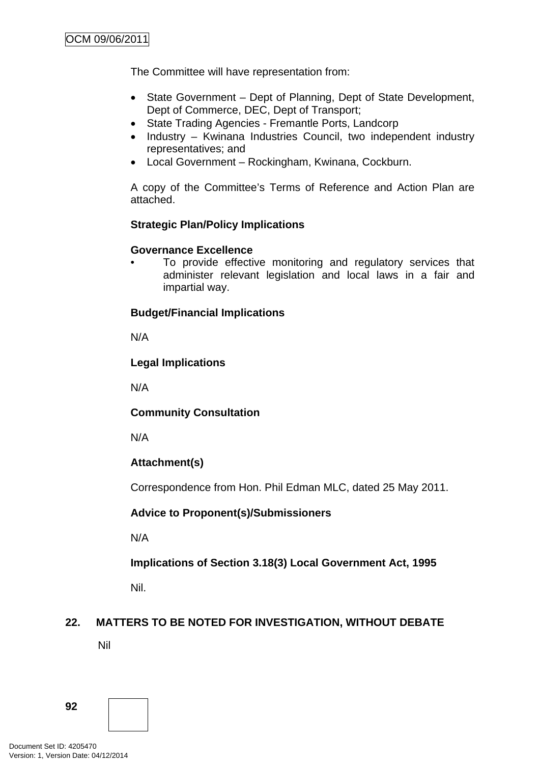The Committee will have representation from:

- State Government – Dept of Planning, Dept of State Development, Dept of Commerce, DEC, Dept of Transport;
- State Trading Agencies - Fremantle Ports, Landcorp
- Industry – Kwinana Industries Council, two independent industry representatives; and
- Local Government – Rockingham, Kwinana, Cockburn.

A copy of the Committee's Terms of Reference and Action Plan are attached.

**Strategic Plan/Policy Implications**

**Governance Excellence**

- To provide effective monitoring and regulatory services that administer relevant legislation and local laws in a fair and impartial way.

**Budget/Financial Implications**

N/A

**Legal Implications**

N/A

**Community Consultation**

N/A

**Attachment(s)**

Correspondence from Hon. Phil Edman MLC, dated 25 May 2011.

**Advice to Proponent(s)/Submissioners**

N/A

**Implications of Section 3.18(3) Local Government Act, 1995**

Nil.

## 22. MATTERS TO BE NOTED FOR INVESTIGATION, WITHOUT DEBATE

Nil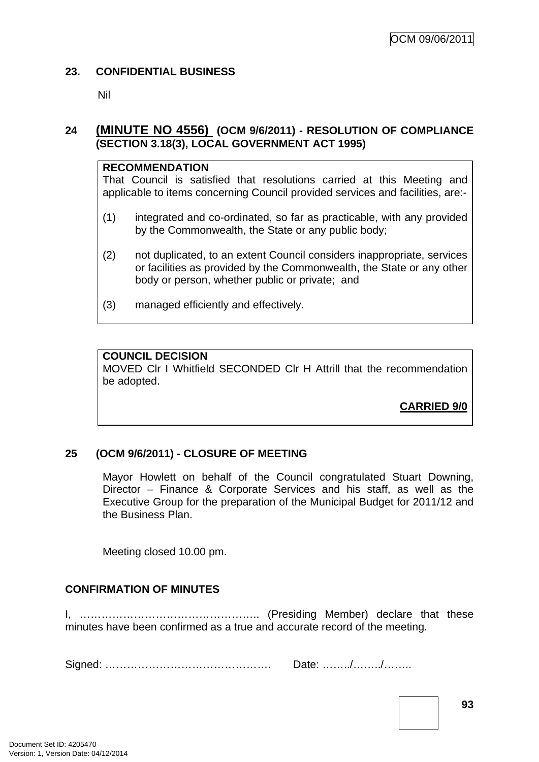## 23. CONFIDENTIAL BUSINESS

Nil

## 24 (MINUTE NO 4556) (OCM 9/6/2011) - RESOLUTION OF COMPLIANCE (SECTION 3.18(3), LOCAL GOVERNMENT ACT 1995)

**RECOMMENDATION**

That Council is satisfied that resolutions carried at this Meeting and applicable to items concerning Council provided services and facilities, are:-

(1) integrated and co-ordinated, so far as practicable, with any provided by the Commonwealth, the State or any public body;

(2) not duplicated, to an extent Council considers inappropriate, services or facilities as provided by the Commonwealth, the State or any other body or person, whether public or private; and

(3) managed efficiently and effectively.

**COUNCIL DECISION**

MOVED Clr I Whitfield SECONDED Clr H Attrill that the recommendation be adopted.

**CARRIED 9/0**

## 25 (OCM 9/6/2011) - CLOSURE OF MEETING

Mayor Howlett on behalf of the Council congratulated Stuart Downing, Director – Finance & Corporate Services and his staff, as well as the Executive Group for the preparation of the Municipal Budget for 2011/12 and the Business Plan.

Meeting closed 10.00 pm.

**CONFIRMATION OF MINUTES**

I, ………………………………………….. (Presiding Member) declare that these minutes have been confirmed as a true and accurate record of the meeting.

Signed: ………………………………………. Date: ……../……../……..